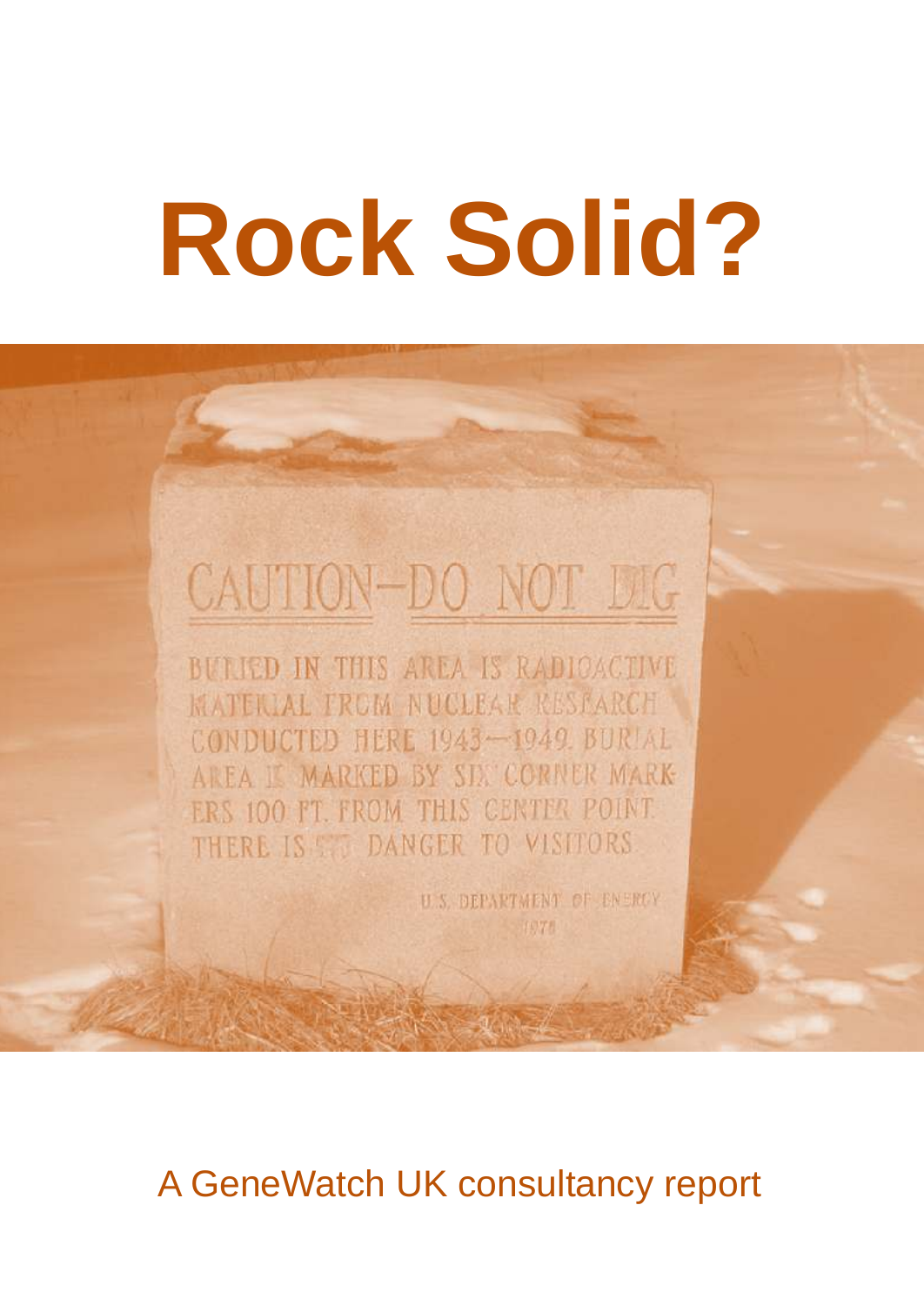# Rock Solid?

A GeneWatch UK consultancy report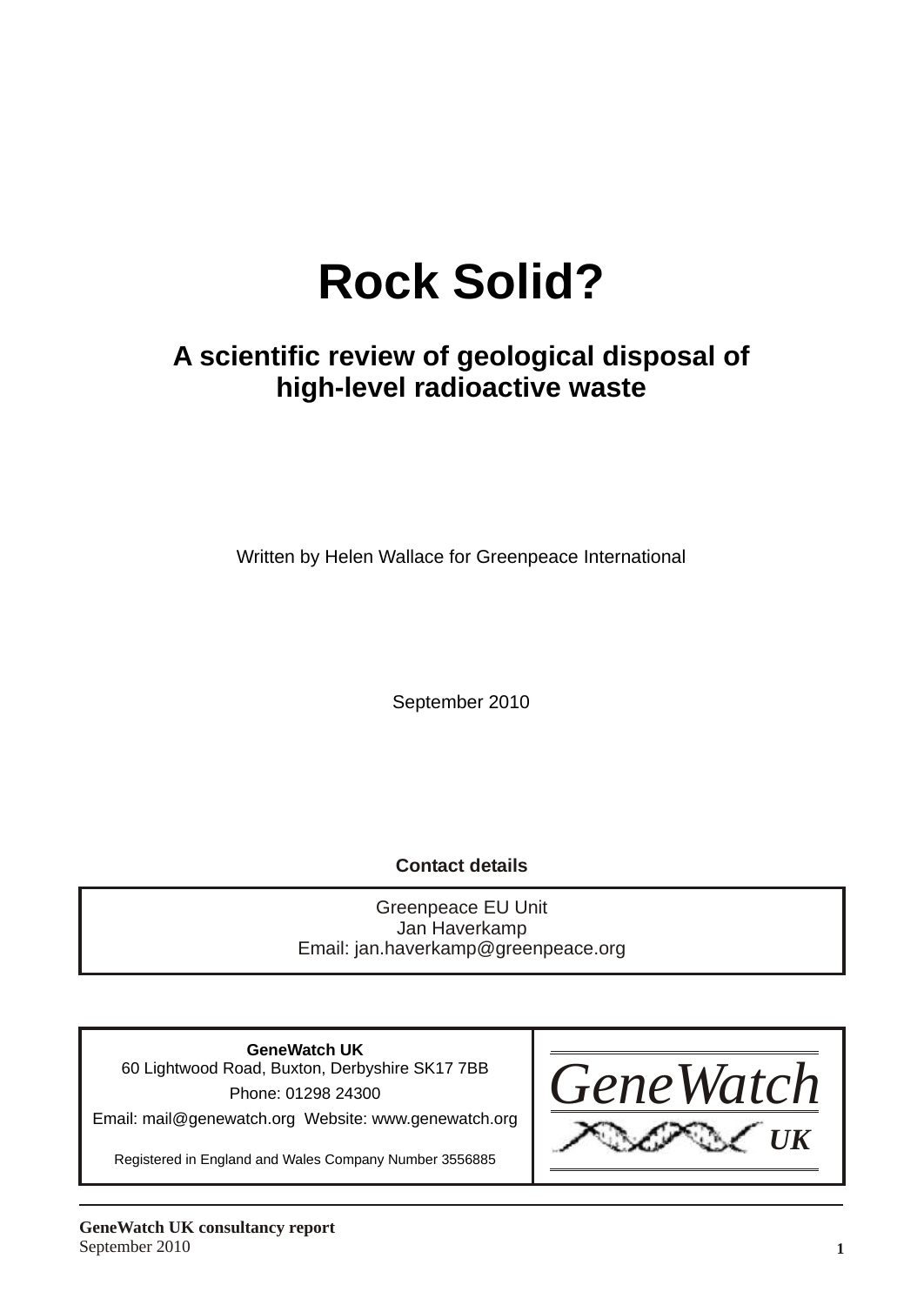# Rock Solid?

## A scientific review of geological disposal of high-level radioactive waste

Written by Helen Wallace for Greenpeace International

September 2010

**Contact details**

| Greenpeace EU Unit<br>Jan Haverkamp<br>Email: jan.haverkamp@greenpeace.org |
|---|

| **GeneWatch UK**<br>60 Lightwood Road, Buxton, Derbyshire SK17 7BB<br>Phone: 01298 24300<br>Email: mail@genewatch.org Website: www.genewatch.org<br>Registered in England and Wales Company Number 3556885 | *GeneWatch UK* |
|---|---|

**GeneWatch UK consultancy report**
September 2010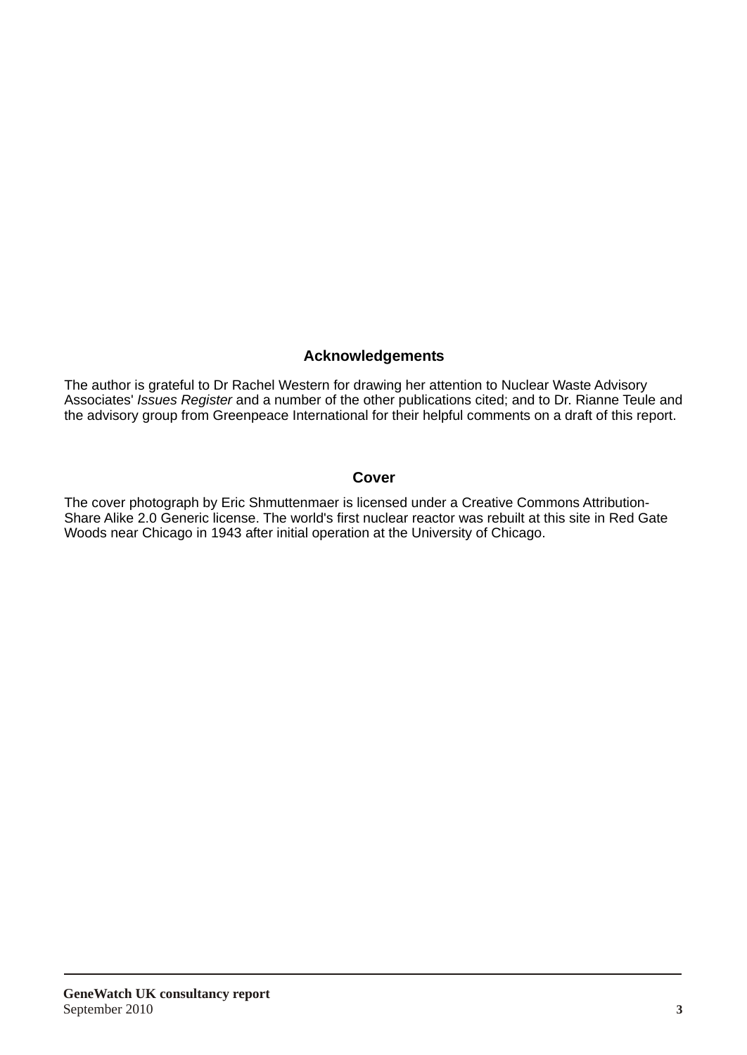## Acknowledgements

The author is grateful to Dr Rachel Western for drawing her attention to Nuclear Waste Advisory Associates' *Issues Register* and a number of the other publications cited; and to Dr. Rianne Teule and the advisory group from Greenpeace International for their helpful comments on a draft of this report.

## Cover

The cover photograph by Eric Shmuttenmaer is licensed under a Creative Commons Attribution-Share Alike 2.0 Generic license. The world's first nuclear reactor was rebuilt at this site in Red Gate Woods near Chicago in 1943 after initial operation at the University of Chicago.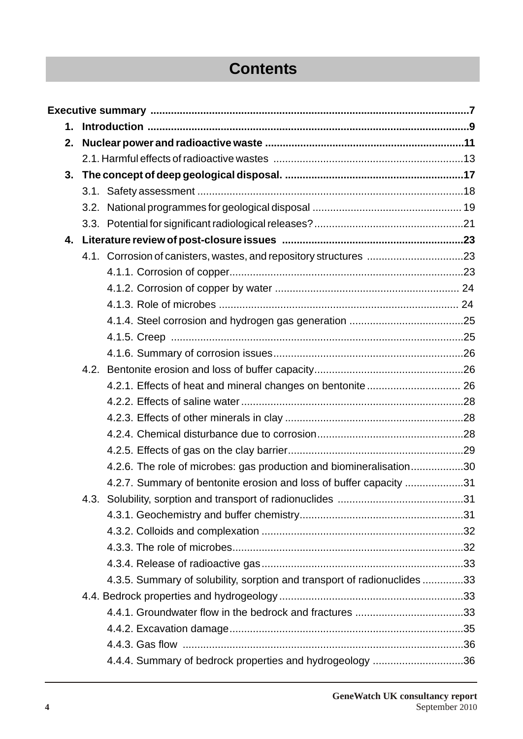# Contents

**Executive summary** .......... **7**

**1. Introduction** .......... **9**

**2. Nuclear power and radioactive waste** .......... **11**

- 2.1. Harmful effects of radioactive wastes .......... 13

**3. The concept of deep geological disposal.** .......... **17**

- 3.1. Safety assessment .......... 18
- 3.2. National programmes for geological disposal .......... 19
- 3.3. Potential for significant radiological releases? .......... 21

**4. Literature review of post-closure issues** .......... **23**

- 4.1. Corrosion of canisters, wastes, and repository structures .......... 23
  - 4.1.1. Corrosion of copper .......... 23
  - 4.1.2. Corrosion of copper by water .......... 24
  - 4.1.3. Role of microbes .......... 24
  - 4.1.4. Steel corrosion and hydrogen gas generation .......... 25
  - 4.1.5. Creep .......... 25
  - 4.1.6. Summary of corrosion issues .......... 26
- 4.2. Bentonite erosion and loss of buffer capacity .......... 26
  - 4.2.1. Effects of heat and mineral changes on bentonite .......... 26
  - 4.2.2. Effects of saline water .......... 28
  - 4.2.3. Effects of other minerals in clay .......... 28
  - 4.2.4. Chemical disturbance due to corrosion .......... 28
  - 4.2.5. Effects of gas on the clay barrier .......... 29
  - 4.2.6. The role of microbes: gas production and biomineralisation .......... 30
  - 4.2.7. Summary of bentonite erosion and loss of buffer capacity .......... 31
- 4.3. Solubility, sorption and transport of radionuclides .......... 31
  - 4.3.1. Geochemistry and buffer chemistry .......... 31
  - 4.3.2. Colloids and complexation .......... 32
  - 4.3.3. The role of microbes .......... 32
  - 4.3.4. Release of radioactive gas .......... 33
  - 4.3.5. Summary of solubility, sorption and transport of radionuclides .......... 33
- 4.4. Bedrock properties and hydrogeology .......... 33
  - 4.4.1. Groundwater flow in the bedrock and fractures .......... 33
  - 4.4.2. Excavation damage .......... 35
  - 4.4.3. Gas flow .......... 36
  - 4.4.4. Summary of bedrock properties and hydrogeology .......... 36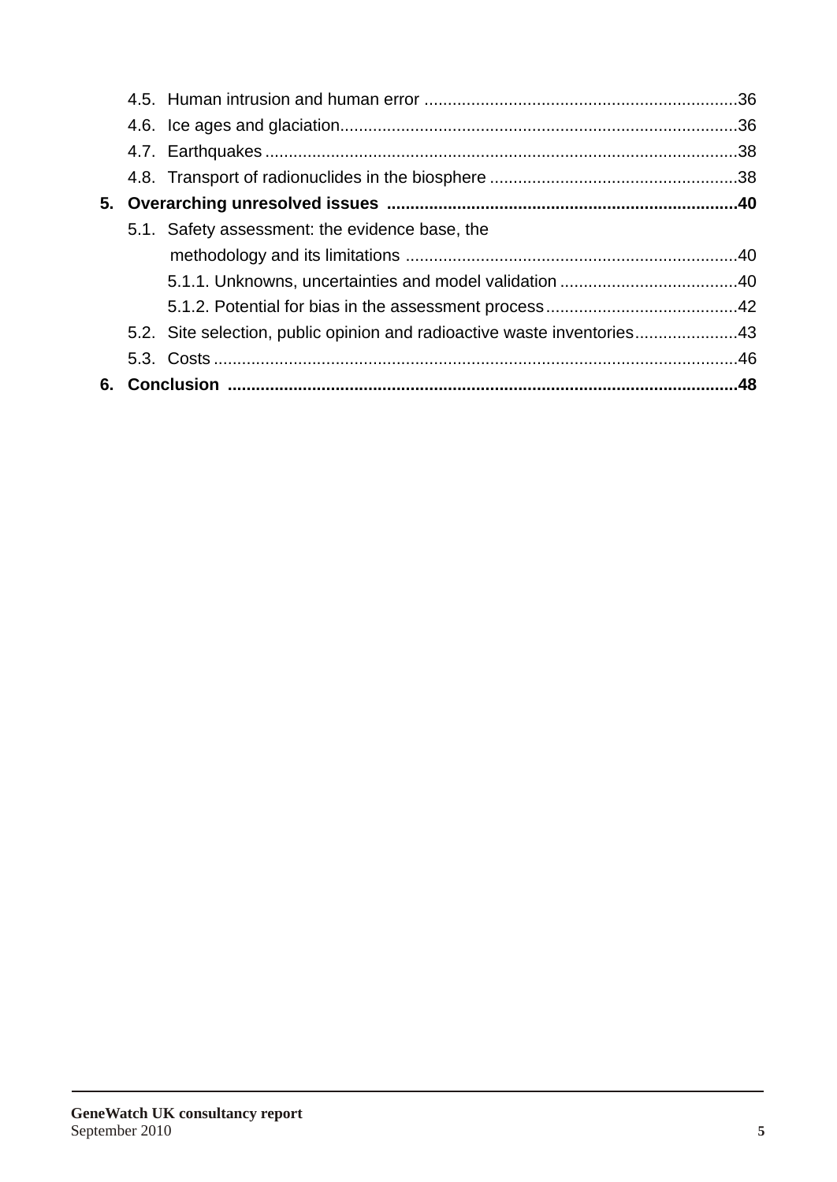- 4.5. Human intrusion and human error .................................................................36
- 4.6. Ice ages and glaciation....................................................................................36
- 4.7. Earthquakes ....................................................................................................38
- 4.8. Transport of radionuclides in the biosphere ....................................................38

**5. Overarching unresolved issues ..........................................................................40**

- 5.1. Safety assessment: the evidence base, the methodology and its limitations ......................................................................40
  - 5.1.1. Unknowns, uncertainties and model validation ......................................40
  - 5.1.2. Potential for bias in the assessment process.........................................42
- 5.2. Site selection, public opinion and radioactive waste inventories......................43
- 5.3. Costs ...............................................................................................................46

**6. Conclusion ...........................................................................................................48**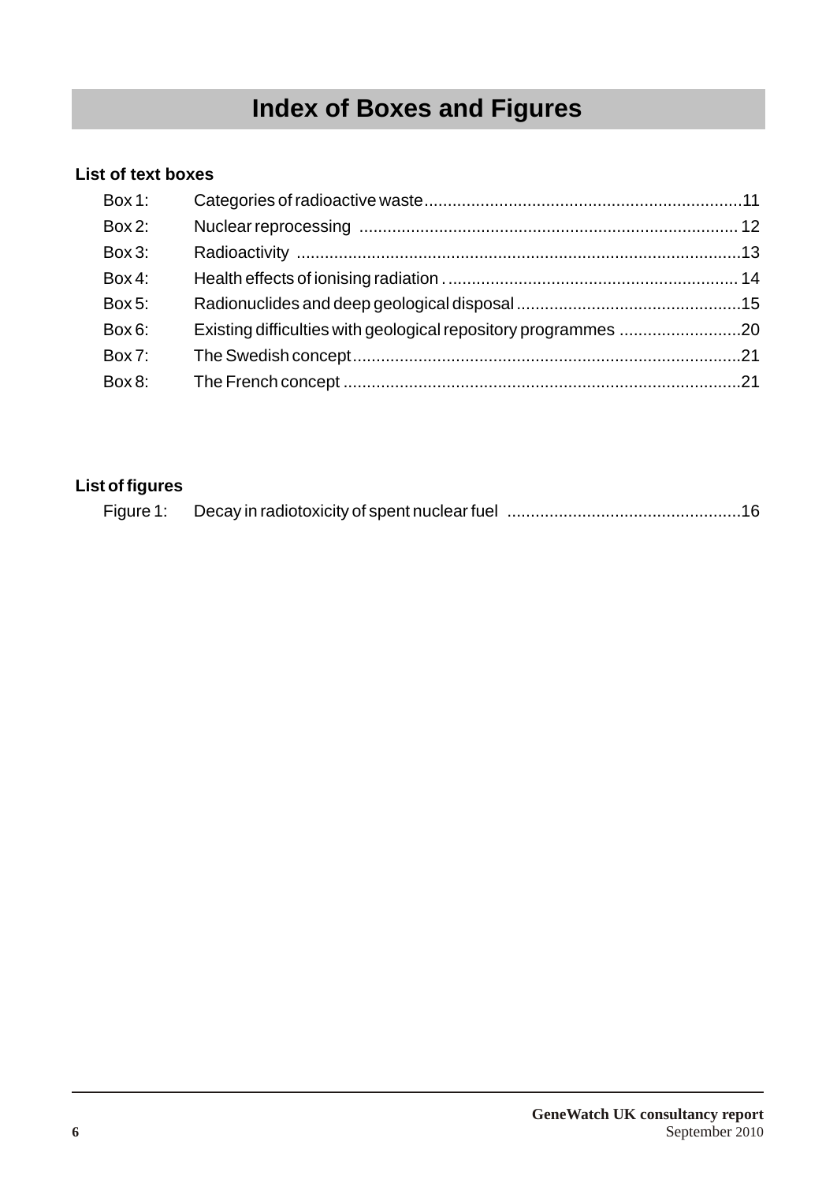# Index of Boxes and Figures

**List of text boxes**

| | | |
|---|---|---|
| Box 1: | Categories of radioactive waste | 11 |
| Box 2: | Nuclear reprocessing | 12 |
| Box 3: | Radioactivity | 13 |
| Box 4: | Health effects of ionising radiation | 14 |
| Box 5: | Radionuclides and deep geological disposal | 15 |
| Box 6: | Existing difficulties with geological repository programmes | 20 |
| Box 7: | The Swedish concept | 21 |
| Box 8: | The French concept | 21 |

**List of figures**

| | | |
|---|---|---|
| Figure 1: | Decay in radiotoxicity of spent nuclear fuel | 16 |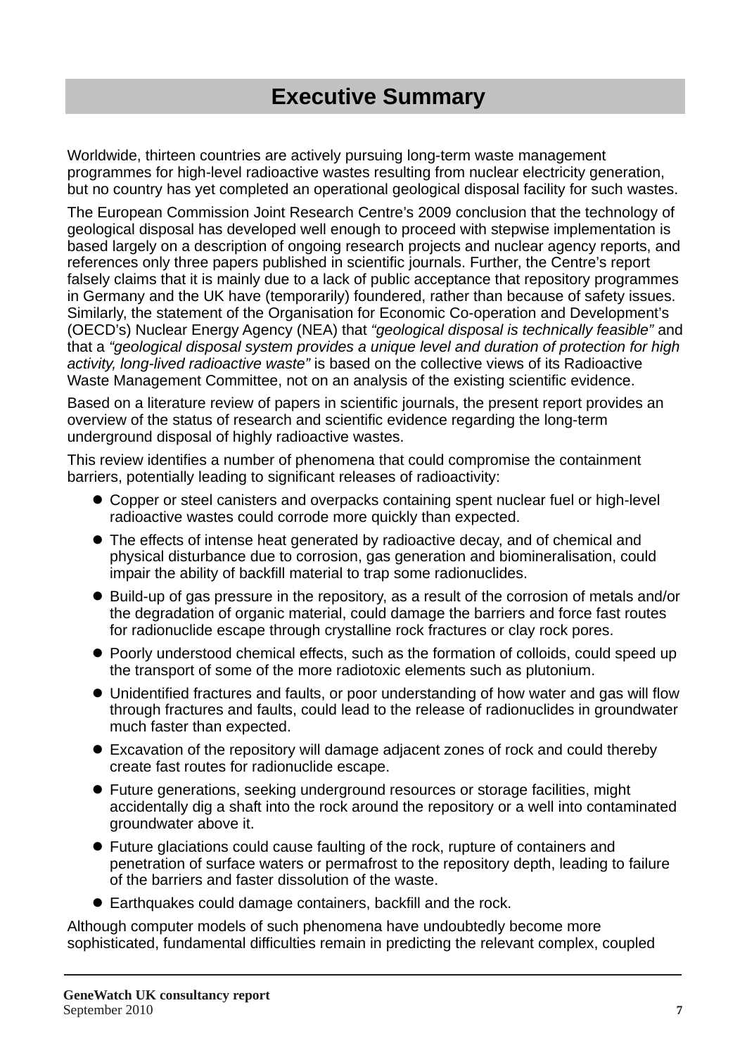# Executive Summary

Worldwide, thirteen countries are actively pursuing long-term waste management programmes for high-level radioactive wastes resulting from nuclear electricity generation, but no country has yet completed an operational geological disposal facility for such wastes.

The European Commission Joint Research Centre's 2009 conclusion that the technology of geological disposal has developed well enough to proceed with stepwise implementation is based largely on a description of ongoing research projects and nuclear agency reports, and references only three papers published in scientific journals. Further, the Centre's report falsely claims that it is mainly due to a lack of public acceptance that repository programmes in Germany and the UK have (temporarily) foundered, rather than because of safety issues. Similarly, the statement of the Organisation for Economic Co-operation and Development's (OECD's) Nuclear Energy Agency (NEA) that *"geological disposal is technically feasible"* and that a *"geological disposal system provides a unique level and duration of protection for high activity, long-lived radioactive waste"* is based on the collective views of its Radioactive Waste Management Committee, not on an analysis of the existing scientific evidence.

Based on a literature review of papers in scientific journals, the present report provides an overview of the status of research and scientific evidence regarding the long-term underground disposal of highly radioactive wastes.

This review identifies a number of phenomena that could compromise the containment barriers, potentially leading to significant releases of radioactivity:

- Copper or steel canisters and overpacks containing spent nuclear fuel or high-level radioactive wastes could corrode more quickly than expected.
- The effects of intense heat generated by radioactive decay, and of chemical and physical disturbance due to corrosion, gas generation and biomineralisation, could impair the ability of backfill material to trap some radionuclides.
- Build-up of gas pressure in the repository, as a result of the corrosion of metals and/or the degradation of organic material, could damage the barriers and force fast routes for radionuclide escape through crystalline rock fractures or clay rock pores.
- Poorly understood chemical effects, such as the formation of colloids, could speed up the transport of some of the more radiotoxic elements such as plutonium.
- Unidentified fractures and faults, or poor understanding of how water and gas will flow through fractures and faults, could lead to the release of radionuclides in groundwater much faster than expected.
- Excavation of the repository will damage adjacent zones of rock and could thereby create fast routes for radionuclide escape.
- Future generations, seeking underground resources or storage facilities, might accidentally dig a shaft into the rock around the repository or a well into contaminated groundwater above it.
- Future glaciations could cause faulting of the rock, rupture of containers and penetration of surface waters or permafrost to the repository depth, leading to failure of the barriers and faster dissolution of the waste.
- Earthquakes could damage containers, backfill and the rock.

Although computer models of such phenomena have undoubtedly become more sophisticated, fundamental difficulties remain in predicting the relevant complex, coupled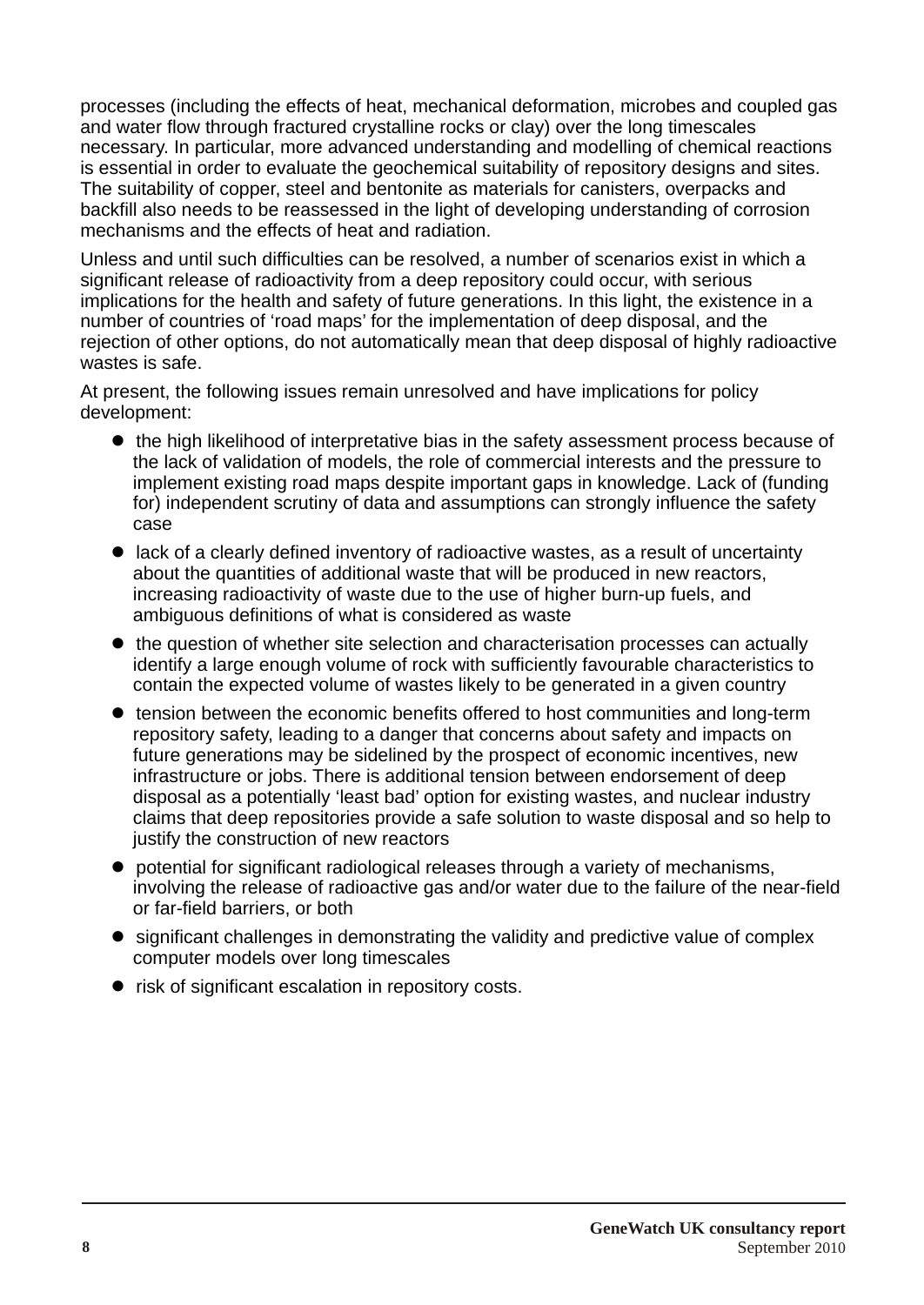processes (including the effects of heat, mechanical deformation, microbes and coupled gas and water flow through fractured crystalline rocks or clay) over the long timescales necessary. In particular, more advanced understanding and modelling of chemical reactions is essential in order to evaluate the geochemical suitability of repository designs and sites. The suitability of copper, steel and bentonite as materials for canisters, overpacks and backfill also needs to be reassessed in the light of developing understanding of corrosion mechanisms and the effects of heat and radiation.

Unless and until such difficulties can be resolved, a number of scenarios exist in which a significant release of radioactivity from a deep repository could occur, with serious implications for the health and safety of future generations. In this light, the existence in a number of countries of 'road maps' for the implementation of deep disposal, and the rejection of other options, do not automatically mean that deep disposal of highly radioactive wastes is safe.

At present, the following issues remain unresolved and have implications for policy development:

- the high likelihood of interpretative bias in the safety assessment process because of the lack of validation of models, the role of commercial interests and the pressure to implement existing road maps despite important gaps in knowledge. Lack of (funding for) independent scrutiny of data and assumptions can strongly influence the safety case
- lack of a clearly defined inventory of radioactive wastes, as a result of uncertainty about the quantities of additional waste that will be produced in new reactors, increasing radioactivity of waste due to the use of higher burn-up fuels, and ambiguous definitions of what is considered as waste
- the question of whether site selection and characterisation processes can actually identify a large enough volume of rock with sufficiently favourable characteristics to contain the expected volume of wastes likely to be generated in a given country
- tension between the economic benefits offered to host communities and long-term repository safety, leading to a danger that concerns about safety and impacts on future generations may be sidelined by the prospect of economic incentives, new infrastructure or jobs. There is additional tension between endorsement of deep disposal as a potentially 'least bad' option for existing wastes, and nuclear industry claims that deep repositories provide a safe solution to waste disposal and so help to justify the construction of new reactors
- potential for significant radiological releases through a variety of mechanisms, involving the release of radioactive gas and/or water due to the failure of the near-field or far-field barriers, or both
- significant challenges in demonstrating the validity and predictive value of complex computer models over long timescales
- risk of significant escalation in repository costs.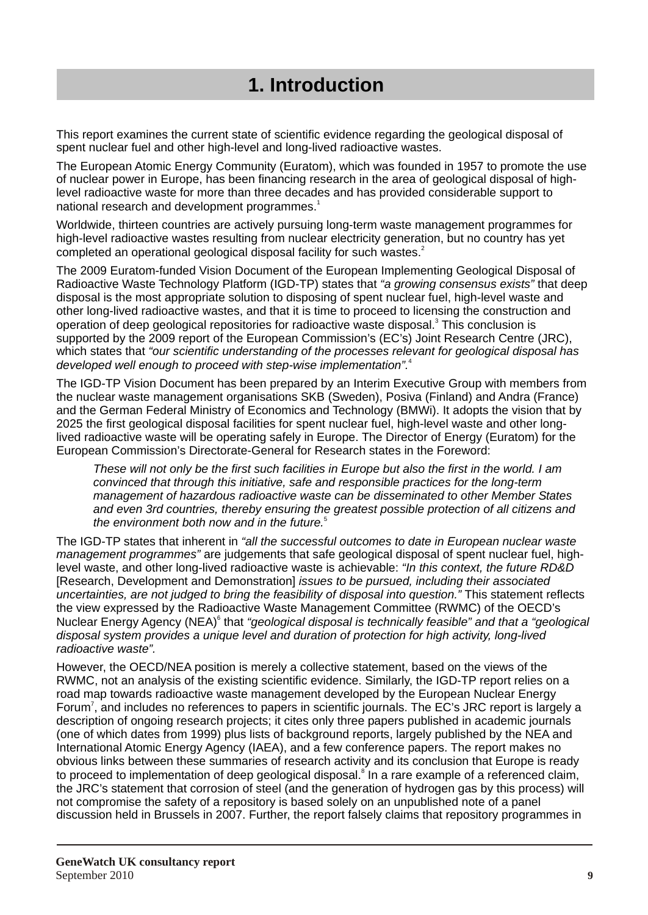# 1. Introduction

This report examines the current state of scientific evidence regarding the geological disposal of spent nuclear fuel and other high-level and long-lived radioactive wastes.

The European Atomic Energy Community (Euratom), which was founded in 1957 to promote the use of nuclear power in Europe, has been financing research in the area of geological disposal of high-level radioactive waste for more than three decades and has provided considerable support to national research and development programmes.[1]

Worldwide, thirteen countries are actively pursuing long-term waste management programmes for high-level radioactive wastes resulting from nuclear electricity generation, but no country has yet completed an operational geological disposal facility for such wastes.[2]

The 2009 Euratom-funded Vision Document of the European Implementing Geological Disposal of Radioactive Waste Technology Platform (IGD-TP) states that *"a growing consensus exists"* that deep disposal is the most appropriate solution to disposing of spent nuclear fuel, high-level waste and other long-lived radioactive wastes, and that it is time to proceed to licensing the construction and operation of deep geological repositories for radioactive waste disposal.[3] This conclusion is supported by the 2009 report of the European Commission's (EC's) Joint Research Centre (JRC), which states that *"our scientific understanding of the processes relevant for geological disposal has developed well enough to proceed with step-wise implementation"*.[4]

The IGD-TP Vision Document has been prepared by an Interim Executive Group with members from the nuclear waste management organisations SKB (Sweden), Posiva (Finland) and Andra (France) and the German Federal Ministry of Economics and Technology (BMWi). It adopts the vision that by 2025 the first geological disposal facilities for spent nuclear fuel, high-level waste and other long-lived radioactive waste will be operating safely in Europe. The Director of Energy (Euratom) for the European Commission's Directorate-General for Research states in the Foreword:

> *These will not only be the first such facilities in Europe but also the first in the world. I am convinced that through this initiative, safe and responsible practices for the long-term management of hazardous radioactive waste can be disseminated to other Member States and even 3rd countries, thereby ensuring the greatest possible protection of all citizens and the environment both now and in the future.*[5]

The IGD-TP states that inherent in *"all the successful outcomes to date in European nuclear waste management programmes"* are judgements that safe geological disposal of spent nuclear fuel, high-level waste, and other long-lived radioactive waste is achievable: *"In this context, the future RD&D* [Research, Development and Demonstration] *issues to be pursued, including their associated uncertainties, are not judged to bring the feasibility of disposal into question."* This statement reflects the view expressed by the Radioactive Waste Management Committee (RWMC) of the OECD's Nuclear Energy Agency (NEA)[6] that *"geological disposal is technically feasible" and that a "geological disposal system provides a unique level and duration of protection for high activity, long-lived radioactive waste"*.

However, the OECD/NEA position is merely a collective statement, based on the views of the RWMC, not an analysis of the existing scientific evidence. Similarly, the IGD-TP report relies on a road map towards radioactive waste management developed by the European Nuclear Energy Forum[7], and includes no references to papers in scientific journals. The EC's JRC report is largely a description of ongoing research projects; it cites only three papers published in academic journals (one of which dates from 1999) plus lists of background reports, largely published by the NEA and International Atomic Energy Agency (IAEA), and a few conference papers. The report makes no obvious links between these summaries of research activity and its conclusion that Europe is ready to proceed to implementation of deep geological disposal.[8] In a rare example of a referenced claim, the JRC's statement that corrosion of steel (and the generation of hydrogen gas by this process) will not compromise the safety of a repository is based solely on an unpublished note of a panel discussion held in Brussels in 2007. Further, the report falsely claims that repository programmes in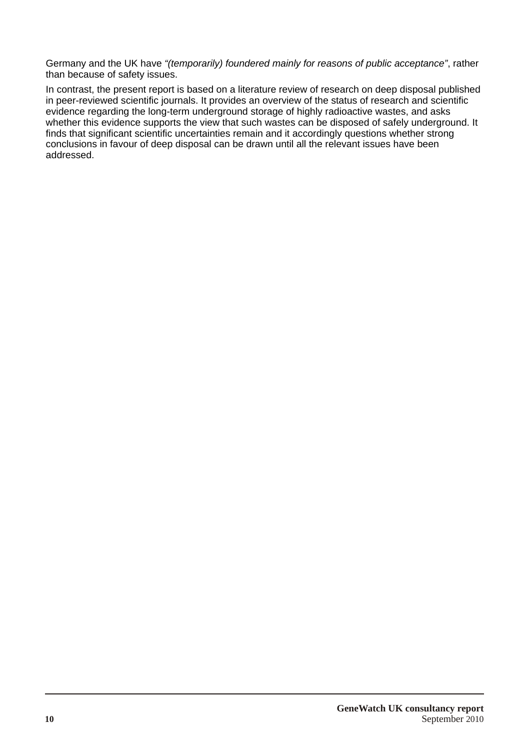Germany and the UK have *"(temporarily) foundered mainly for reasons of public acceptance"*, rather than because of safety issues.

In contrast, the present report is based on a literature review of research on deep disposal published in peer-reviewed scientific journals. It provides an overview of the status of research and scientific evidence regarding the long-term underground storage of highly radioactive wastes, and asks whether this evidence supports the view that such wastes can be disposed of safely underground. It finds that significant scientific uncertainties remain and it accordingly questions whether strong conclusions in favour of deep disposal can be drawn until all the relevant issues have been addressed.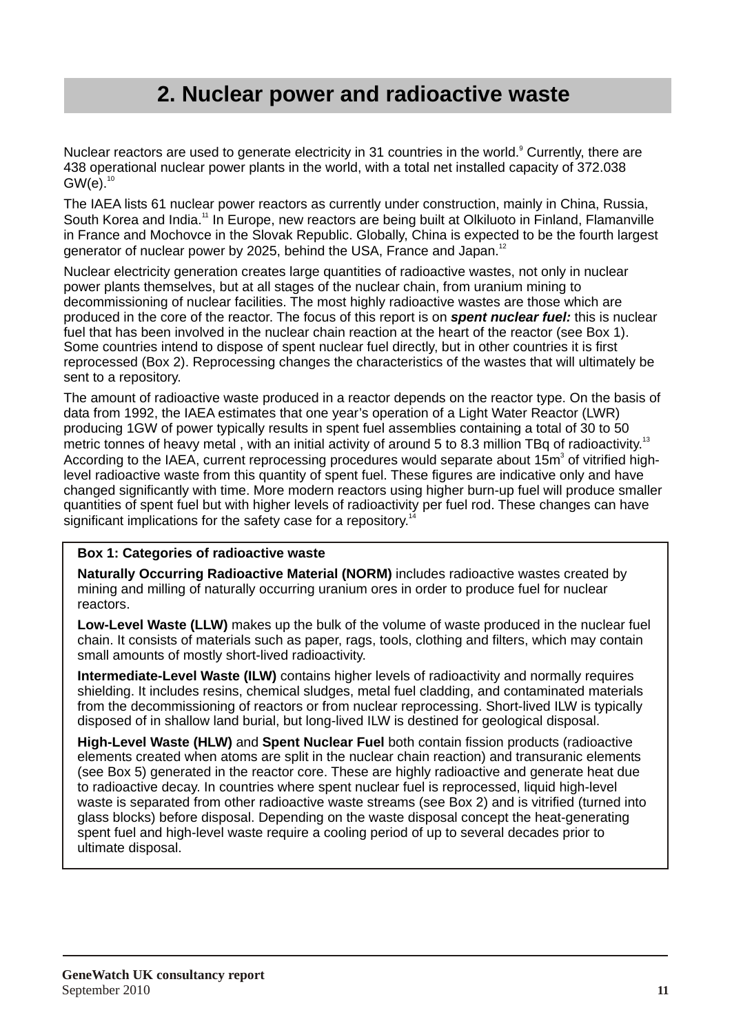## 2. Nuclear power and radioactive waste

Nuclear reactors are used to generate electricity in 31 countries in the world.[9] Currently, there are 438 operational nuclear power plants in the world, with a total net installed capacity of 372.038 GW(e).[10]

The IAEA lists 61 nuclear power reactors as currently under construction, mainly in China, Russia, South Korea and India.[11] In Europe, new reactors are being built at Olkiluoto in Finland, Flamanville in France and Mochovce in the Slovak Republic. Globally, China is expected to be the fourth largest generator of nuclear power by 2025, behind the USA, France and Japan.[12]

Nuclear electricity generation creates large quantities of radioactive wastes, not only in nuclear power plants themselves, but at all stages of the nuclear chain, from uranium mining to decommissioning of nuclear facilities. The most highly radioactive wastes are those which are produced in the core of the reactor. The focus of this report is on ***spent nuclear fuel:*** this is nuclear fuel that has been involved in the nuclear chain reaction at the heart of the reactor (see Box 1). Some countries intend to dispose of spent nuclear fuel directly, but in other countries it is first reprocessed (Box 2). Reprocessing changes the characteristics of the wastes that will ultimately be sent to a repository.

The amount of radioactive waste produced in a reactor depends on the reactor type. On the basis of data from 1992, the IAEA estimates that one year's operation of a Light Water Reactor (LWR) producing 1GW of power typically results in spent fuel assemblies containing a total of 30 to 50 metric tonnes of heavy metal , with an initial activity of around 5 to 8.3 million TBq of radioactivity.[13] According to the IAEA, current reprocessing procedures would separate about 15m$^3$ of vitrified high-level radioactive waste from this quantity of spent fuel. These figures are indicative only and have changed significantly with time. More modern reactors using higher burn-up fuel will produce smaller quantities of spent fuel but with higher levels of radioactivity per fuel rod. These changes can have significant implications for the safety case for a repository.[14]

**Box 1: Categories of radioactive waste**

**Naturally Occurring Radioactive Material (NORM)** includes radioactive wastes created by mining and milling of naturally occurring uranium ores in order to produce fuel for nuclear reactors.

**Low-Level Waste (LLW)** makes up the bulk of the volume of waste produced in the nuclear fuel chain. It consists of materials such as paper, rags, tools, clothing and filters, which may contain small amounts of mostly short-lived radioactivity.

**Intermediate-Level Waste (ILW)** contains higher levels of radioactivity and normally requires shielding. It includes resins, chemical sludges, metal fuel cladding, and contaminated materials from the decommissioning of reactors or from nuclear reprocessing. Short-lived ILW is typically disposed of in shallow land burial, but long-lived ILW is destined for geological disposal.

**High-Level Waste (HLW)** and **Spent Nuclear Fuel** both contain fission products (radioactive elements created when atoms are split in the nuclear chain reaction) and transuranic elements (see Box 5) generated in the reactor core. These are highly radioactive and generate heat due to radioactive decay. In countries where spent nuclear fuel is reprocessed, liquid high-level waste is separated from other radioactive waste streams (see Box 2) and is vitrified (turned into glass blocks) before disposal. Depending on the waste disposal concept the heat-generating spent fuel and high-level waste require a cooling period of up to several decades prior to ultimate disposal.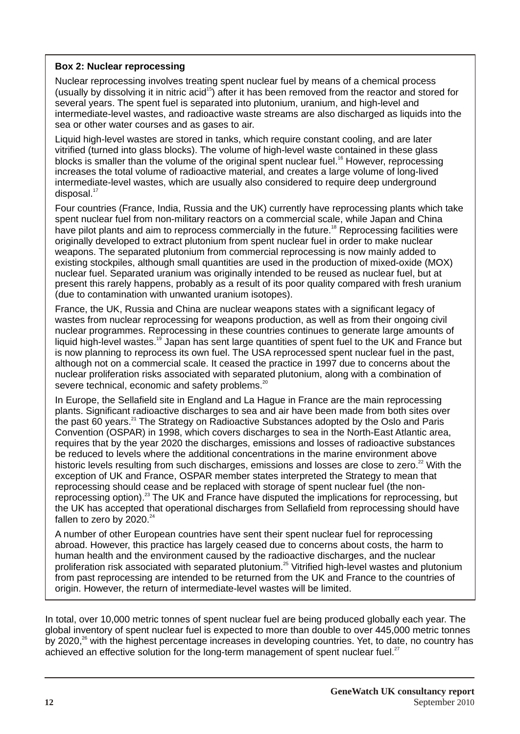**Box 2: Nuclear reprocessing**

Nuclear reprocessing involves treating spent nuclear fuel by means of a chemical process (usually by dissolving it in nitric acid[15]) after it has been removed from the reactor and stored for several years. The spent fuel is separated into plutonium, uranium, and high-level and intermediate-level wastes, and radioactive waste streams are also discharged as liquids into the sea or other water courses and as gases to air.

Liquid high-level wastes are stored in tanks, which require constant cooling, and are later vitrified (turned into glass blocks). The volume of high-level waste contained in these glass blocks is smaller than the volume of the original spent nuclear fuel.[16] However, reprocessing increases the total volume of radioactive material, and creates a large volume of long-lived intermediate-level wastes, which are usually also considered to require deep underground disposal.[17]

Four countries (France, India, Russia and the UK) currently have reprocessing plants which take spent nuclear fuel from non-military reactors on a commercial scale, while Japan and China have pilot plants and aim to reprocess commercially in the future.[18] Reprocessing facilities were originally developed to extract plutonium from spent nuclear fuel in order to make nuclear weapons. The separated plutonium from commercial reprocessing is now mainly added to existing stockpiles, although small quantities are used in the production of mixed-oxide (MOX) nuclear fuel. Separated uranium was originally intended to be reused as nuclear fuel, but at present this rarely happens, probably as a result of its poor quality compared with fresh uranium (due to contamination with unwanted uranium isotopes).

France, the UK, Russia and China are nuclear weapons states with a significant legacy of wastes from nuclear reprocessing for weapons production, as well as from their ongoing civil nuclear programmes. Reprocessing in these countries continues to generate large amounts of liquid high-level wastes.[19] Japan has sent large quantities of spent fuel to the UK and France but is now planning to reprocess its own fuel. The USA reprocessed spent nuclear fuel in the past, although not on a commercial scale. It ceased the practice in 1997 due to concerns about the nuclear proliferation risks associated with separated plutonium, along with a combination of severe technical, economic and safety problems.[20]

In Europe, the Sellafield site in England and La Hague in France are the main reprocessing plants. Significant radioactive discharges to sea and air have been made from both sites over the past 60 years.[21] The Strategy on Radioactive Substances adopted by the Oslo and Paris Convention (OSPAR) in 1998, which covers discharges to sea in the North-East Atlantic area, requires that by the year 2020 the discharges, emissions and losses of radioactive substances be reduced to levels where the additional concentrations in the marine environment above historic levels resulting from such discharges, emissions and losses are close to zero.[22] With the exception of UK and France, OSPAR member states interpreted the Strategy to mean that reprocessing should cease and be replaced with storage of spent nuclear fuel (the non-reprocessing option).[23] The UK and France have disputed the implications for reprocessing, but the UK has accepted that operational discharges from Sellafield from reprocessing should have fallen to zero by 2020.[24]

A number of other European countries have sent their spent nuclear fuel for reprocessing abroad. However, this practice has largely ceased due to concerns about costs, the harm to human health and the environment caused by the radioactive discharges, and the nuclear proliferation risk associated with separated plutonium.[25] Vitrified high-level wastes and plutonium from past reprocessing are intended to be returned from the UK and France to the countries of origin. However, the return of intermediate-level wastes will be limited.

In total, over 10,000 metric tonnes of spent nuclear fuel are being produced globally each year. The global inventory of spent nuclear fuel is expected to more than double to over 445,000 metric tonnes by 2020,[26] with the highest percentage increases in developing countries. Yet, to date, no country has achieved an effective solution for the long-term management of spent nuclear fuel.[27]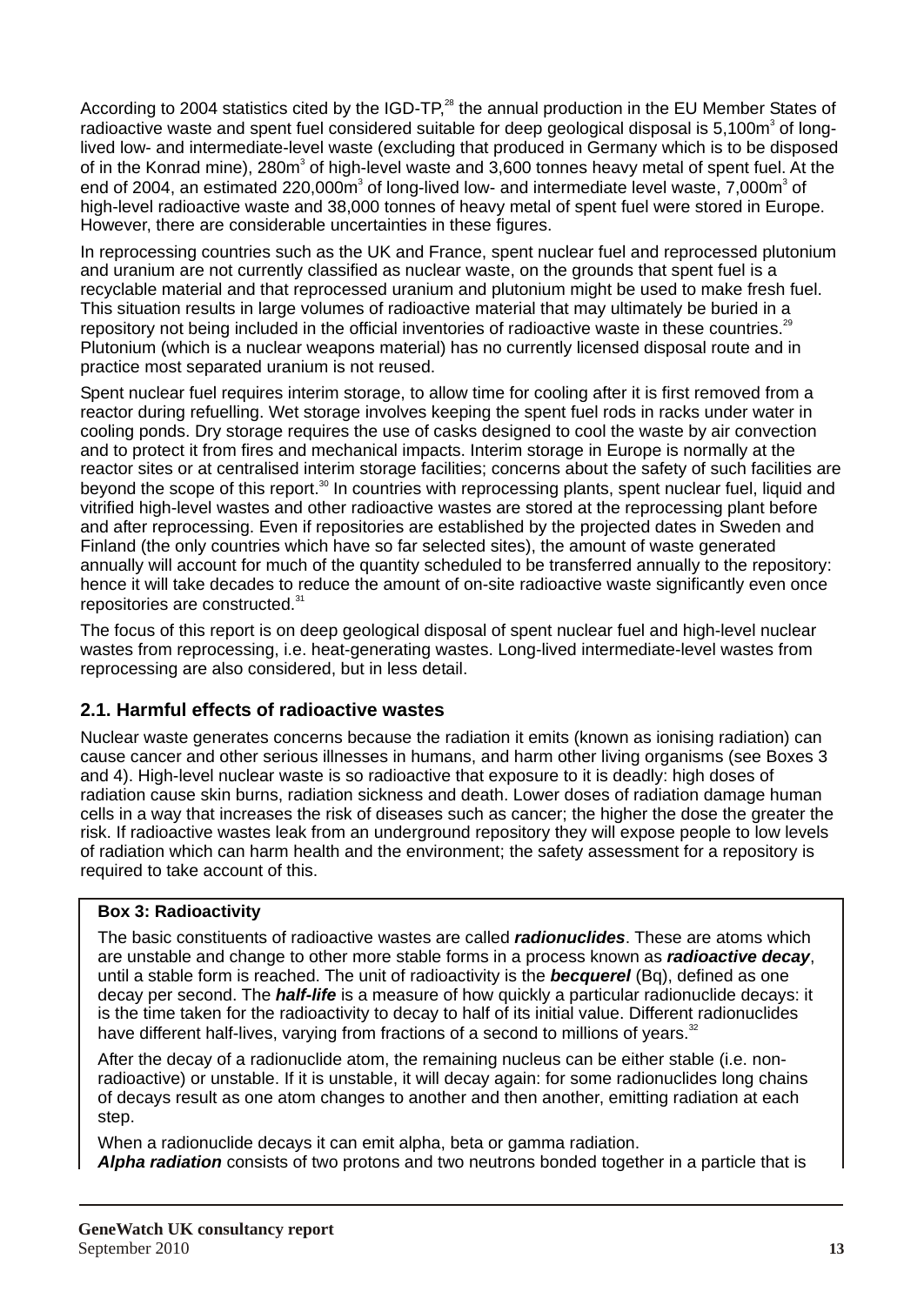According to 2004 statistics cited by the IGD-TP,[28] the annual production in the EU Member States of radioactive waste and spent fuel considered suitable for deep geological disposal is 5,100m$^3$ of long-lived low- and intermediate-level waste (excluding that produced in Germany which is to be disposed of in the Konrad mine), 280m$^3$ of high-level waste and 3,600 tonnes heavy metal of spent fuel. At the end of 2004, an estimated 220,000m$^3$ of long-lived low- and intermediate level waste, 7,000m$^3$ of high-level radioactive waste and 38,000 tonnes of heavy metal of spent fuel were stored in Europe. However, there are considerable uncertainties in these figures.

In reprocessing countries such as the UK and France, spent nuclear fuel and reprocessed plutonium and uranium are not currently classified as nuclear waste, on the grounds that spent fuel is a recyclable material and that reprocessed uranium and plutonium might be used to make fresh fuel. This situation results in large volumes of radioactive material that may ultimately be buried in a repository not being included in the official inventories of radioactive waste in these countries.[29] Plutonium (which is a nuclear weapons material) has no currently licensed disposal route and in practice most separated uranium is not reused.

Spent nuclear fuel requires interim storage, to allow time for cooling after it is first removed from a reactor during refuelling. Wet storage involves keeping the spent fuel rods in racks under water in cooling ponds. Dry storage requires the use of casks designed to cool the waste by air convection and to protect it from fires and mechanical impacts. Interim storage in Europe is normally at the reactor sites or at centralised interim storage facilities; concerns about the safety of such facilities are beyond the scope of this report.[30] In countries with reprocessing plants, spent nuclear fuel, liquid and vitrified high-level wastes and other radioactive wastes are stored at the reprocessing plant before and after reprocessing. Even if repositories are established by the projected dates in Sweden and Finland (the only countries which have so far selected sites), the amount of waste generated annually will account for much of the quantity scheduled to be transferred annually to the repository: hence it will take decades to reduce the amount of on-site radioactive waste significantly even once repositories are constructed.[31]

The focus of this report is on deep geological disposal of spent nuclear fuel and high-level nuclear wastes from reprocessing, i.e. heat-generating wastes. Long-lived intermediate-level wastes from reprocessing are also considered, but in less detail.

## 2.1. Harmful effects of radioactive wastes

Nuclear waste generates concerns because the radiation it emits (known as ionising radiation) can cause cancer and other serious illnesses in humans, and harm other living organisms (see Boxes 3 and 4). High-level nuclear waste is so radioactive that exposure to it is deadly: high doses of radiation cause skin burns, radiation sickness and death. Lower doses of radiation damage human cells in a way that increases the risk of diseases such as cancer; the higher the dose the greater the risk. If radioactive wastes leak from an underground repository they will expose people to low levels of radiation which can harm health and the environment; the safety assessment for a repository is required to take account of this.

**Box 3: Radioactivity**

The basic constituents of radioactive wastes are called ***radionuclides***. These are atoms which are unstable and change to other more stable forms in a process known as ***radioactive decay***, until a stable form is reached. The unit of radioactivity is the ***becquerel*** (Bq), defined as one decay per second. The ***half-life*** is a measure of how quickly a particular radionuclide decays: it is the time taken for the radioactivity to decay to half of its initial value. Different radionuclides have different half-lives, varying from fractions of a second to millions of years.[32]

After the decay of a radionuclide atom, the remaining nucleus can be either stable (i.e. non-radioactive) or unstable. If it is unstable, it will decay again: for some radionuclides long chains of decays result as one atom changes to another and then another, emitting radiation at each step.

When a radionuclide decays it can emit alpha, beta or gamma radiation.
***Alpha radiation*** consists of two protons and two neutrons bonded together in a particle that is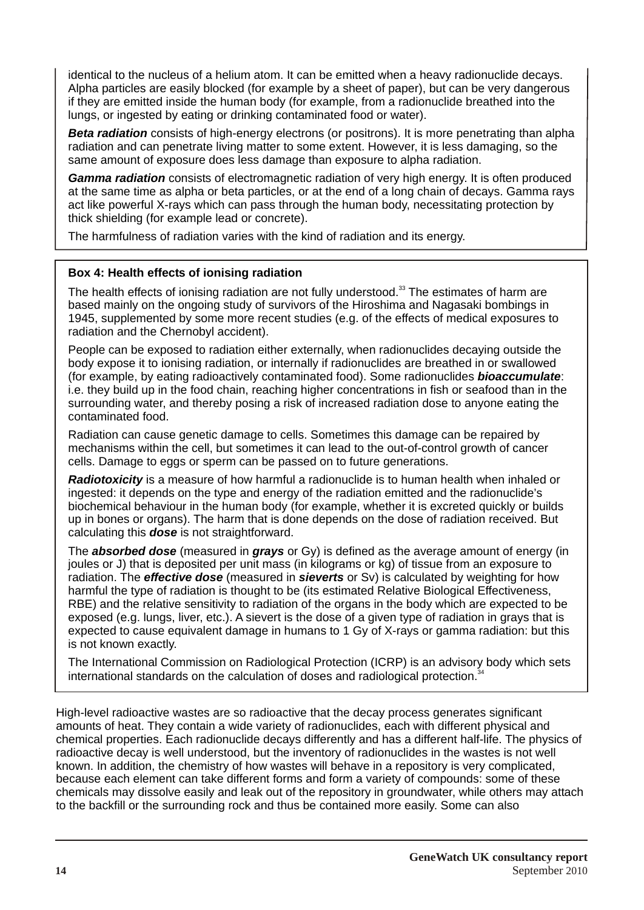identical to the nucleus of a helium atom. It can be emitted when a heavy radionuclide decays. Alpha particles are easily blocked (for example by a sheet of paper), but can be very dangerous if they are emitted inside the human body (for example, from a radionuclide breathed into the lungs, or ingested by eating or drinking contaminated food or water).

***Beta radiation*** consists of high-energy electrons (or positrons). It is more penetrating than alpha radiation and can penetrate living matter to some extent. However, it is less damaging, so the same amount of exposure does less damage than exposure to alpha radiation.

***Gamma radiation*** consists of electromagnetic radiation of very high energy. It is often produced at the same time as alpha or beta particles, or at the end of a long chain of decays. Gamma rays act like powerful X-rays which can pass through the human body, necessitating protection by thick shielding (for example lead or concrete).

The harmfulness of radiation varies with the kind of radiation and its energy.

**Box 4: Health effects of ionising radiation**

The health effects of ionising radiation are not fully understood.[33] The estimates of harm are based mainly on the ongoing study of survivors of the Hiroshima and Nagasaki bombings in 1945, supplemented by some more recent studies (e.g. of the effects of medical exposures to radiation and the Chernobyl accident).

People can be exposed to radiation either externally, when radionuclides decaying outside the body expose it to ionising radiation, or internally if radionuclides are breathed in or swallowed (for example, by eating radioactively contaminated food). Some radionuclides ***bioaccumulate***: i.e. they build up in the food chain, reaching higher concentrations in fish or seafood than in the surrounding water, and thereby posing a risk of increased radiation dose to anyone eating the contaminated food.

Radiation can cause genetic damage to cells. Sometimes this damage can be repaired by mechanisms within the cell, but sometimes it can lead to the out-of-control growth of cancer cells. Damage to eggs or sperm can be passed on to future generations.

***Radiotoxicity*** is a measure of how harmful a radionuclide is to human health when inhaled or ingested: it depends on the type and energy of the radiation emitted and the radionuclide's biochemical behaviour in the human body (for example, whether it is excreted quickly or builds up in bones or organs). The harm that is done depends on the dose of radiation received. But calculating this ***dose*** is not straightforward.

The ***absorbed dose*** (measured in ***grays*** or Gy) is defined as the average amount of energy (in joules or J) that is deposited per unit mass (in kilograms or kg) of tissue from an exposure to radiation. The ***effective dose*** (measured in ***sieverts*** or Sv) is calculated by weighting for how harmful the type of radiation is thought to be (its estimated Relative Biological Effectiveness, RBE) and the relative sensitivity to radiation of the organs in the body which are expected to be exposed (e.g. lungs, liver, etc.). A sievert is the dose of a given type of radiation in grays that is expected to cause equivalent damage in humans to 1 Gy of X-rays or gamma radiation: but this is not known exactly.

The International Commission on Radiological Protection (ICRP) is an advisory body which sets international standards on the calculation of doses and radiological protection.[34]

High-level radioactive wastes are so radioactive that the decay process generates significant amounts of heat. They contain a wide variety of radionuclides, each with different physical and chemical properties. Each radionuclide decays differently and has a different half-life. The physics of radioactive decay is well understood, but the inventory of radionuclides in the wastes is not well known. In addition, the chemistry of how wastes will behave in a repository is very complicated, because each element can take different forms and form a variety of compounds: some of these chemicals may dissolve easily and leak out of the repository in groundwater, while others may attach to the backfill or the surrounding rock and thus be contained more easily. Some can also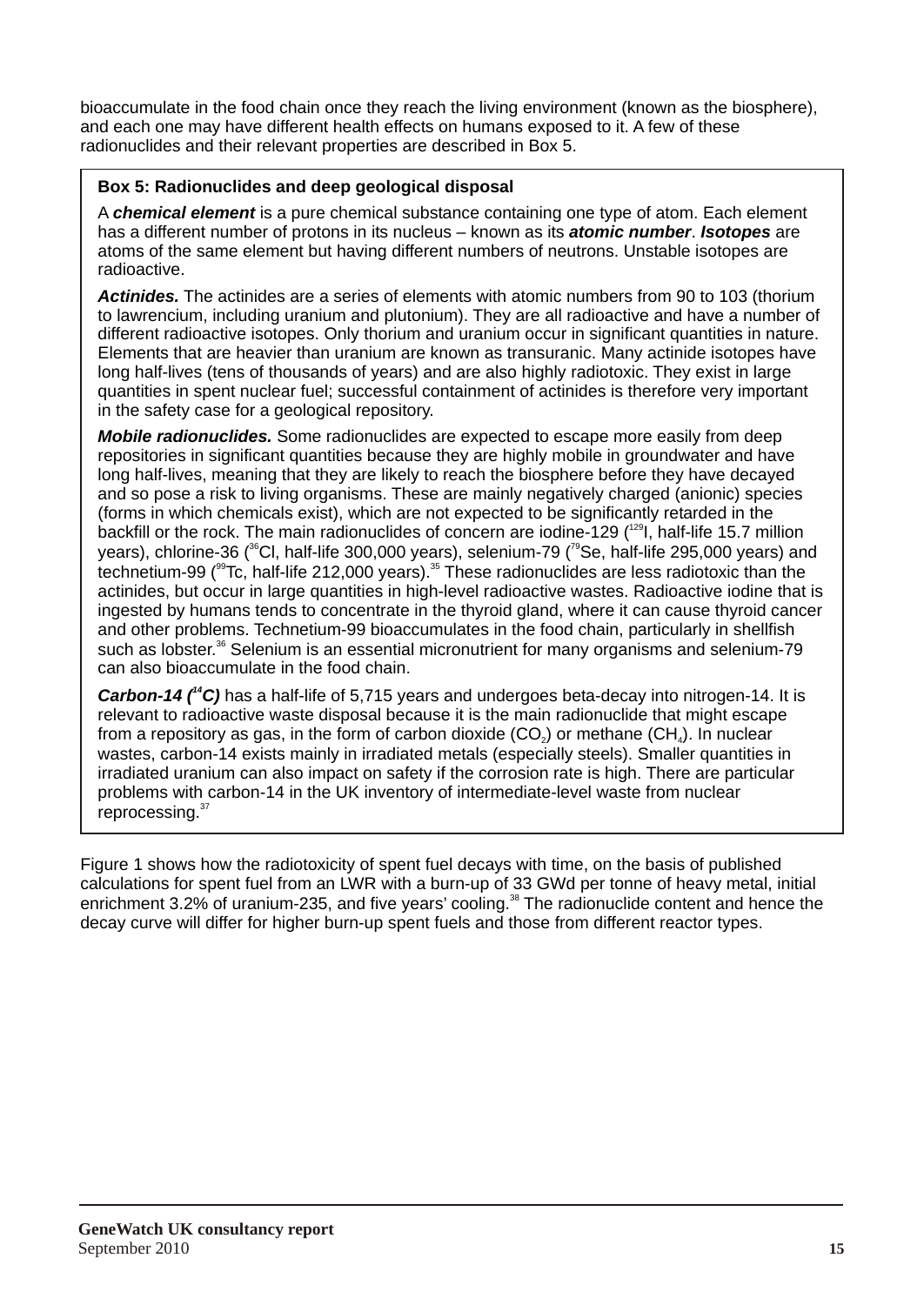bioaccumulate in the food chain once they reach the living environment (known as the biosphere), and each one may have different health effects on humans exposed to it. A few of these radionuclides and their relevant properties are described in Box 5.

**Box 5: Radionuclides and deep geological disposal**

A ***chemical element*** is a pure chemical substance containing one type of atom. Each element has a different number of protons in its nucleus – known as its ***atomic number***. ***Isotopes*** are atoms of the same element but having different numbers of neutrons. Unstable isotopes are radioactive.

***Actinides.*** The actinides are a series of elements with atomic numbers from 90 to 103 (thorium to lawrencium, including uranium and plutonium). They are all radioactive and have a number of different radioactive isotopes. Only thorium and uranium occur in significant quantities in nature. Elements that are heavier than uranium are known as transuranic. Many actinide isotopes have long half-lives (tens of thousands of years) and are also highly radiotoxic. They exist in large quantities in spent nuclear fuel; successful containment of actinides is therefore very important in the safety case for a geological repository.

***Mobile radionuclides.*** Some radionuclides are expected to escape more easily from deep repositories in significant quantities because they are highly mobile in groundwater and have long half-lives, meaning that they are likely to reach the biosphere before they have decayed and so pose a risk to living organisms. These are mainly negatively charged (anionic) species (forms in which chemicals exist), which are not expected to be significantly retarded in the backfill or the rock. The main radionuclides of concern are iodine-129 ($^{129}I$, half-life 15.7 million years), chlorine-36 ($^{36}Cl$, half-life 300,000 years), selenium-79 ($^{79}Se$, half-life 295,000 years) and technetium-99 ($^{99}Tc$, half-life 212,000 years).[35] These radionuclides are less radiotoxic than the actinides, but occur in large quantities in high-level radioactive wastes. Radioactive iodine that is ingested by humans tends to concentrate in the thyroid gland, where it can cause thyroid cancer and other problems. Technetium-99 bioaccumulates in the food chain, particularly in shellfish such as lobster.[36] Selenium is an essential micronutrient for many organisms and selenium-79 can also bioaccumulate in the food chain.

***Carbon-14 ($^{14}C$)*** has a half-life of 5,715 years and undergoes beta-decay into nitrogen-14. It is relevant to radioactive waste disposal because it is the main radionuclide that might escape from a repository as gas, in the form of carbon dioxide ($CO_2$) or methane ($CH_4$). In nuclear wastes, carbon-14 exists mainly in irradiated metals (especially steels). Smaller quantities in irradiated uranium can also impact on safety if the corrosion rate is high. There are particular problems with carbon-14 in the UK inventory of intermediate-level waste from nuclear reprocessing.[37]

Figure 1 shows how the radiotoxicity of spent fuel decays with time, on the basis of published calculations for spent fuel from an LWR with a burn-up of 33 GWd per tonne of heavy metal, initial enrichment 3.2% of uranium-235, and five years' cooling.[38] The radionuclide content and hence the decay curve will differ for higher burn-up spent fuels and those from different reactor types.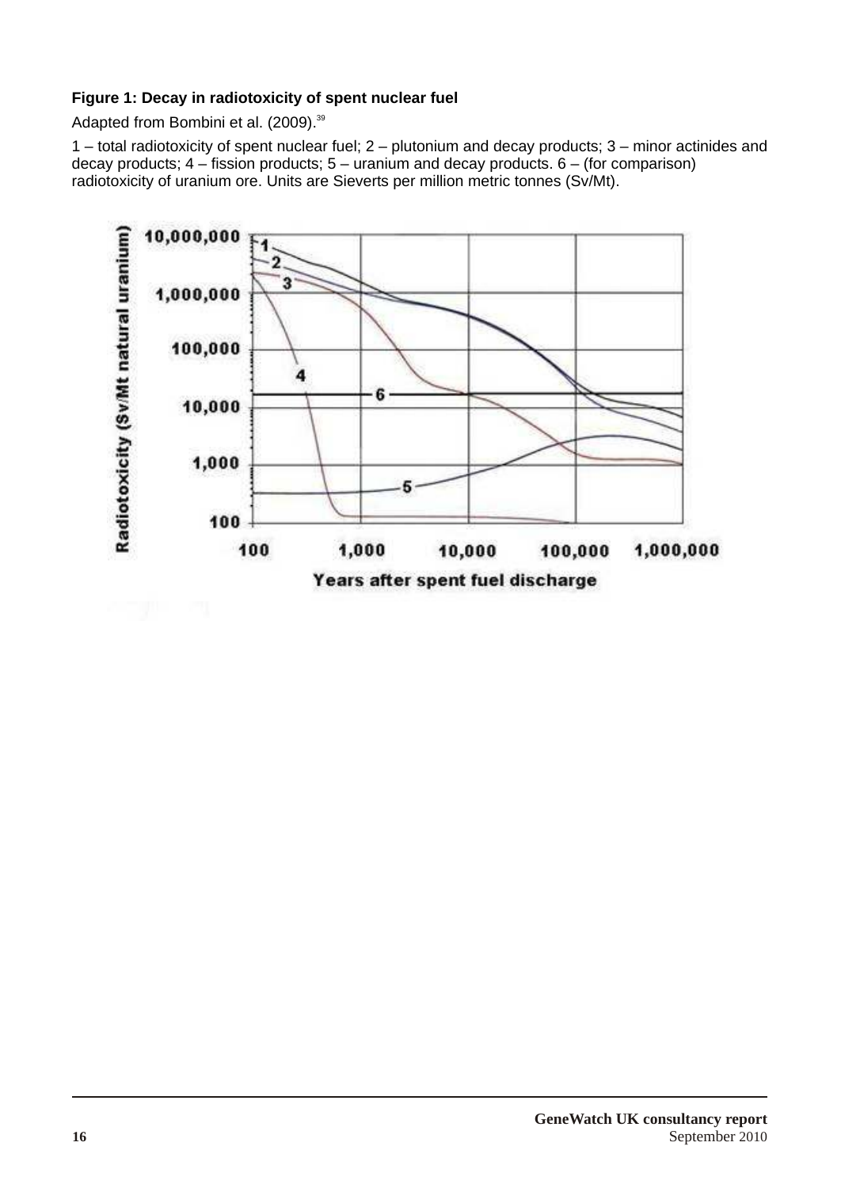**Figure 1: Decay in radiotoxicity of spent nuclear fuel**

Adapted from Bombini et al. (2009).[39]

1 – total radiotoxicity of spent nuclear fuel; 2 – plutonium and decay products; 3 – minor actinides and decay products; 4 – fission products; 5 – uranium and decay products. 6 – (for comparison) radiotoxicity of uranium ore. Units are Sieverts per million metric tonnes (Sv/Mt).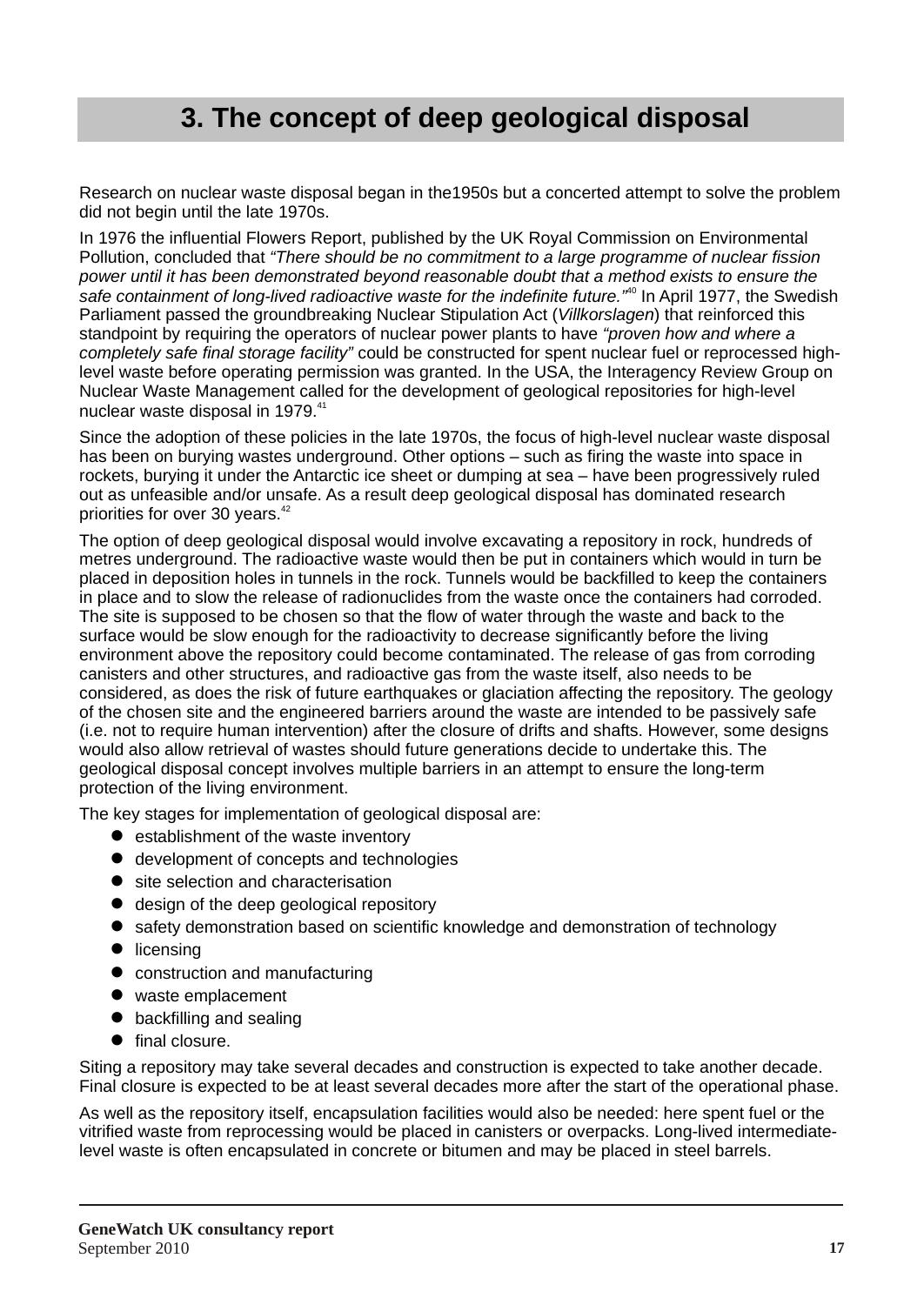# 3. The concept of deep geological disposal

Research on nuclear waste disposal began in the1950s but a concerted attempt to solve the problem did not begin until the late 1970s.

In 1976 the influential Flowers Report, published by the UK Royal Commission on Environmental Pollution, concluded that *"There should be no commitment to a large programme of nuclear fission power until it has been demonstrated beyond reasonable doubt that a method exists to ensure the safe containment of long-lived radioactive waste for the indefinite future."*[40] In April 1977, the Swedish Parliament passed the groundbreaking Nuclear Stipulation Act (*Villkorslagen*) that reinforced this standpoint by requiring the operators of nuclear power plants to have *"proven how and where a completely safe final storage facility"* could be constructed for spent nuclear fuel or reprocessed high-level waste before operating permission was granted. In the USA, the Interagency Review Group on Nuclear Waste Management called for the development of geological repositories for high-level nuclear waste disposal in 1979.[41]

Since the adoption of these policies in the late 1970s, the focus of high-level nuclear waste disposal has been on burying wastes underground. Other options – such as firing the waste into space in rockets, burying it under the Antarctic ice sheet or dumping at sea – have been progressively ruled out as unfeasible and/or unsafe. As a result deep geological disposal has dominated research priorities for over 30 years.[42]

The option of deep geological disposal would involve excavating a repository in rock, hundreds of metres underground. The radioactive waste would then be put in containers which would in turn be placed in deposition holes in tunnels in the rock. Tunnels would be backfilled to keep the containers in place and to slow the release of radionuclides from the waste once the containers had corroded. The site is supposed to be chosen so that the flow of water through the waste and back to the surface would be slow enough for the radioactivity to decrease significantly before the living environment above the repository could become contaminated. The release of gas from corroding canisters and other structures, and radioactive gas from the waste itself, also needs to be considered, as does the risk of future earthquakes or glaciation affecting the repository. The geology of the chosen site and the engineered barriers around the waste are intended to be passively safe (i.e. not to require human intervention) after the closure of drifts and shafts. However, some designs would also allow retrieval of wastes should future generations decide to undertake this. The geological disposal concept involves multiple barriers in an attempt to ensure the long-term protection of the living environment.

The key stages for implementation of geological disposal are:

- establishment of the waste inventory
- development of concepts and technologies
- site selection and characterisation
- design of the deep geological repository
- safety demonstration based on scientific knowledge and demonstration of technology
- licensing
- construction and manufacturing
- waste emplacement
- backfilling and sealing
- final closure.

Siting a repository may take several decades and construction is expected to take another decade. Final closure is expected to be at least several decades more after the start of the operational phase.

As well as the repository itself, encapsulation facilities would also be needed: here spent fuel or the vitrified waste from reprocessing would be placed in canisters or overpacks. Long-lived intermediate-level waste is often encapsulated in concrete or bitumen and may be placed in steel barrels.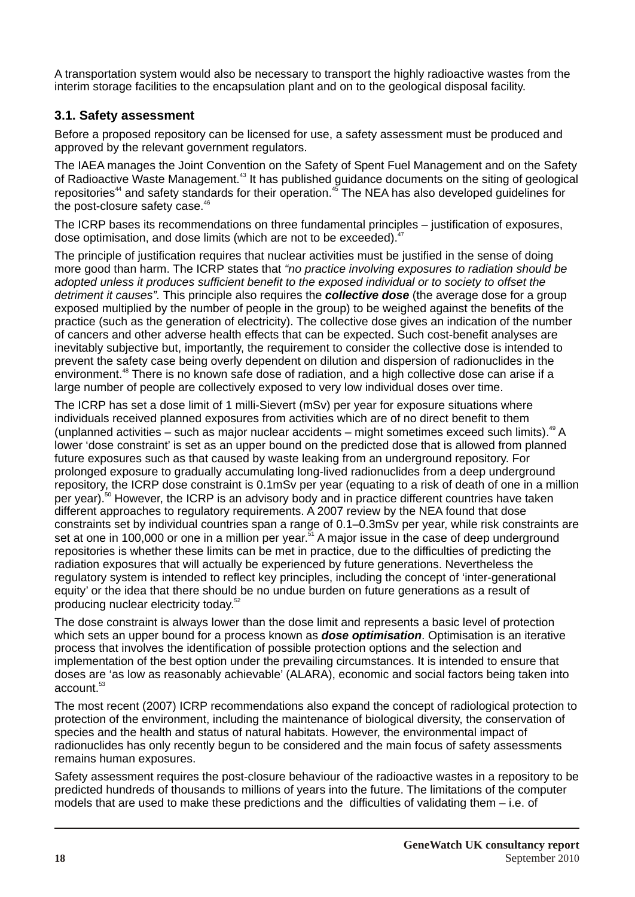A transportation system would also be necessary to transport the highly radioactive wastes from the interim storage facilities to the encapsulation plant and on to the geological disposal facility.

### 3.1. Safety assessment

Before a proposed repository can be licensed for use, a safety assessment must be produced and approved by the relevant government regulators.

The IAEA manages the Joint Convention on the Safety of Spent Fuel Management and on the Safety of Radioactive Waste Management.[43] It has published guidance documents on the siting of geological repositories[44] and safety standards for their operation.[45] The NEA has also developed guidelines for the post-closure safety case.[46]

The ICRP bases its recommendations on three fundamental principles – justification of exposures, dose optimisation, and dose limits (which are not to be exceeded).[47]

The principle of justification requires that nuclear activities must be justified in the sense of doing more good than harm. The ICRP states that *"no practice involving exposures to radiation should be adopted unless it produces sufficient benefit to the exposed individual or to society to offset the detriment it causes".* This principle also requires the ***collective dose*** (the average dose for a group exposed multiplied by the number of people in the group) to be weighed against the benefits of the practice (such as the generation of electricity). The collective dose gives an indication of the number of cancers and other adverse health effects that can be expected. Such cost-benefit analyses are inevitably subjective but, importantly, the requirement to consider the collective dose is intended to prevent the safety case being overly dependent on dilution and dispersion of radionuclides in the environment.[48] There is no known safe dose of radiation, and a high collective dose can arise if a large number of people are collectively exposed to very low individual doses over time.

The ICRP has set a dose limit of 1 milli-Sievert (mSv) per year for exposure situations where individuals received planned exposures from activities which are of no direct benefit to them (unplanned activities – such as major nuclear accidents – might sometimes exceed such limits).[49] A lower 'dose constraint' is set as an upper bound on the predicted dose that is allowed from planned future exposures such as that caused by waste leaking from an underground repository. For prolonged exposure to gradually accumulating long-lived radionuclides from a deep underground repository, the ICRP dose constraint is 0.1mSv per year (equating to a risk of death of one in a million per year).[50] However, the ICRP is an advisory body and in practice different countries have taken different approaches to regulatory requirements. A 2007 review by the NEA found that dose constraints set by individual countries span a range of 0.1–0.3mSv per year, while risk constraints are set at one in 100,000 or one in a million per year.[51] A major issue in the case of deep underground repositories is whether these limits can be met in practice, due to the difficulties of predicting the radiation exposures that will actually be experienced by future generations. Nevertheless the regulatory system is intended to reflect key principles, including the concept of 'inter-generational equity' or the idea that there should be no undue burden on future generations as a result of producing nuclear electricity today.[52]

The dose constraint is always lower than the dose limit and represents a basic level of protection which sets an upper bound for a process known as ***dose optimisation***. Optimisation is an iterative process that involves the identification of possible protection options and the selection and implementation of the best option under the prevailing circumstances. It is intended to ensure that doses are 'as low as reasonably achievable' (ALARA), economic and social factors being taken into account.[53]

The most recent (2007) ICRP recommendations also expand the concept of radiological protection to protection of the environment, including the maintenance of biological diversity, the conservation of species and the health and status of natural habitats. However, the environmental impact of radionuclides has only recently begun to be considered and the main focus of safety assessments remains human exposures.

Safety assessment requires the post-closure behaviour of the radioactive wastes in a repository to be predicted hundreds of thousands to millions of years into the future. The limitations of the computer models that are used to make these predictions and the difficulties of validating them – i.e. of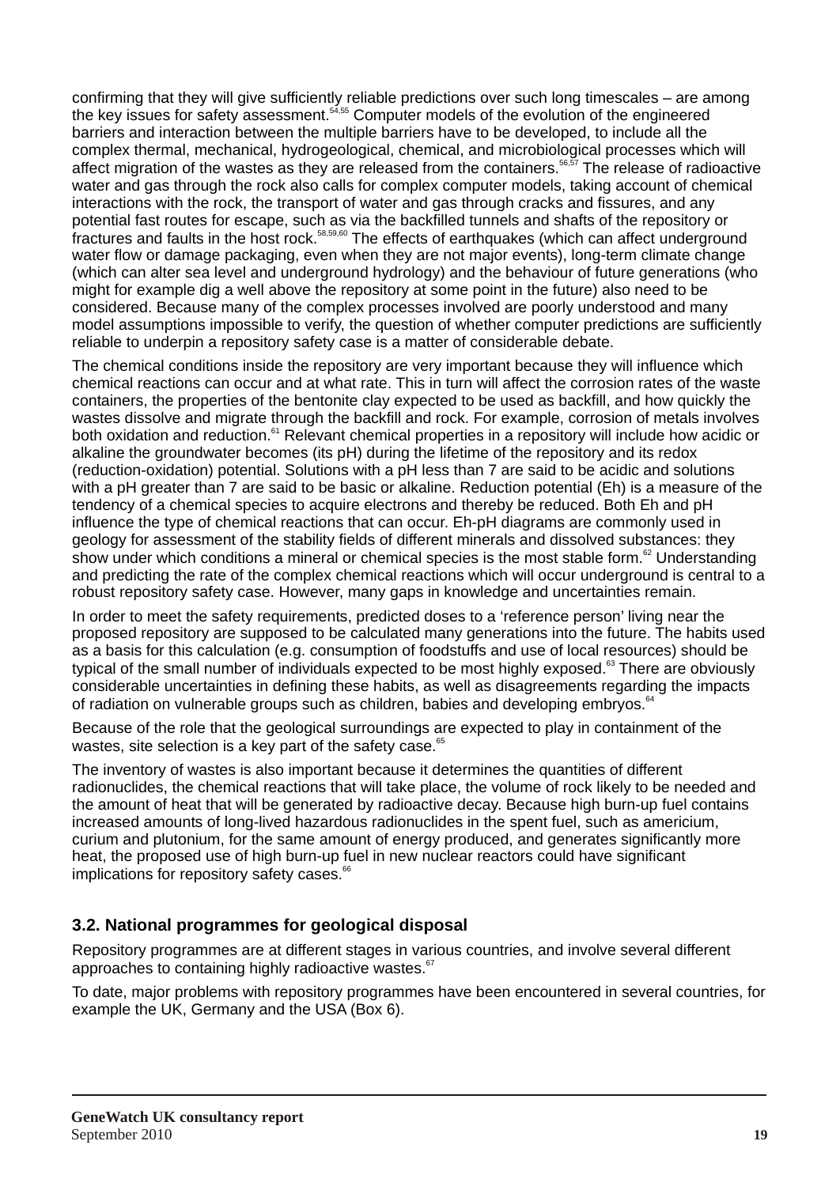confirming that they will give sufficiently reliable predictions over such long timescales – are among the key issues for safety assessment.[54,55] Computer models of the evolution of the engineered barriers and interaction between the multiple barriers have to be developed, to include all the complex thermal, mechanical, hydrogeological, chemical, and microbiological processes which will affect migration of the wastes as they are released from the containers.[56,57] The release of radioactive water and gas through the rock also calls for complex computer models, taking account of chemical interactions with the rock, the transport of water and gas through cracks and fissures, and any potential fast routes for escape, such as via the backfilled tunnels and shafts of the repository or fractures and faults in the host rock.[58,59,60] The effects of earthquakes (which can affect underground water flow or damage packaging, even when they are not major events), long-term climate change (which can alter sea level and underground hydrology) and the behaviour of future generations (who might for example dig a well above the repository at some point in the future) also need to be considered. Because many of the complex processes involved are poorly understood and many model assumptions impossible to verify, the question of whether computer predictions are sufficiently reliable to underpin a repository safety case is a matter of considerable debate.

The chemical conditions inside the repository are very important because they will influence which chemical reactions can occur and at what rate. This in turn will affect the corrosion rates of the waste containers, the properties of the bentonite clay expected to be used as backfill, and how quickly the wastes dissolve and migrate through the backfill and rock. For example, corrosion of metals involves both oxidation and reduction.[61] Relevant chemical properties in a repository will include how acidic or alkaline the groundwater becomes (its pH) during the lifetime of the repository and its redox (reduction-oxidation) potential. Solutions with a pH less than 7 are said to be acidic and solutions with a pH greater than 7 are said to be basic or alkaline. Reduction potential (Eh) is a measure of the tendency of a chemical species to acquire electrons and thereby be reduced. Both Eh and pH influence the type of chemical reactions that can occur. Eh-pH diagrams are commonly used in geology for assessment of the stability fields of different minerals and dissolved substances: they show under which conditions a mineral or chemical species is the most stable form.[62] Understanding and predicting the rate of the complex chemical reactions which will occur underground is central to a robust repository safety case. However, many gaps in knowledge and uncertainties remain.

In order to meet the safety requirements, predicted doses to a 'reference person' living near the proposed repository are supposed to be calculated many generations into the future. The habits used as a basis for this calculation (e.g. consumption of foodstuffs and use of local resources) should be typical of the small number of individuals expected to be most highly exposed.[63] There are obviously considerable uncertainties in defining these habits, as well as disagreements regarding the impacts of radiation on vulnerable groups such as children, babies and developing embryos.[64]

Because of the role that the geological surroundings are expected to play in containment of the wastes, site selection is a key part of the safety case.[65]

The inventory of wastes is also important because it determines the quantities of different radionuclides, the chemical reactions that will take place, the volume of rock likely to be needed and the amount of heat that will be generated by radioactive decay. Because high burn-up fuel contains increased amounts of long-lived hazardous radionuclides in the spent fuel, such as americium, curium and plutonium, for the same amount of energy produced, and generates significantly more heat, the proposed use of high burn-up fuel in new nuclear reactors could have significant implications for repository safety cases.[66]

### 3.2. National programmes for geological disposal

Repository programmes are at different stages in various countries, and involve several different approaches to containing highly radioactive wastes.[67]

To date, major problems with repository programmes have been encountered in several countries, for example the UK, Germany and the USA (Box 6).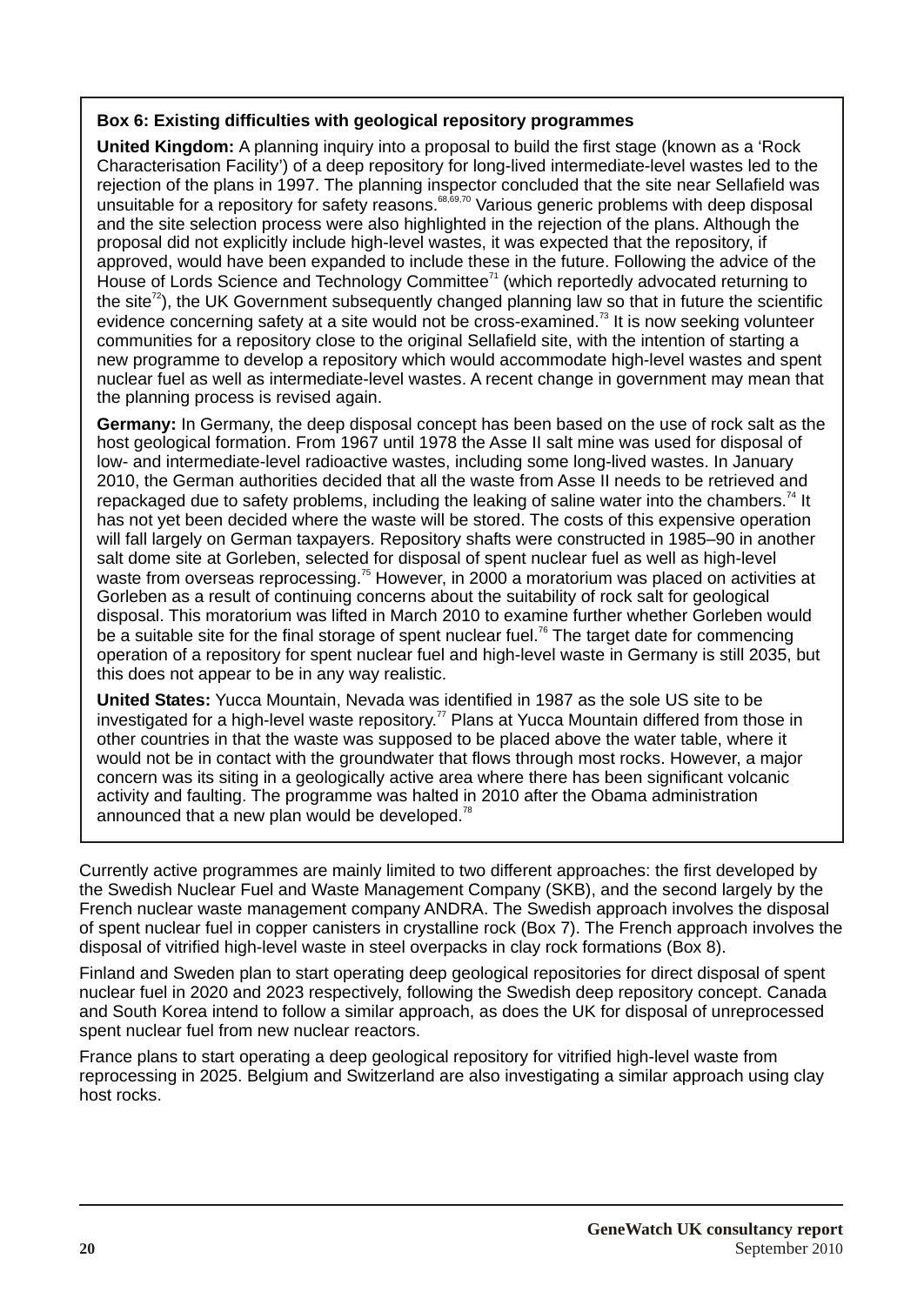### Box 6: Existing difficulties with geological repository programmes

**United Kingdom:** A planning inquiry into a proposal to build the first stage (known as a 'Rock Characterisation Facility') of a deep repository for long-lived intermediate-level wastes led to the rejection of the plans in 1997. The planning inspector concluded that the site near Sellafield was unsuitable for a repository for safety reasons.[68,69,70] Various generic problems with deep disposal and the site selection process were also highlighted in the rejection of the plans. Although the proposal did not explicitly include high-level wastes, it was expected that the repository, if approved, would have been expanded to include these in the future. Following the advice of the House of Lords Science and Technology Committee[71] (which reportedly advocated returning to the site[72]), the UK Government subsequently changed planning law so that in future the scientific evidence concerning safety at a site would not be cross-examined.[73] It is now seeking volunteer communities for a repository close to the original Sellafield site, with the intention of starting a new programme to develop a repository which would accommodate high-level wastes and spent nuclear fuel as well as intermediate-level wastes. A recent change in government may mean that the planning process is revised again.

**Germany:** In Germany, the deep disposal concept has been based on the use of rock salt as the host geological formation. From 1967 until 1978 the Asse II salt mine was used for disposal of low- and intermediate-level radioactive wastes, including some long-lived wastes. In January 2010, the German authorities decided that all the waste from Asse II needs to be retrieved and repackaged due to safety problems, including the leaking of saline water into the chambers.[74] It has not yet been decided where the waste will be stored. The costs of this expensive operation will fall largely on German taxpayers. Repository shafts were constructed in 1985–90 in another salt dome site at Gorleben, selected for disposal of spent nuclear fuel as well as high-level waste from overseas reprocessing.[75] However, in 2000 a moratorium was placed on activities at Gorleben as a result of continuing concerns about the suitability of rock salt for geological disposal. This moratorium was lifted in March 2010 to examine further whether Gorleben would be a suitable site for the final storage of spent nuclear fuel.[76] The target date for commencing operation of a repository for spent nuclear fuel and high-level waste in Germany is still 2035, but this does not appear to be in any way realistic.

**United States:** Yucca Mountain, Nevada was identified in 1987 as the sole US site to be investigated for a high-level waste repository.[77] Plans at Yucca Mountain differed from those in other countries in that the waste was supposed to be placed above the water table, where it would not be in contact with the groundwater that flows through most rocks. However, a major concern was its siting in a geologically active area where there has been significant volcanic activity and faulting. The programme was halted in 2010 after the Obama administration announced that a new plan would be developed.[78]

Currently active programmes are mainly limited to two different approaches: the first developed by the Swedish Nuclear Fuel and Waste Management Company (SKB), and the second largely by the French nuclear waste management company ANDRA. The Swedish approach involves the disposal of spent nuclear fuel in copper canisters in crystalline rock (Box 7). The French approach involves the disposal of vitrified high-level waste in steel overpacks in clay rock formations (Box 8).

Finland and Sweden plan to start operating deep geological repositories for direct disposal of spent nuclear fuel in 2020 and 2023 respectively, following the Swedish deep repository concept. Canada and South Korea intend to follow a similar approach, as does the UK for disposal of unreprocessed spent nuclear fuel from new nuclear reactors.

France plans to start operating a deep geological repository for vitrified high-level waste from reprocessing in 2025. Belgium and Switzerland are also investigating a similar approach using clay host rocks.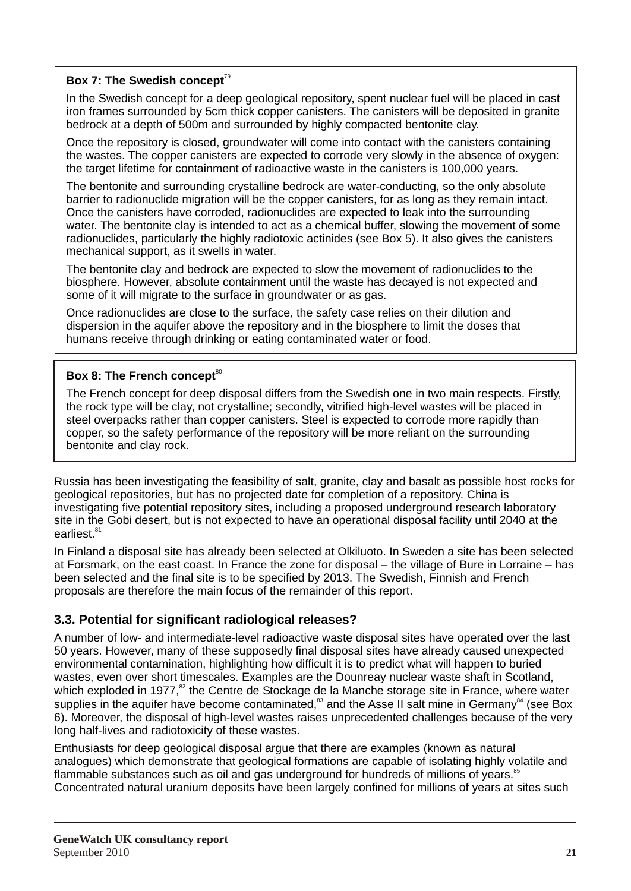**Box 7: The Swedish concept**[79]

In the Swedish concept for a deep geological repository, spent nuclear fuel will be placed in cast iron frames surrounded by 5cm thick copper canisters. The canisters will be deposited in granite bedrock at a depth of 500m and surrounded by highly compacted bentonite clay.

Once the repository is closed, groundwater will come into contact with the canisters containing the wastes. The copper canisters are expected to corrode very slowly in the absence of oxygen: the target lifetime for containment of radioactive waste in the canisters is 100,000 years.

The bentonite and surrounding crystalline bedrock are water-conducting, so the only absolute barrier to radionuclide migration will be the copper canisters, for as long as they remain intact. Once the canisters have corroded, radionuclides are expected to leak into the surrounding water. The bentonite clay is intended to act as a chemical buffer, slowing the movement of some radionuclides, particularly the highly radiotoxic actinides (see Box 5). It also gives the canisters mechanical support, as it swells in water.

The bentonite clay and bedrock are expected to slow the movement of radionuclides to the biosphere. However, absolute containment until the waste has decayed is not expected and some of it will migrate to the surface in groundwater or as gas.

Once radionuclides are close to the surface, the safety case relies on their dilution and dispersion in the aquifer above the repository and in the biosphere to limit the doses that humans receive through drinking or eating contaminated water or food.

**Box 8: The French concept**[80]

The French concept for deep disposal differs from the Swedish one in two main respects. Firstly, the rock type will be clay, not crystalline; secondly, vitrified high-level wastes will be placed in steel overpacks rather than copper canisters. Steel is expected to corrode more rapidly than copper, so the safety performance of the repository will be more reliant on the surrounding bentonite and clay rock.

Russia has been investigating the feasibility of salt, granite, clay and basalt as possible host rocks for geological repositories, but has no projected date for completion of a repository. China is investigating five potential repository sites, including a proposed underground research laboratory site in the Gobi desert, but is not expected to have an operational disposal facility until 2040 at the earliest.[81]

In Finland a disposal site has already been selected at Olkiluoto. In Sweden a site has been selected at Forsmark, on the east coast. In France the zone for disposal – the village of Bure in Lorraine – has been selected and the final site is to be specified by 2013. The Swedish, Finnish and French proposals are therefore the main focus of the remainder of this report.

### 3.3. Potential for significant radiological releases?

A number of low- and intermediate-level radioactive waste disposal sites have operated over the last 50 years. However, many of these supposedly final disposal sites have already caused unexpected environmental contamination, highlighting how difficult it is to predict what will happen to buried wastes, even over short timescales. Examples are the Dounreay nuclear waste shaft in Scotland, which exploded in 1977,[82] the Centre de Stockage de la Manche storage site in France, where water supplies in the aquifer have become contaminated,[83] and the Asse II salt mine in Germany[84] (see Box 6). Moreover, the disposal of high-level wastes raises unprecedented challenges because of the very long half-lives and radiotoxicity of these wastes.

Enthusiasts for deep geological disposal argue that there are examples (known as natural analogues) which demonstrate that geological formations are capable of isolating highly volatile and flammable substances such as oil and gas underground for hundreds of millions of years.[85] Concentrated natural uranium deposits have been largely confined for millions of years at sites such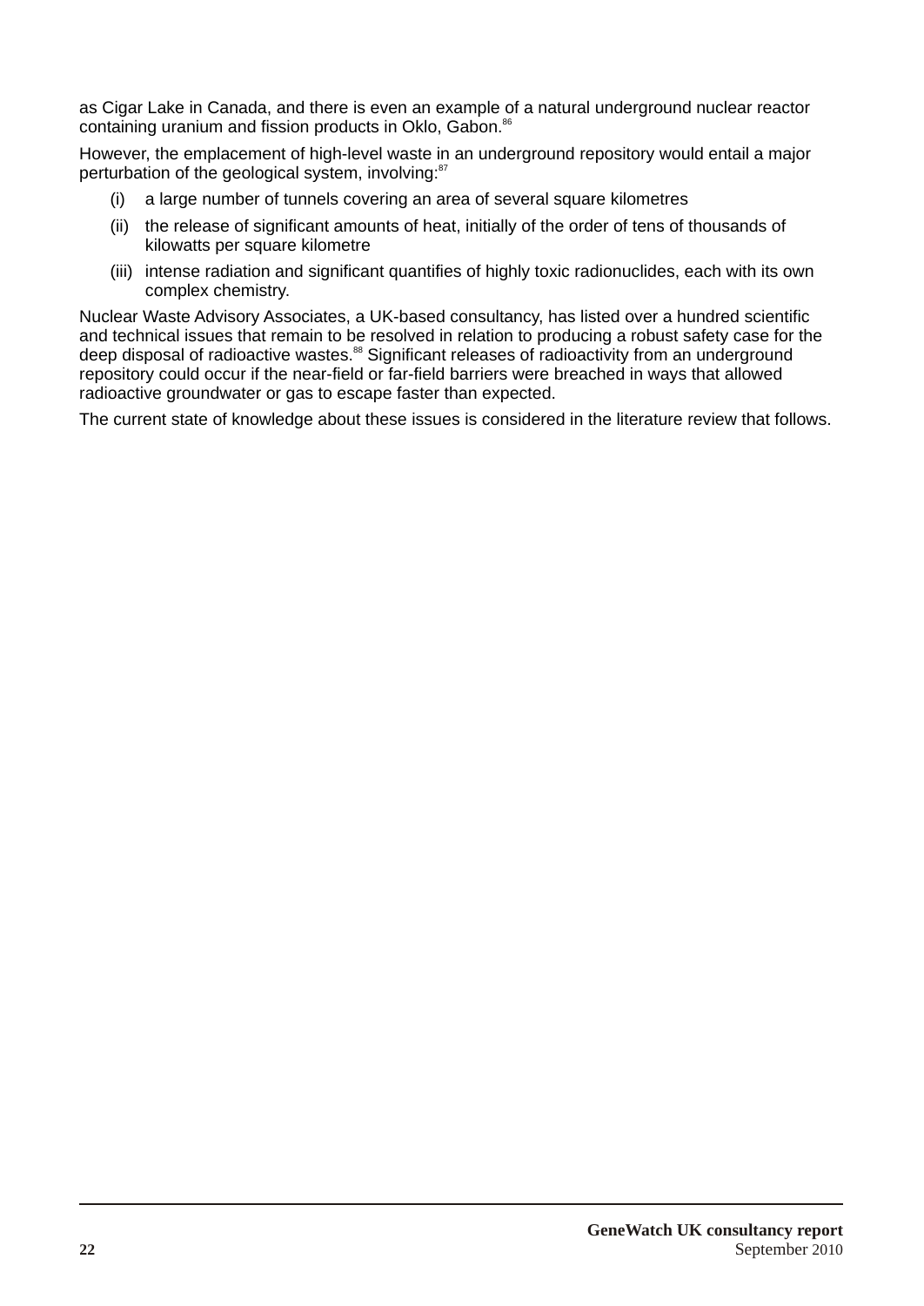as Cigar Lake in Canada, and there is even an example of a natural underground nuclear reactor containing uranium and fission products in Oklo, Gabon.[86]

However, the emplacement of high-level waste in an underground repository would entail a major perturbation of the geological system, involving:[87]

(i) a large number of tunnels covering an area of several square kilometres

(ii) the release of significant amounts of heat, initially of the order of tens of thousands of kilowatts per square kilometre

(iii) intense radiation and significant quantifies of highly toxic radionuclides, each with its own complex chemistry.

Nuclear Waste Advisory Associates, a UK-based consultancy, has listed over a hundred scientific and technical issues that remain to be resolved in relation to producing a robust safety case for the deep disposal of radioactive wastes.[88] Significant releases of radioactivity from an underground repository could occur if the near-field or far-field barriers were breached in ways that allowed radioactive groundwater or gas to escape faster than expected.

The current state of knowledge about these issues is considered in the literature review that follows.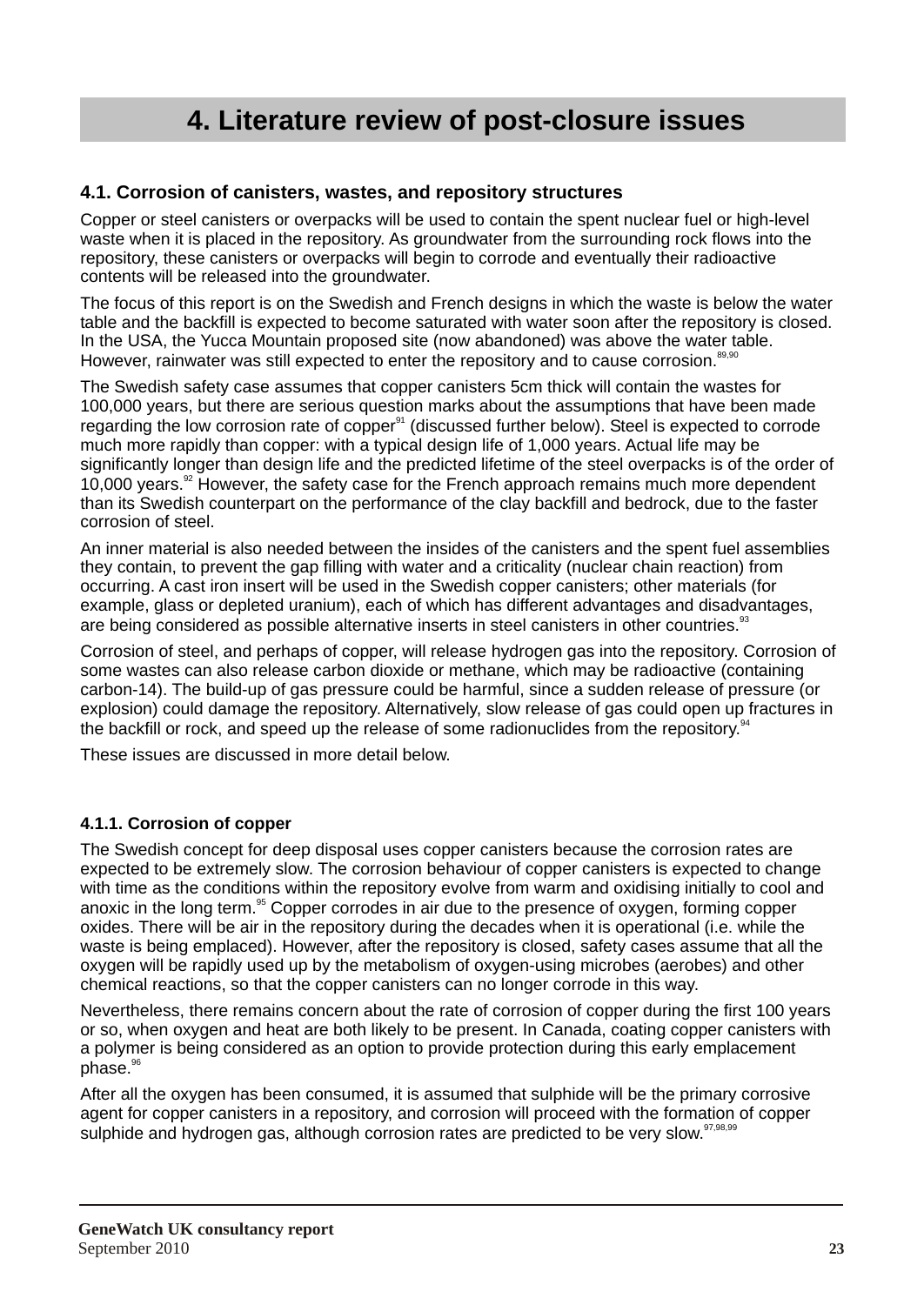# 4. Literature review of post-closure issues

## 4.1. Corrosion of canisters, wastes, and repository structures

Copper or steel canisters or overpacks will be used to contain the spent nuclear fuel or high-level waste when it is placed in the repository. As groundwater from the surrounding rock flows into the repository, these canisters or overpacks will begin to corrode and eventually their radioactive contents will be released into the groundwater.

The focus of this report is on the Swedish and French designs in which the waste is below the water table and the backfill is expected to become saturated with water soon after the repository is closed. In the USA, the Yucca Mountain proposed site (now abandoned) was above the water table. However, rainwater was still expected to enter the repository and to cause corrosion.[89,90]

The Swedish safety case assumes that copper canisters 5cm thick will contain the wastes for 100,000 years, but there are serious question marks about the assumptions that have been made regarding the low corrosion rate of copper[91] (discussed further below). Steel is expected to corrode much more rapidly than copper: with a typical design life of 1,000 years. Actual life may be significantly longer than design life and the predicted lifetime of the steel overpacks is of the order of 10,000 years.[92] However, the safety case for the French approach remains much more dependent than its Swedish counterpart on the performance of the clay backfill and bedrock, due to the faster corrosion of steel.

An inner material is also needed between the insides of the canisters and the spent fuel assemblies they contain, to prevent the gap filling with water and a criticality (nuclear chain reaction) from occurring. A cast iron insert will be used in the Swedish copper canisters; other materials (for example, glass or depleted uranium), each of which has different advantages and disadvantages, are being considered as possible alternative inserts in steel canisters in other countries.[93]

Corrosion of steel, and perhaps of copper, will release hydrogen gas into the repository. Corrosion of some wastes can also release carbon dioxide or methane, which may be radioactive (containing carbon-14). The build-up of gas pressure could be harmful, since a sudden release of pressure (or explosion) could damage the repository. Alternatively, slow release of gas could open up fractures in the backfill or rock, and speed up the release of some radionuclides from the repository.[94]

These issues are discussed in more detail below.

### 4.1.1. Corrosion of copper

The Swedish concept for deep disposal uses copper canisters because the corrosion rates are expected to be extremely slow. The corrosion behaviour of copper canisters is expected to change with time as the conditions within the repository evolve from warm and oxidising initially to cool and anoxic in the long term.[95] Copper corrodes in air due to the presence of oxygen, forming copper oxides. There will be air in the repository during the decades when it is operational (i.e. while the waste is being emplaced). However, after the repository is closed, safety cases assume that all the oxygen will be rapidly used up by the metabolism of oxygen-using microbes (aerobes) and other chemical reactions, so that the copper canisters can no longer corrode in this way.

Nevertheless, there remains concern about the rate of corrosion of copper during the first 100 years or so, when oxygen and heat are both likely to be present. In Canada, coating copper canisters with a polymer is being considered as an option to provide protection during this early emplacement phase.[96]

After all the oxygen has been consumed, it is assumed that sulphide will be the primary corrosive agent for copper canisters in a repository, and corrosion will proceed with the formation of copper sulphide and hydrogen gas, although corrosion rates are predicted to be very slow.[97,98,99]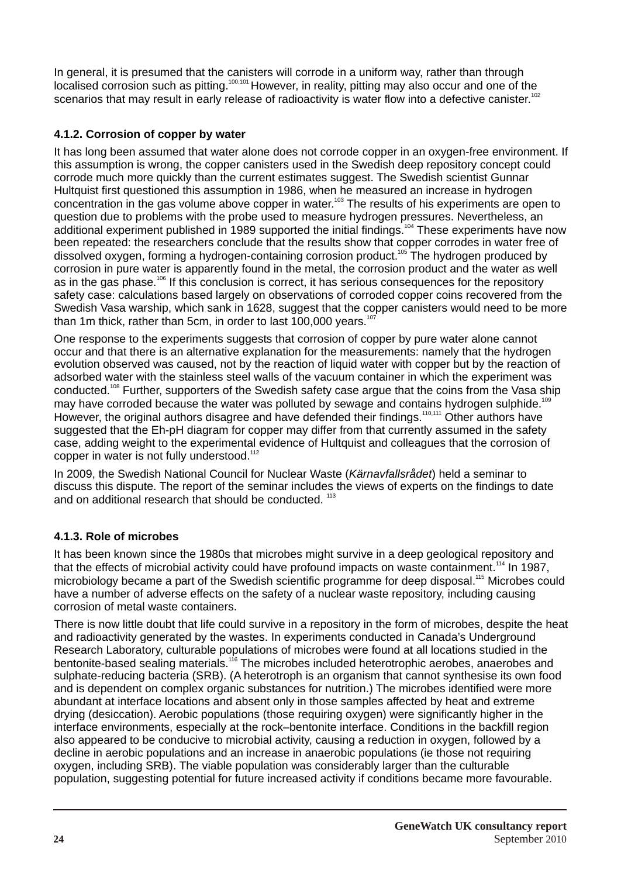In general, it is presumed that the canisters will corrode in a uniform way, rather than through localised corrosion such as pitting.[100,101] However, in reality, pitting may also occur and one of the scenarios that may result in early release of radioactivity is water flow into a defective canister.[102]

### 4.1.2. Corrosion of copper by water

It has long been assumed that water alone does not corrode copper in an oxygen-free environment. If this assumption is wrong, the copper canisters used in the Swedish deep repository concept could corrode much more quickly than the current estimates suggest. The Swedish scientist Gunnar Hultquist first questioned this assumption in 1986, when he measured an increase in hydrogen concentration in the gas volume above copper in water.[103] The results of his experiments are open to question due to problems with the probe used to measure hydrogen pressures. Nevertheless, an additional experiment published in 1989 supported the initial findings.[104] These experiments have now been repeated: the researchers conclude that the results show that copper corrodes in water free of dissolved oxygen, forming a hydrogen-containing corrosion product.[105] The hydrogen produced by corrosion in pure water is apparently found in the metal, the corrosion product and the water as well as in the gas phase.[106] If this conclusion is correct, it has serious consequences for the repository safety case: calculations based largely on observations of corroded copper coins recovered from the Swedish Vasa warship, which sank in 1628, suggest that the copper canisters would need to be more than 1m thick, rather than 5cm, in order to last 100,000 years.[107]

One response to the experiments suggests that corrosion of copper by pure water alone cannot occur and that there is an alternative explanation for the measurements: namely that the hydrogen evolution observed was caused, not by the reaction of liquid water with copper but by the reaction of adsorbed water with the stainless steel walls of the vacuum container in which the experiment was conducted.[108] Further, supporters of the Swedish safety case argue that the coins from the Vasa ship may have corroded because the water was polluted by sewage and contains hydrogen sulphide.[109] However, the original authors disagree and have defended their findings.[110,111] Other authors have suggested that the Eh-pH diagram for copper may differ from that currently assumed in the safety case, adding weight to the experimental evidence of Hultquist and colleagues that the corrosion of copper in water is not fully understood.[112]

In 2009, the Swedish National Council for Nuclear Waste (*Kärnavfallsrådet*) held a seminar to discuss this dispute. The report of the seminar includes the views of experts on the findings to date and on additional research that should be conducted.[113]

### 4.1.3. Role of microbes

It has been known since the 1980s that microbes might survive in a deep geological repository and that the effects of microbial activity could have profound impacts on waste containment.[114] In 1987, microbiology became a part of the Swedish scientific programme for deep disposal.[115] Microbes could have a number of adverse effects on the safety of a nuclear waste repository, including causing corrosion of metal waste containers.

There is now little doubt that life could survive in a repository in the form of microbes, despite the heat and radioactivity generated by the wastes. In experiments conducted in Canada's Underground Research Laboratory, culturable populations of microbes were found at all locations studied in the bentonite-based sealing materials.[116] The microbes included heterotrophic aerobes, anaerobes and sulphate-reducing bacteria (SRB). (A heterotroph is an organism that cannot synthesise its own food and is dependent on complex organic substances for nutrition.) The microbes identified were more abundant at interface locations and absent only in those samples affected by heat and extreme drying (desiccation). Aerobic populations (those requiring oxygen) were significantly higher in the interface environments, especially at the rock–bentonite interface. Conditions in the backfill region also appeared to be conducive to microbial activity, causing a reduction in oxygen, followed by a decline in aerobic populations and an increase in anaerobic populations (ie those not requiring oxygen, including SRB). The viable population was considerably larger than the culturable population, suggesting potential for future increased activity if conditions became more favourable.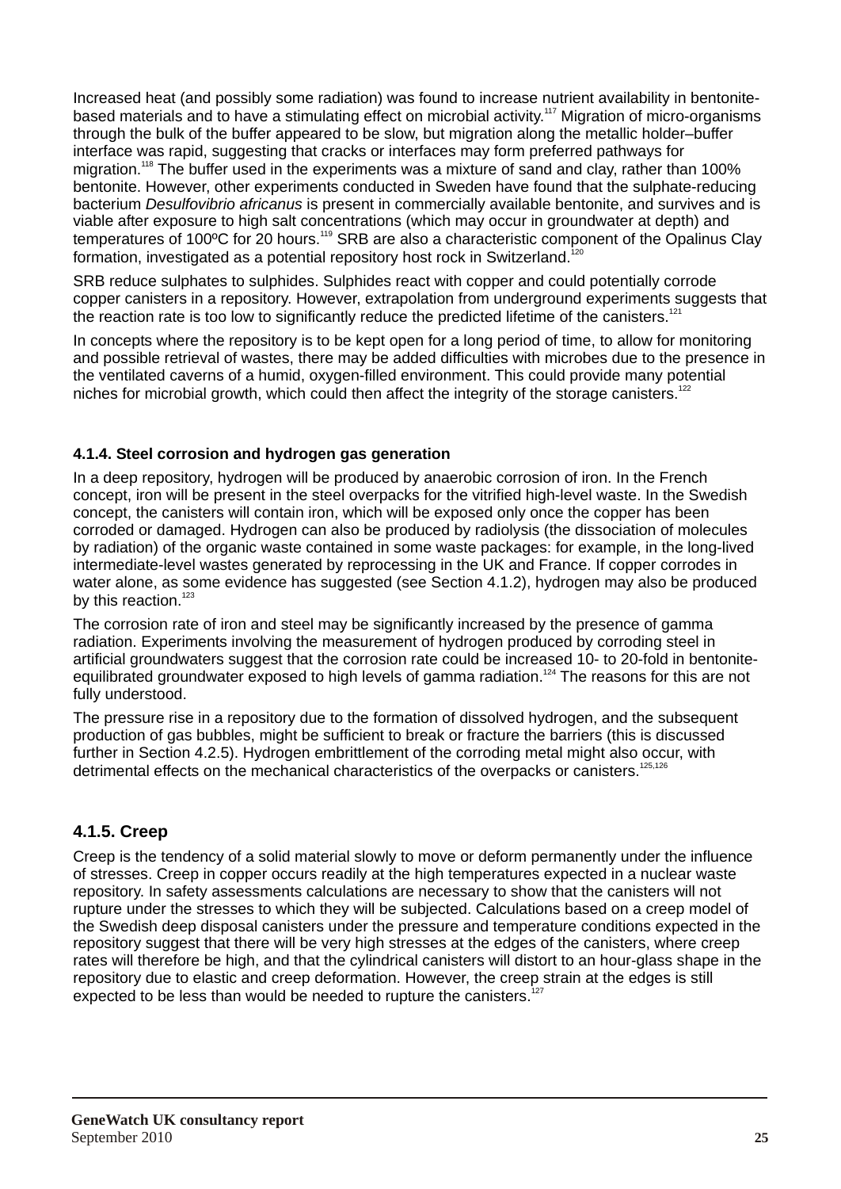Increased heat (and possibly some radiation) was found to increase nutrient availability in bentonite-based materials and to have a stimulating effect on microbial activity.[117] Migration of micro-organisms through the bulk of the buffer appeared to be slow, but migration along the metallic holder–buffer interface was rapid, suggesting that cracks or interfaces may form preferred pathways for migration.[118] The buffer used in the experiments was a mixture of sand and clay, rather than 100% bentonite. However, other experiments conducted in Sweden have found that the sulphate-reducing bacterium *Desulfovibrio africanus* is present in commercially available bentonite, and survives and is viable after exposure to high salt concentrations (which may occur in groundwater at depth) and temperatures of 100ºC for 20 hours.[119] SRB are also a characteristic component of the Opalinus Clay formation, investigated as a potential repository host rock in Switzerland.[120]

SRB reduce sulphates to sulphides. Sulphides react with copper and could potentially corrode copper canisters in a repository. However, extrapolation from underground experiments suggests that the reaction rate is too low to significantly reduce the predicted lifetime of the canisters.[121]

In concepts where the repository is to be kept open for a long period of time, to allow for monitoring and possible retrieval of wastes, there may be added difficulties with microbes due to the presence in the ventilated caverns of a humid, oxygen-filled environment. This could provide many potential niches for microbial growth, which could then affect the integrity of the storage canisters.[122]

#### 4.1.4. Steel corrosion and hydrogen gas generation

In a deep repository, hydrogen will be produced by anaerobic corrosion of iron. In the French concept, iron will be present in the steel overpacks for the vitrified high-level waste. In the Swedish concept, the canisters will contain iron, which will be exposed only once the copper has been corroded or damaged. Hydrogen can also be produced by radiolysis (the dissociation of molecules by radiation) of the organic waste contained in some waste packages: for example, in the long-lived intermediate-level wastes generated by reprocessing in the UK and France. If copper corrodes in water alone, as some evidence has suggested (see Section 4.1.2), hydrogen may also be produced by this reaction.[123]

The corrosion rate of iron and steel may be significantly increased by the presence of gamma radiation. Experiments involving the measurement of hydrogen produced by corroding steel in artificial groundwaters suggest that the corrosion rate could be increased 10- to 20-fold in bentonite-equilibrated groundwater exposed to high levels of gamma radiation.[124] The reasons for this are not fully understood.

The pressure rise in a repository due to the formation of dissolved hydrogen, and the subsequent production of gas bubbles, might be sufficient to break or fracture the barriers (this is discussed further in Section 4.2.5). Hydrogen embrittlement of the corroding metal might also occur, with detrimental effects on the mechanical characteristics of the overpacks or canisters.[125,126]

### 4.1.5. Creep

Creep is the tendency of a solid material slowly to move or deform permanently under the influence of stresses. Creep in copper occurs readily at the high temperatures expected in a nuclear waste repository. In safety assessments calculations are necessary to show that the canisters will not rupture under the stresses to which they will be subjected. Calculations based on a creep model of the Swedish deep disposal canisters under the pressure and temperature conditions expected in the repository suggest that there will be very high stresses at the edges of the canisters, where creep rates will therefore be high, and that the cylindrical canisters will distort to an hour-glass shape in the repository due to elastic and creep deformation. However, the creep strain at the edges is still expected to be less than would be needed to rupture the canisters.[127]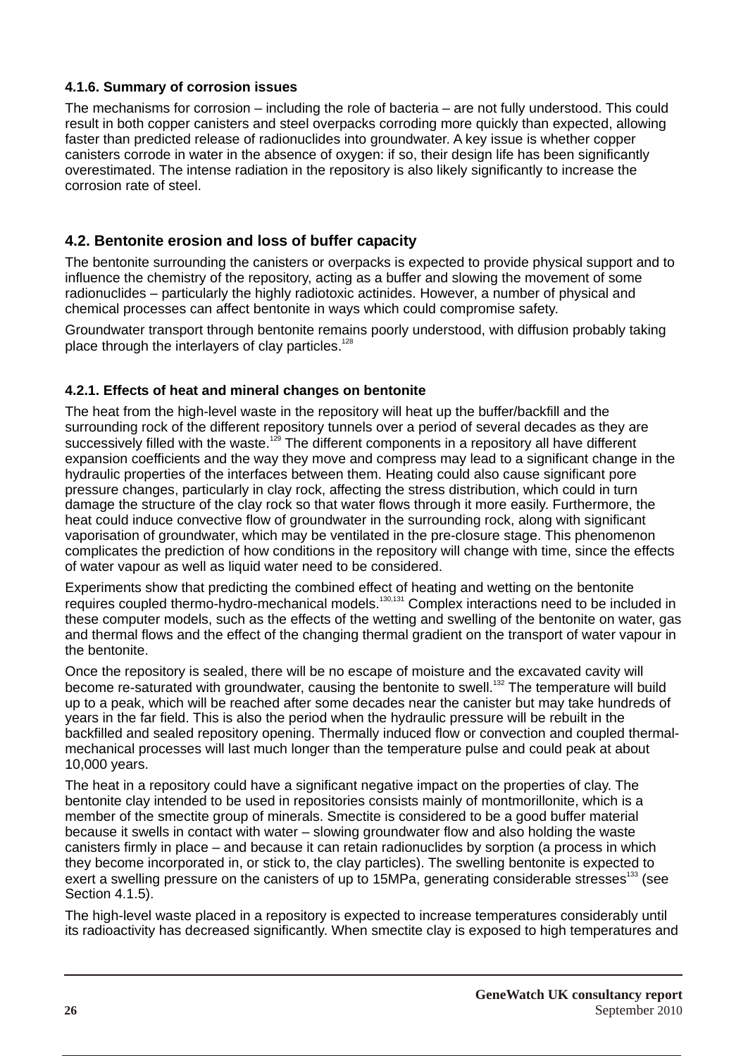#### 4.1.6. Summary of corrosion issues

The mechanisms for corrosion – including the role of bacteria – are not fully understood. This could result in both copper canisters and steel overpacks corroding more quickly than expected, allowing faster than predicted release of radionuclides into groundwater. A key issue is whether copper canisters corrode in water in the absence of oxygen: if so, their design life has been significantly overestimated. The intense radiation in the repository is also likely significantly to increase the corrosion rate of steel.

### 4.2. Bentonite erosion and loss of buffer capacity

The bentonite surrounding the canisters or overpacks is expected to provide physical support and to influence the chemistry of the repository, acting as a buffer and slowing the movement of some radionuclides – particularly the highly radiotoxic actinides. However, a number of physical and chemical processes can affect bentonite in ways which could compromise safety.

Groundwater transport through bentonite remains poorly understood, with diffusion probably taking place through the interlayers of clay particles.[128]

#### 4.2.1. Effects of heat and mineral changes on bentonite

The heat from the high-level waste in the repository will heat up the buffer/backfill and the surrounding rock of the different repository tunnels over a period of several decades as they are successively filled with the waste.[129] The different components in a repository all have different expansion coefficients and the way they move and compress may lead to a significant change in the hydraulic properties of the interfaces between them. Heating could also cause significant pore pressure changes, particularly in clay rock, affecting the stress distribution, which could in turn damage the structure of the clay rock so that water flows through it more easily. Furthermore, the heat could induce convective flow of groundwater in the surrounding rock, along with significant vaporisation of groundwater, which may be ventilated in the pre-closure stage. This phenomenon complicates the prediction of how conditions in the repository will change with time, since the effects of water vapour as well as liquid water need to be considered.

Experiments show that predicting the combined effect of heating and wetting on the bentonite requires coupled thermo-hydro-mechanical models.[130,131] Complex interactions need to be included in these computer models, such as the effects of the wetting and swelling of the bentonite on water, gas and thermal flows and the effect of the changing thermal gradient on the transport of water vapour in the bentonite.

Once the repository is sealed, there will be no escape of moisture and the excavated cavity will become re-saturated with groundwater, causing the bentonite to swell.[132] The temperature will build up to a peak, which will be reached after some decades near the canister but may take hundreds of years in the far field. This is also the period when the hydraulic pressure will be rebuilt in the backfilled and sealed repository opening. Thermally induced flow or convection and coupled thermal-mechanical processes will last much longer than the temperature pulse and could peak at about 10,000 years.

The heat in a repository could have a significant negative impact on the properties of clay. The bentonite clay intended to be used in repositories consists mainly of montmorillonite, which is a member of the smectite group of minerals. Smectite is considered to be a good buffer material because it swells in contact with water – slowing groundwater flow and also holding the waste canisters firmly in place – and because it can retain radionuclides by sorption (a process in which they become incorporated in, or stick to, the clay particles). The swelling bentonite is expected to exert a swelling pressure on the canisters of up to 15MPa, generating considerable stresses[133] (see Section 4.1.5).

The high-level waste placed in a repository is expected to increase temperatures considerably until its radioactivity has decreased significantly. When smectite clay is exposed to high temperatures and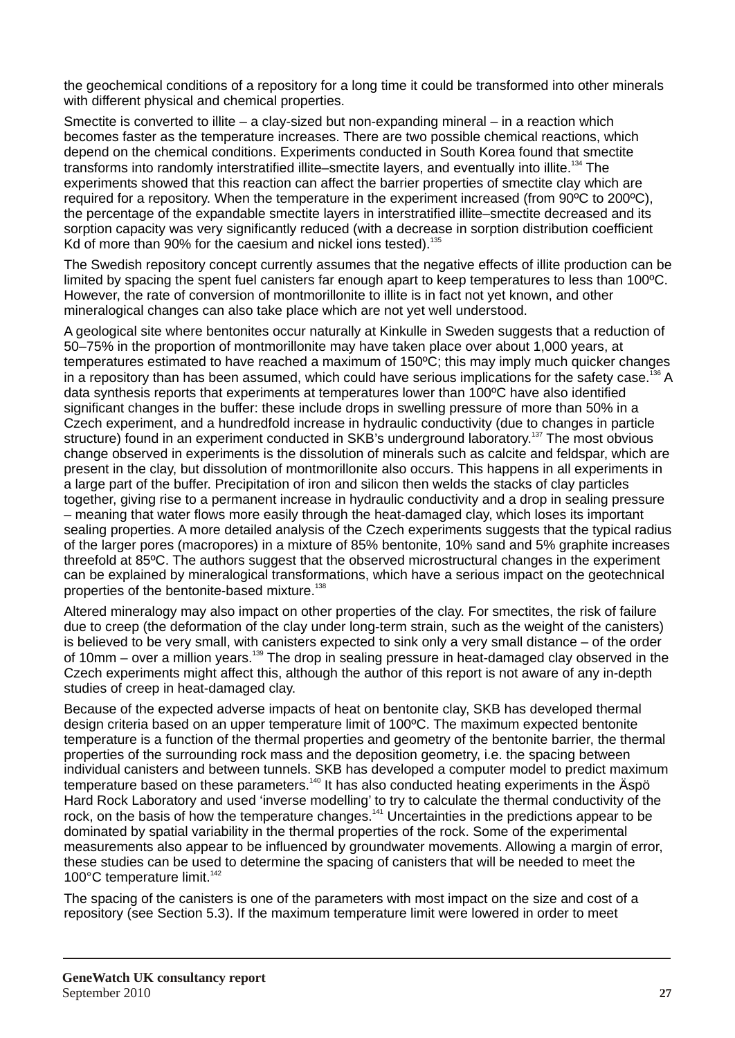the geochemical conditions of a repository for a long time it could be transformed into other minerals with different physical and chemical properties.

Smectite is converted to illite – a clay-sized but non-expanding mineral – in a reaction which becomes faster as the temperature increases. There are two possible chemical reactions, which depend on the chemical conditions. Experiments conducted in South Korea found that smectite transforms into randomly interstratified illite–smectite layers, and eventually into illite.[134] The experiments showed that this reaction can affect the barrier properties of smectite clay which are required for a repository. When the temperature in the experiment increased (from 90ºC to 200ºC), the percentage of the expandable smectite layers in interstratified illite–smectite decreased and its sorption capacity was very significantly reduced (with a decrease in sorption distribution coefficient Kd of more than 90% for the caesium and nickel ions tested).[135]

The Swedish repository concept currently assumes that the negative effects of illite production can be limited by spacing the spent fuel canisters far enough apart to keep temperatures to less than 100ºC. However, the rate of conversion of montmorillonite to illite is in fact not yet known, and other mineralogical changes can also take place which are not yet well understood.

A geological site where bentonites occur naturally at Kinkulle in Sweden suggests that a reduction of 50–75% in the proportion of montmorillonite may have taken place over about 1,000 years, at temperatures estimated to have reached a maximum of 150ºC; this may imply much quicker changes in a repository than has been assumed, which could have serious implications for the safety case.[136] A data synthesis reports that experiments at temperatures lower than 100ºC have also identified significant changes in the buffer: these include drops in swelling pressure of more than 50% in a Czech experiment, and a hundredfold increase in hydraulic conductivity (due to changes in particle structure) found in an experiment conducted in SKB's underground laboratory.[137] The most obvious change observed in experiments is the dissolution of minerals such as calcite and feldspar, which are present in the clay, but dissolution of montmorillonite also occurs. This happens in all experiments in a large part of the buffer. Precipitation of iron and silicon then welds the stacks of clay particles together, giving rise to a permanent increase in hydraulic conductivity and a drop in sealing pressure – meaning that water flows more easily through the heat-damaged clay, which loses its important sealing properties. A more detailed analysis of the Czech experiments suggests that the typical radius of the larger pores (macropores) in a mixture of 85% bentonite, 10% sand and 5% graphite increases threefold at 85ºC. The authors suggest that the observed microstructural changes in the experiment can be explained by mineralogical transformations, which have a serious impact on the geotechnical properties of the bentonite-based mixture.[138]

Altered mineralogy may also impact on other properties of the clay. For smectites, the risk of failure due to creep (the deformation of the clay under long-term strain, such as the weight of the canisters) is believed to be very small, with canisters expected to sink only a very small distance – of the order of 10mm – over a million years.[139] The drop in sealing pressure in heat-damaged clay observed in the Czech experiments might affect this, although the author of this report is not aware of any in-depth studies of creep in heat-damaged clay.

Because of the expected adverse impacts of heat on bentonite clay, SKB has developed thermal design criteria based on an upper temperature limit of 100ºC. The maximum expected bentonite temperature is a function of the thermal properties and geometry of the bentonite barrier, the thermal properties of the surrounding rock mass and the deposition geometry, i.e. the spacing between individual canisters and between tunnels. SKB has developed a computer model to predict maximum temperature based on these parameters.[140] It has also conducted heating experiments in the Äspö Hard Rock Laboratory and used 'inverse modelling' to try to calculate the thermal conductivity of the rock, on the basis of how the temperature changes.[141] Uncertainties in the predictions appear to be dominated by spatial variability in the thermal properties of the rock. Some of the experimental measurements also appear to be influenced by groundwater movements. Allowing a margin of error, these studies can be used to determine the spacing of canisters that will be needed to meet the 100°C temperature limit.[142]

The spacing of the canisters is one of the parameters with most impact on the size and cost of a repository (see Section 5.3). If the maximum temperature limit were lowered in order to meet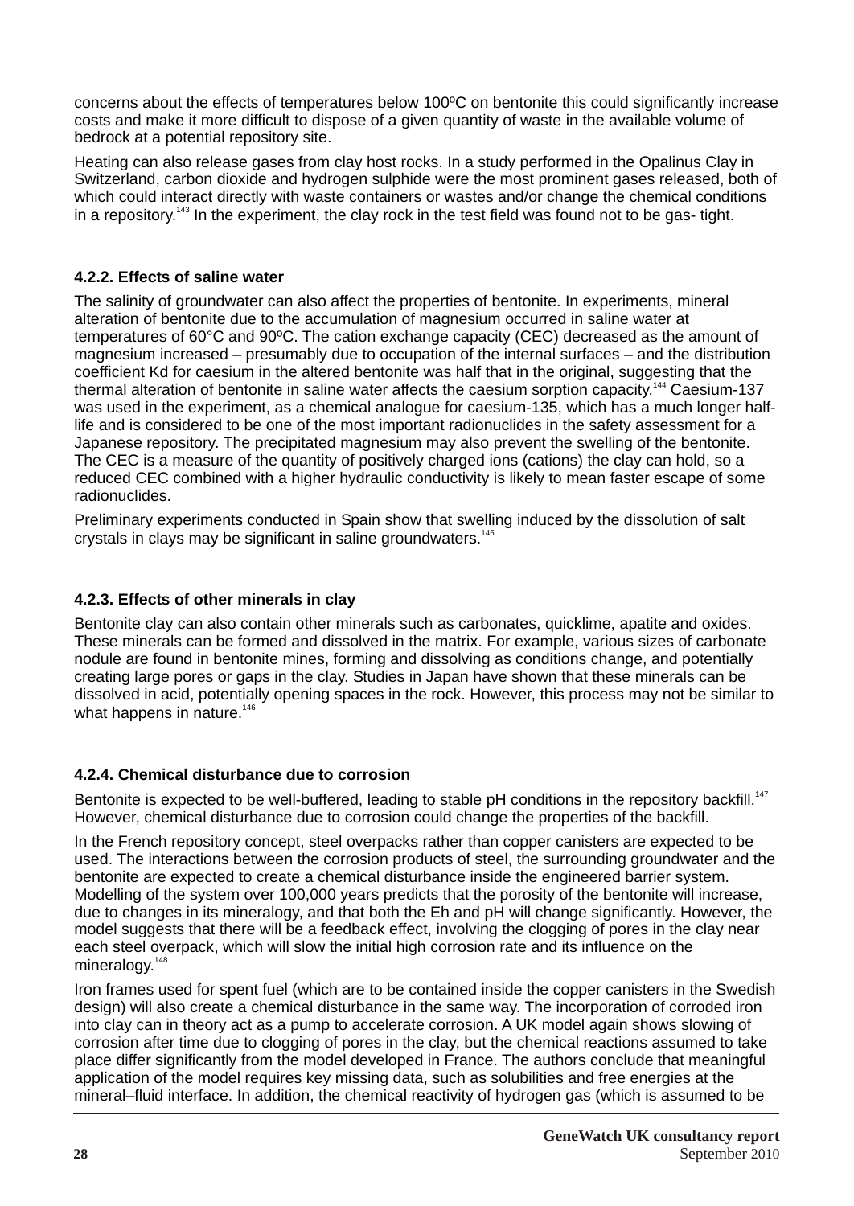concerns about the effects of temperatures below 100ºC on bentonite this could significantly increase costs and make it more difficult to dispose of a given quantity of waste in the available volume of bedrock at a potential repository site.

Heating can also release gases from clay host rocks. In a study performed in the Opalinus Clay in Switzerland, carbon dioxide and hydrogen sulphide were the most prominent gases released, both of which could interact directly with waste containers or wastes and/or change the chemical conditions in a repository.[143] In the experiment, the clay rock in the test field was found not to be gas- tight.

### 4.2.2. Effects of saline water

The salinity of groundwater can also affect the properties of bentonite. In experiments, mineral alteration of bentonite due to the accumulation of magnesium occurred in saline water at temperatures of 60°C and 90ºC. The cation exchange capacity (CEC) decreased as the amount of magnesium increased – presumably due to occupation of the internal surfaces – and the distribution coefficient Kd for caesium in the altered bentonite was half that in the original, suggesting that the thermal alteration of bentonite in saline water affects the caesium sorption capacity.[144] Caesium-137 was used in the experiment, as a chemical analogue for caesium-135, which has a much longer half-life and is considered to be one of the most important radionuclides in the safety assessment for a Japanese repository. The precipitated magnesium may also prevent the swelling of the bentonite. The CEC is a measure of the quantity of positively charged ions (cations) the clay can hold, so a reduced CEC combined with a higher hydraulic conductivity is likely to mean faster escape of some radionuclides.

Preliminary experiments conducted in Spain show that swelling induced by the dissolution of salt crystals in clays may be significant in saline groundwaters.[145]

### 4.2.3. Effects of other minerals in clay

Bentonite clay can also contain other minerals such as carbonates, quicklime, apatite and oxides. These minerals can be formed and dissolved in the matrix. For example, various sizes of carbonate nodule are found in bentonite mines, forming and dissolving as conditions change, and potentially creating large pores or gaps in the clay. Studies in Japan have shown that these minerals can be dissolved in acid, potentially opening spaces in the rock. However, this process may not be similar to what happens in nature.[146]

### 4.2.4. Chemical disturbance due to corrosion

Bentonite is expected to be well-buffered, leading to stable pH conditions in the repository backfill.[147] However, chemical disturbance due to corrosion could change the properties of the backfill.

In the French repository concept, steel overpacks rather than copper canisters are expected to be used. The interactions between the corrosion products of steel, the surrounding groundwater and the bentonite are expected to create a chemical disturbance inside the engineered barrier system. Modelling of the system over 100,000 years predicts that the porosity of the bentonite will increase, due to changes in its mineralogy, and that both the Eh and pH will change significantly. However, the model suggests that there will be a feedback effect, involving the clogging of pores in the clay near each steel overpack, which will slow the initial high corrosion rate and its influence on the mineralogy.[148]

Iron frames used for spent fuel (which are to be contained inside the copper canisters in the Swedish design) will also create a chemical disturbance in the same way. The incorporation of corroded iron into clay can in theory act as a pump to accelerate corrosion. A UK model again shows slowing of corrosion after time due to clogging of pores in the clay, but the chemical reactions assumed to take place differ significantly from the model developed in France. The authors conclude that meaningful application of the model requires key missing data, such as solubilities and free energies at the mineral–fluid interface. In addition, the chemical reactivity of hydrogen gas (which is assumed to be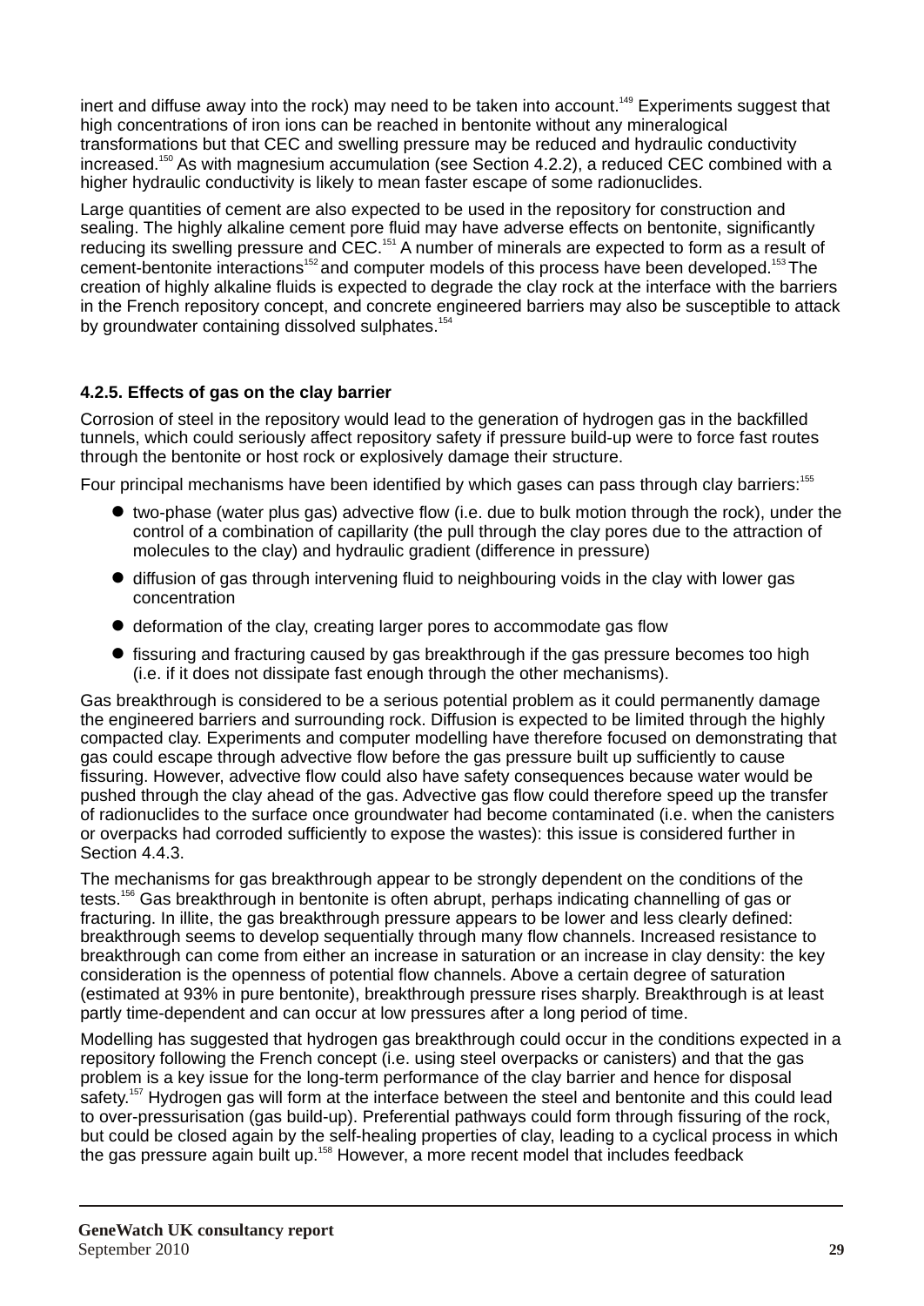inert and diffuse away into the rock) may need to be taken into account.[149] Experiments suggest that high concentrations of iron ions can be reached in bentonite without any mineralogical transformations but that CEC and swelling pressure may be reduced and hydraulic conductivity increased.[150] As with magnesium accumulation (see Section 4.2.2), a reduced CEC combined with a higher hydraulic conductivity is likely to mean faster escape of some radionuclides.

Large quantities of cement are also expected to be used in the repository for construction and sealing. The highly alkaline cement pore fluid may have adverse effects on bentonite, significantly reducing its swelling pressure and CEC.[151] A number of minerals are expected to form as a result of cement-bentonite interactions[152] and computer models of this process have been developed.[153] The creation of highly alkaline fluids is expected to degrade the clay rock at the interface with the barriers in the French repository concept, and concrete engineered barriers may also be susceptible to attack by groundwater containing dissolved sulphates.[154]

#### 4.2.5. Effects of gas on the clay barrier

Corrosion of steel in the repository would lead to the generation of hydrogen gas in the backfilled tunnels, which could seriously affect repository safety if pressure build-up were to force fast routes through the bentonite or host rock or explosively damage their structure.

Four principal mechanisms have been identified by which gases can pass through clay barriers:[155]

- two-phase (water plus gas) advective flow (i.e. due to bulk motion through the rock), under the control of a combination of capillarity (the pull through the clay pores due to the attraction of molecules to the clay) and hydraulic gradient (difference in pressure)
- diffusion of gas through intervening fluid to neighbouring voids in the clay with lower gas concentration
- deformation of the clay, creating larger pores to accommodate gas flow
- fissuring and fracturing caused by gas breakthrough if the gas pressure becomes too high (i.e. if it does not dissipate fast enough through the other mechanisms).

Gas breakthrough is considered to be a serious potential problem as it could permanently damage the engineered barriers and surrounding rock. Diffusion is expected to be limited through the highly compacted clay. Experiments and computer modelling have therefore focused on demonstrating that gas could escape through advective flow before the gas pressure built up sufficiently to cause fissuring. However, advective flow could also have safety consequences because water would be pushed through the clay ahead of the gas. Advective gas flow could therefore speed up the transfer of radionuclides to the surface once groundwater had become contaminated (i.e. when the canisters or overpacks had corroded sufficiently to expose the wastes): this issue is considered further in Section 4.4.3.

The mechanisms for gas breakthrough appear to be strongly dependent on the conditions of the tests.[156] Gas breakthrough in bentonite is often abrupt, perhaps indicating channelling of gas or fracturing. In illite, the gas breakthrough pressure appears to be lower and less clearly defined: breakthrough seems to develop sequentially through many flow channels. Increased resistance to breakthrough can come from either an increase in saturation or an increase in clay density: the key consideration is the openness of potential flow channels. Above a certain degree of saturation (estimated at 93% in pure bentonite), breakthrough pressure rises sharply. Breakthrough is at least partly time-dependent and can occur at low pressures after a long period of time.

Modelling has suggested that hydrogen gas breakthrough could occur in the conditions expected in a repository following the French concept (i.e. using steel overpacks or canisters) and that the gas problem is a key issue for the long-term performance of the clay barrier and hence for disposal safety.[157] Hydrogen gas will form at the interface between the steel and bentonite and this could lead to over-pressurisation (gas build-up). Preferential pathways could form through fissuring of the rock, but could be closed again by the self-healing properties of clay, leading to a cyclical process in which the gas pressure again built up.[158] However, a more recent model that includes feedback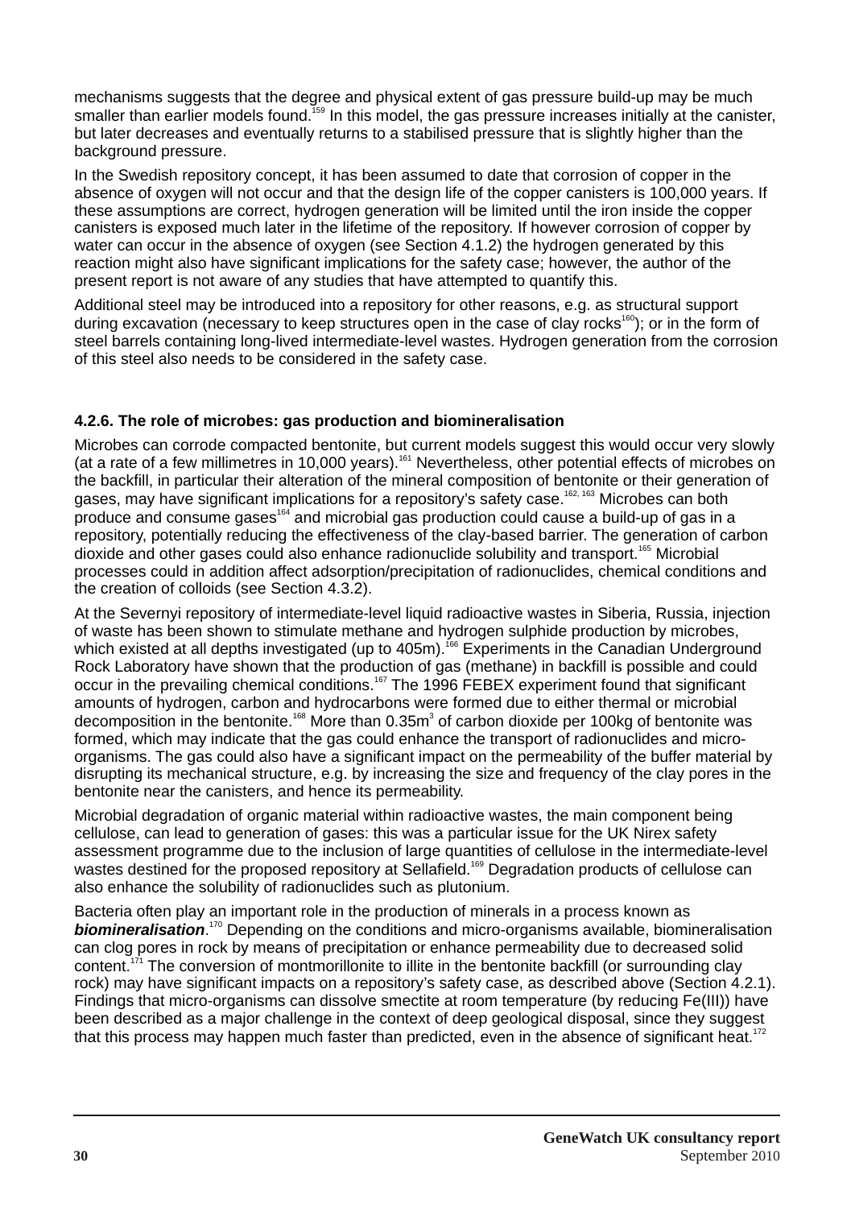mechanisms suggests that the degree and physical extent of gas pressure build-up may be much smaller than earlier models found.[159] In this model, the gas pressure increases initially at the canister, but later decreases and eventually returns to a stabilised pressure that is slightly higher than the background pressure.

In the Swedish repository concept, it has been assumed to date that corrosion of copper in the absence of oxygen will not occur and that the design life of the copper canisters is 100,000 years. If these assumptions are correct, hydrogen generation will be limited until the iron inside the copper canisters is exposed much later in the lifetime of the repository. If however corrosion of copper by water can occur in the absence of oxygen (see Section 4.1.2) the hydrogen generated by this reaction might also have significant implications for the safety case; however, the author of the present report is not aware of any studies that have attempted to quantify this.

Additional steel may be introduced into a repository for other reasons, e.g. as structural support during excavation (necessary to keep structures open in the case of clay rocks[160]); or in the form of steel barrels containing long-lived intermediate-level wastes. Hydrogen generation from the corrosion of this steel also needs to be considered in the safety case.

#### 4.2.6. The role of microbes: gas production and biomineralisation

Microbes can corrode compacted bentonite, but current models suggest this would occur very slowly (at a rate of a few millimetres in 10,000 years).[161] Nevertheless, other potential effects of microbes on the backfill, in particular their alteration of the mineral composition of bentonite or their generation of gases, may have significant implications for a repository's safety case.[162, 163] Microbes can both produce and consume gases[164] and microbial gas production could cause a build-up of gas in a repository, potentially reducing the effectiveness of the clay-based barrier. The generation of carbon dioxide and other gases could also enhance radionuclide solubility and transport.[165] Microbial processes could in addition affect adsorption/precipitation of radionuclides, chemical conditions and the creation of colloids (see Section 4.3.2).

At the Severnyi repository of intermediate-level liquid radioactive wastes in Siberia, Russia, injection of waste has been shown to stimulate methane and hydrogen sulphide production by microbes, which existed at all depths investigated (up to 405m).[166] Experiments in the Canadian Underground Rock Laboratory have shown that the production of gas (methane) in backfill is possible and could occur in the prevailing chemical conditions.[167] The 1996 FEBEX experiment found that significant amounts of hydrogen, carbon and hydrocarbons were formed due to either thermal or microbial decomposition in the bentonite.[168] More than 0.35m$^3$ of carbon dioxide per 100kg of bentonite was formed, which may indicate that the gas could enhance the transport of radionuclides and micro-organisms. The gas could also have a significant impact on the permeability of the buffer material by disrupting its mechanical structure, e.g. by increasing the size and frequency of the clay pores in the bentonite near the canisters, and hence its permeability.

Microbial degradation of organic material within radioactive wastes, the main component being cellulose, can lead to generation of gases: this was a particular issue for the UK Nirex safety assessment programme due to the inclusion of large quantities of cellulose in the intermediate-level wastes destined for the proposed repository at Sellafield.[169] Degradation products of cellulose can also enhance the solubility of radionuclides such as plutonium.

Bacteria often play an important role in the production of minerals in a process known as ***biomineralisation***.[170] Depending on the conditions and micro-organisms available, biomineralisation can clog pores in rock by means of precipitation or enhance permeability due to decreased solid content.[171] The conversion of montmorillonite to illite in the bentonite backfill (or surrounding clay rock) may have significant impacts on a repository's safety case, as described above (Section 4.2.1). Findings that micro-organisms can dissolve smectite at room temperature (by reducing Fe(III)) have been described as a major challenge in the context of deep geological disposal, since they suggest that this process may happen much faster than predicted, even in the absence of significant heat.[172]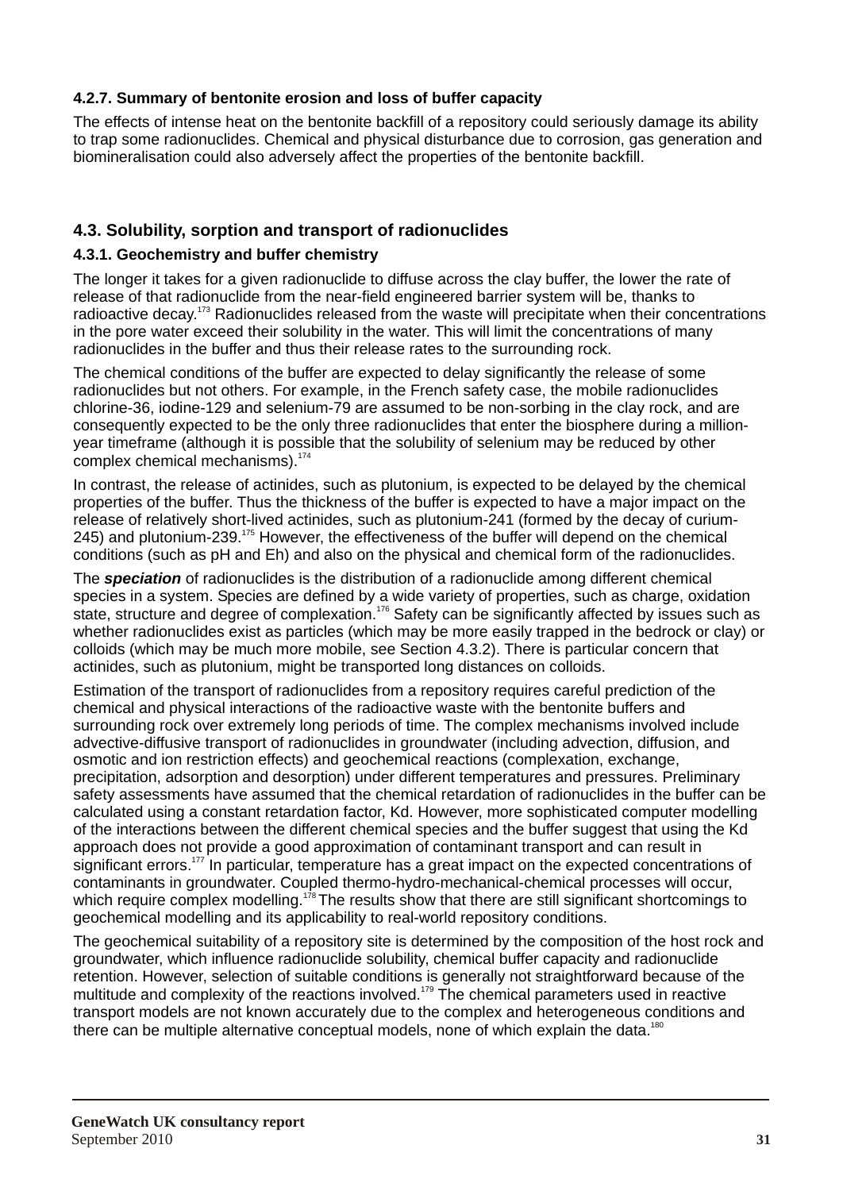#### 4.2.7. Summary of bentonite erosion and loss of buffer capacity

The effects of intense heat on the bentonite backfill of a repository could seriously damage its ability to trap some radionuclides. Chemical and physical disturbance due to corrosion, gas generation and biomineralisation could also adversely affect the properties of the bentonite backfill.

### 4.3. Solubility, sorption and transport of radionuclides

#### 4.3.1. Geochemistry and buffer chemistry

The longer it takes for a given radionuclide to diffuse across the clay buffer, the lower the rate of release of that radionuclide from the near-field engineered barrier system will be, thanks to radioactive decay.[173] Radionuclides released from the waste will precipitate when their concentrations in the pore water exceed their solubility in the water. This will limit the concentrations of many radionuclides in the buffer and thus their release rates to the surrounding rock.

The chemical conditions of the buffer are expected to delay significantly the release of some radionuclides but not others. For example, in the French safety case, the mobile radionuclides chlorine-36, iodine-129 and selenium-79 are assumed to be non-sorbing in the clay rock, and are consequently expected to be the only three radionuclides that enter the biosphere during a million-year timeframe (although it is possible that the solubility of selenium may be reduced by other complex chemical mechanisms).[174]

In contrast, the release of actinides, such as plutonium, is expected to be delayed by the chemical properties of the buffer. Thus the thickness of the buffer is expected to have a major impact on the release of relatively short-lived actinides, such as plutonium-241 (formed by the decay of curium-245) and plutonium-239.[175] However, the effectiveness of the buffer will depend on the chemical conditions (such as pH and Eh) and also on the physical and chemical form of the radionuclides.

The ***speciation*** of radionuclides is the distribution of a radionuclide among different chemical species in a system. Species are defined by a wide variety of properties, such as charge, oxidation state, structure and degree of complexation.[176] Safety can be significantly affected by issues such as whether radionuclides exist as particles (which may be more easily trapped in the bedrock or clay) or colloids (which may be much more mobile, see Section 4.3.2). There is particular concern that actinides, such as plutonium, might be transported long distances on colloids.

Estimation of the transport of radionuclides from a repository requires careful prediction of the chemical and physical interactions of the radioactive waste with the bentonite buffers and surrounding rock over extremely long periods of time. The complex mechanisms involved include advective-diffusive transport of radionuclides in groundwater (including advection, diffusion, and osmotic and ion restriction effects) and geochemical reactions (complexation, exchange, precipitation, adsorption and desorption) under different temperatures and pressures. Preliminary safety assessments have assumed that the chemical retardation of radionuclides in the buffer can be calculated using a constant retardation factor, Kd. However, more sophisticated computer modelling of the interactions between the different chemical species and the buffer suggest that using the Kd approach does not provide a good approximation of contaminant transport and can result in significant errors.[177] In particular, temperature has a great impact on the expected concentrations of contaminants in groundwater. Coupled thermo-hydro-mechanical-chemical processes will occur, which require complex modelling.[178] The results show that there are still significant shortcomings to geochemical modelling and its applicability to real-world repository conditions.

The geochemical suitability of a repository site is determined by the composition of the host rock and groundwater, which influence radionuclide solubility, chemical buffer capacity and radionuclide retention. However, selection of suitable conditions is generally not straightforward because of the multitude and complexity of the reactions involved.[179] The chemical parameters used in reactive transport models are not known accurately due to the complex and heterogeneous conditions and there can be multiple alternative conceptual models, none of which explain the data.[180]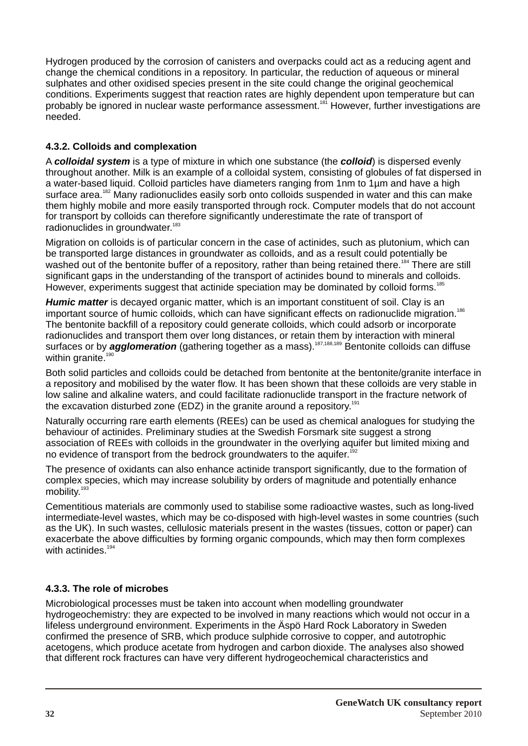Hydrogen produced by the corrosion of canisters and overpacks could act as a reducing agent and change the chemical conditions in a repository. In particular, the reduction of aqueous or mineral sulphates and other oxidised species present in the site could change the original geochemical conditions. Experiments suggest that reaction rates are highly dependent upon temperature but can probably be ignored in nuclear waste performance assessment.[181] However, further investigations are needed.

### 4.3.2. Colloids and complexation

A ***colloidal system*** is a type of mixture in which one substance (the ***colloid***) is dispersed evenly throughout another. Milk is an example of a colloidal system, consisting of globules of fat dispersed in a water-based liquid. Colloid particles have diameters ranging from 1nm to 1µm and have a high surface area.[182] Many radionuclides easily sorb onto colloids suspended in water and this can make them highly mobile and more easily transported through rock. Computer models that do not account for transport by colloids can therefore significantly underestimate the rate of transport of radionuclides in groundwater.[183]

Migration on colloids is of particular concern in the case of actinides, such as plutonium, which can be transported large distances in groundwater as colloids, and as a result could potentially be washed out of the bentonite buffer of a repository, rather than being retained there.[184] There are still significant gaps in the understanding of the transport of actinides bound to minerals and colloids. However, experiments suggest that actinide speciation may be dominated by colloid forms.[185]

***Humic matter*** is decayed organic matter, which is an important constituent of soil. Clay is an important source of humic colloids, which can have significant effects on radionuclide migration.[186] The bentonite backfill of a repository could generate colloids, which could adsorb or incorporate radionuclides and transport them over long distances, or retain them by interaction with mineral surfaces or by ***agglomeration*** (gathering together as a mass).[187,188,189] Bentonite colloids can diffuse within granite.[190]

Both solid particles and colloids could be detached from bentonite at the bentonite/granite interface in a repository and mobilised by the water flow. It has been shown that these colloids are very stable in low saline and alkaline waters, and could facilitate radionuclide transport in the fracture network of the excavation disturbed zone (EDZ) in the granite around a repository.[191]

Naturally occurring rare earth elements (REEs) can be used as chemical analogues for studying the behaviour of actinides. Preliminary studies at the Swedish Forsmark site suggest a strong association of REEs with colloids in the groundwater in the overlying aquifer but limited mixing and no evidence of transport from the bedrock groundwaters to the aquifer.[192]

The presence of oxidants can also enhance actinide transport significantly, due to the formation of complex species, which may increase solubility by orders of magnitude and potentially enhance mobility.[193]

Cementitious materials are commonly used to stabilise some radioactive wastes, such as long-lived intermediate-level wastes, which may be co-disposed with high-level wastes in some countries (such as the UK). In such wastes, cellulosic materials present in the wastes (tissues, cotton or paper) can exacerbate the above difficulties by forming organic compounds, which may then form complexes with actinides.[194]

### 4.3.3. The role of microbes

Microbiological processes must be taken into account when modelling groundwater hydrogeochemistry: they are expected to be involved in many reactions which would not occur in a lifeless underground environment. Experiments in the Äspö Hard Rock Laboratory in Sweden confirmed the presence of SRB, which produce sulphide corrosive to copper, and autotrophic acetogens, which produce acetate from hydrogen and carbon dioxide. The analyses also showed that different rock fractures can have very different hydrogeochemical characteristics and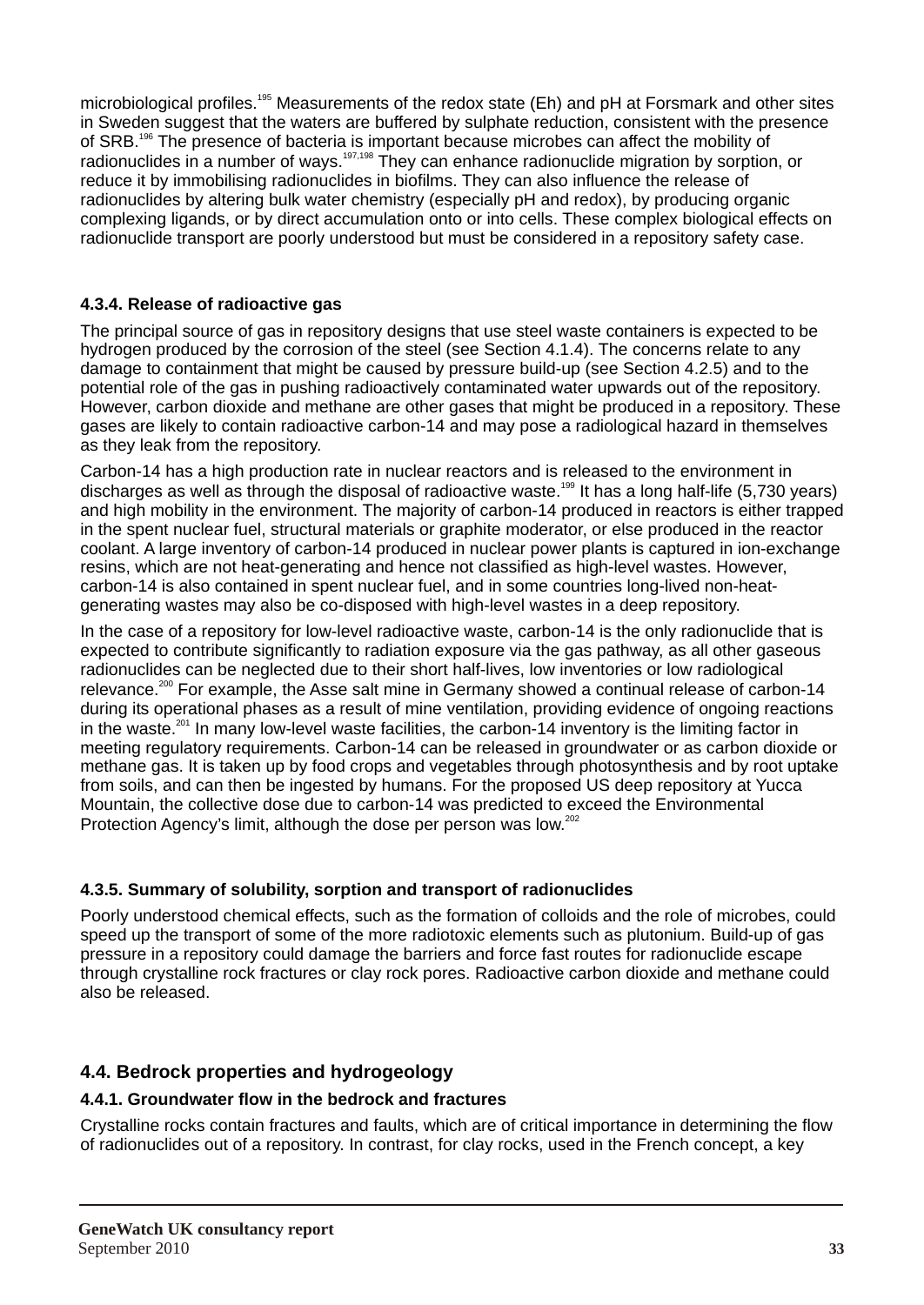microbiological profiles.[195] Measurements of the redox state (Eh) and pH at Forsmark and other sites in Sweden suggest that the waters are buffered by sulphate reduction, consistent with the presence of SRB.[196] The presence of bacteria is important because microbes can affect the mobility of radionuclides in a number of ways.[197,198] They can enhance radionuclide migration by sorption, or reduce it by immobilising radionuclides in biofilms. They can also influence the release of radionuclides by altering bulk water chemistry (especially pH and redox), by producing organic complexing ligands, or by direct accumulation onto or into cells. These complex biological effects on radionuclide transport are poorly understood but must be considered in a repository safety case.

#### 4.3.4. Release of radioactive gas

The principal source of gas in repository designs that use steel waste containers is expected to be hydrogen produced by the corrosion of the steel (see Section 4.1.4). The concerns relate to any damage to containment that might be caused by pressure build-up (see Section 4.2.5) and to the potential role of the gas in pushing radioactively contaminated water upwards out of the repository. However, carbon dioxide and methane are other gases that might be produced in a repository. These gases are likely to contain radioactive carbon-14 and may pose a radiological hazard in themselves as they leak from the repository.

Carbon-14 has a high production rate in nuclear reactors and is released to the environment in discharges as well as through the disposal of radioactive waste.[199] It has a long half-life (5,730 years) and high mobility in the environment. The majority of carbon-14 produced in reactors is either trapped in the spent nuclear fuel, structural materials or graphite moderator, or else produced in the reactor coolant. A large inventory of carbon-14 produced in nuclear power plants is captured in ion-exchange resins, which are not heat-generating and hence not classified as high-level wastes. However, carbon-14 is also contained in spent nuclear fuel, and in some countries long-lived non-heat-generating wastes may also be co-disposed with high-level wastes in a deep repository.

In the case of a repository for low-level radioactive waste, carbon-14 is the only radionuclide that is expected to contribute significantly to radiation exposure via the gas pathway, as all other gaseous radionuclides can be neglected due to their short half-lives, low inventories or low radiological relevance.[200] For example, the Asse salt mine in Germany showed a continual release of carbon-14 during its operational phases as a result of mine ventilation, providing evidence of ongoing reactions in the waste.[201] In many low-level waste facilities, the carbon-14 inventory is the limiting factor in meeting regulatory requirements. Carbon-14 can be released in groundwater or as carbon dioxide or methane gas. It is taken up by food crops and vegetables through photosynthesis and by root uptake from soils, and can then be ingested by humans. For the proposed US deep repository at Yucca Mountain, the collective dose due to carbon-14 was predicted to exceed the Environmental Protection Agency's limit, although the dose per person was low.[202]

#### 4.3.5. Summary of solubility, sorption and transport of radionuclides

Poorly understood chemical effects, such as the formation of colloids and the role of microbes, could speed up the transport of some of the more radiotoxic elements such as plutonium. Build-up of gas pressure in a repository could damage the barriers and force fast routes for radionuclide escape through crystalline rock fractures or clay rock pores. Radioactive carbon dioxide and methane could also be released.

### 4.4. Bedrock properties and hydrogeology

#### 4.4.1. Groundwater flow in the bedrock and fractures

Crystalline rocks contain fractures and faults, which are of critical importance in determining the flow of radionuclides out of a repository. In contrast, for clay rocks, used in the French concept, a key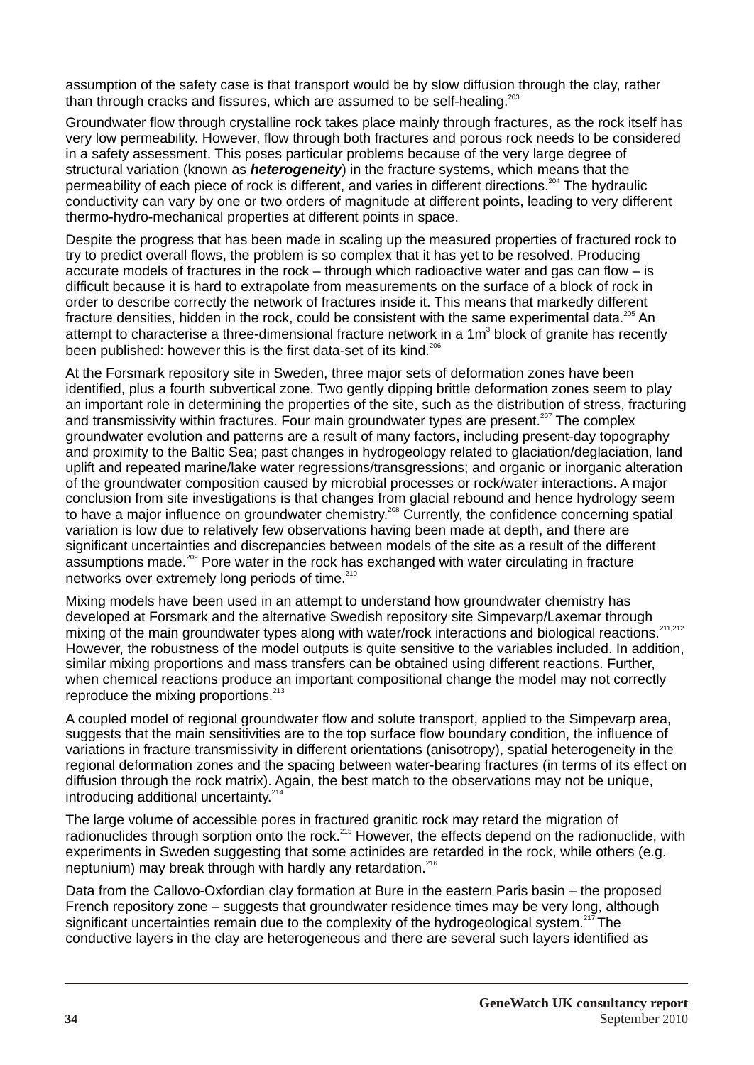assumption of the safety case is that transport would be by slow diffusion through the clay, rather than through cracks and fissures, which are assumed to be self-healing.[203]

Groundwater flow through crystalline rock takes place mainly through fractures, as the rock itself has very low permeability. However, flow through both fractures and porous rock needs to be considered in a safety assessment. This poses particular problems because of the very large degree of structural variation (known as ***heterogeneity***) in the fracture systems, which means that the permeability of each piece of rock is different, and varies in different directions.[204] The hydraulic conductivity can vary by one or two orders of magnitude at different points, leading to very different thermo-hydro-mechanical properties at different points in space.

Despite the progress that has been made in scaling up the measured properties of fractured rock to try to predict overall flows, the problem is so complex that it has yet to be resolved. Producing accurate models of fractures in the rock – through which radioactive water and gas can flow – is difficult because it is hard to extrapolate from measurements on the surface of a block of rock in order to describe correctly the network of fractures inside it. This means that markedly different fracture densities, hidden in the rock, could be consistent with the same experimental data.[205] An attempt to characterise a three-dimensional fracture network in a $1m^3$ block of granite has recently been published: however this is the first data-set of its kind.[206]

At the Forsmark repository site in Sweden, three major sets of deformation zones have been identified, plus a fourth subvertical zone. Two gently dipping brittle deformation zones seem to play an important role in determining the properties of the site, such as the distribution of stress, fracturing and transmissivity within fractures. Four main groundwater types are present.[207] The complex groundwater evolution and patterns are a result of many factors, including present-day topography and proximity to the Baltic Sea; past changes in hydrogeology related to glaciation/deglaciation, land uplift and repeated marine/lake water regressions/transgressions; and organic or inorganic alteration of the groundwater composition caused by microbial processes or rock/water interactions. A major conclusion from site investigations is that changes from glacial rebound and hence hydrology seem to have a major influence on groundwater chemistry.[208] Currently, the confidence concerning spatial variation is low due to relatively few observations having been made at depth, and there are significant uncertainties and discrepancies between models of the site as a result of the different assumptions made.[209] Pore water in the rock has exchanged with water circulating in fracture networks over extremely long periods of time.[210]

Mixing models have been used in an attempt to understand how groundwater chemistry has developed at Forsmark and the alternative Swedish repository site Simpevarp/Laxemar through mixing of the main groundwater types along with water/rock interactions and biological reactions.[211,212] However, the robustness of the model outputs is quite sensitive to the variables included. In addition, similar mixing proportions and mass transfers can be obtained using different reactions. Further, when chemical reactions produce an important compositional change the model may not correctly reproduce the mixing proportions.[213]

A coupled model of regional groundwater flow and solute transport, applied to the Simpevarp area, suggests that the main sensitivities are to the top surface flow boundary condition, the influence of variations in fracture transmissivity in different orientations (anisotropy), spatial heterogeneity in the regional deformation zones and the spacing between water-bearing fractures (in terms of its effect on diffusion through the rock matrix). Again, the best match to the observations may not be unique, introducing additional uncertainty.[214]

The large volume of accessible pores in fractured granitic rock may retard the migration of radionuclides through sorption onto the rock.[215] However, the effects depend on the radionuclide, with experiments in Sweden suggesting that some actinides are retarded in the rock, while others (e.g. neptunium) may break through with hardly any retardation.[216]

Data from the Callovo-Oxfordian clay formation at Bure in the eastern Paris basin – the proposed French repository zone – suggests that groundwater residence times may be very long, although significant uncertainties remain due to the complexity of the hydrogeological system.[217] The conductive layers in the clay are heterogeneous and there are several such layers identified as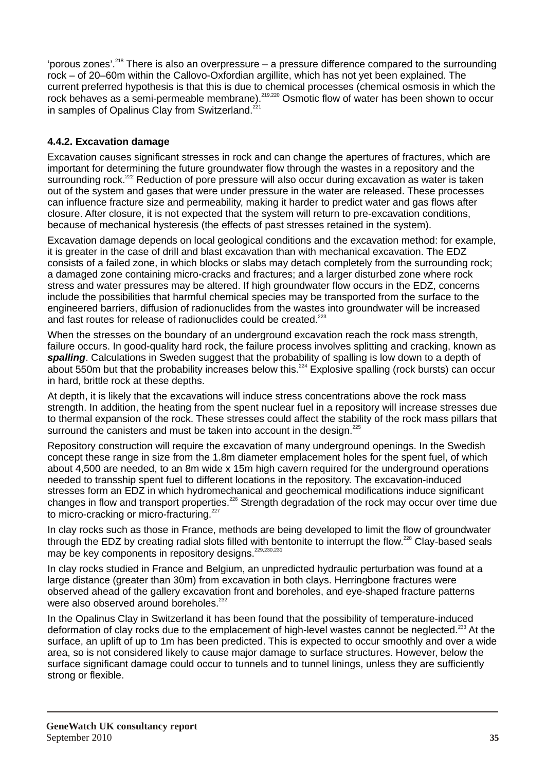'porous zones'.[218] There is also an overpressure – a pressure difference compared to the surrounding rock – of 20–60m within the Callovo-Oxfordian argillite, which has not yet been explained. The current preferred hypothesis is that this is due to chemical processes (chemical osmosis in which the rock behaves as a semi-permeable membrane).[219,220] Osmotic flow of water has been shown to occur in samples of Opalinus Clay from Switzerland.[221]

#### 4.4.2. Excavation damage

Excavation causes significant stresses in rock and can change the apertures of fractures, which are important for determining the future groundwater flow through the wastes in a repository and the surrounding rock.[222] Reduction of pore pressure will also occur during excavation as water is taken out of the system and gases that were under pressure in the water are released. These processes can influence fracture size and permeability, making it harder to predict water and gas flows after closure. After closure, it is not expected that the system will return to pre-excavation conditions, because of mechanical hysteresis (the effects of past stresses retained in the system).

Excavation damage depends on local geological conditions and the excavation method: for example, it is greater in the case of drill and blast excavation than with mechanical excavation. The EDZ consists of a failed zone, in which blocks or slabs may detach completely from the surrounding rock; a damaged zone containing micro-cracks and fractures; and a larger disturbed zone where rock stress and water pressures may be altered. If high groundwater flow occurs in the EDZ, concerns include the possibilities that harmful chemical species may be transported from the surface to the engineered barriers, diffusion of radionuclides from the wastes into groundwater will be increased and fast routes for release of radionuclides could be created.[223]

When the stresses on the boundary of an underground excavation reach the rock mass strength, failure occurs. In good-quality hard rock, the failure process involves splitting and cracking, known as ***spalling***. Calculations in Sweden suggest that the probability of spalling is low down to a depth of about 550m but that the probability increases below this.[224] Explosive spalling (rock bursts) can occur in hard, brittle rock at these depths.

At depth, it is likely that the excavations will induce stress concentrations above the rock mass strength. In addition, the heating from the spent nuclear fuel in a repository will increase stresses due to thermal expansion of the rock. These stresses could affect the stability of the rock mass pillars that surround the canisters and must be taken into account in the design.[225]

Repository construction will require the excavation of many underground openings. In the Swedish concept these range in size from the 1.8m diameter emplacement holes for the spent fuel, of which about 4,500 are needed, to an 8m wide x 15m high cavern required for the underground operations needed to transship spent fuel to different locations in the repository. The excavation-induced stresses form an EDZ in which hydromechanical and geochemical modifications induce significant changes in flow and transport properties.[226] Strength degradation of the rock may occur over time due to micro-cracking or micro-fracturing.[227]

In clay rocks such as those in France, methods are being developed to limit the flow of groundwater through the EDZ by creating radial slots filled with bentonite to interrupt the flow.[228] Clay-based seals may be key components in repository designs.[229,230,231]

In clay rocks studied in France and Belgium, an unpredicted hydraulic perturbation was found at a large distance (greater than 30m) from excavation in both clays. Herringbone fractures were observed ahead of the gallery excavation front and boreholes, and eye-shaped fracture patterns were also observed around boreholes.[232]

In the Opalinus Clay in Switzerland it has been found that the possibility of temperature-induced deformation of clay rocks due to the emplacement of high-level wastes cannot be neglected.[233] At the surface, an uplift of up to 1m has been predicted. This is expected to occur smoothly and over a wide area, so is not considered likely to cause major damage to surface structures. However, below the surface significant damage could occur to tunnels and to tunnel linings, unless they are sufficiently strong or flexible.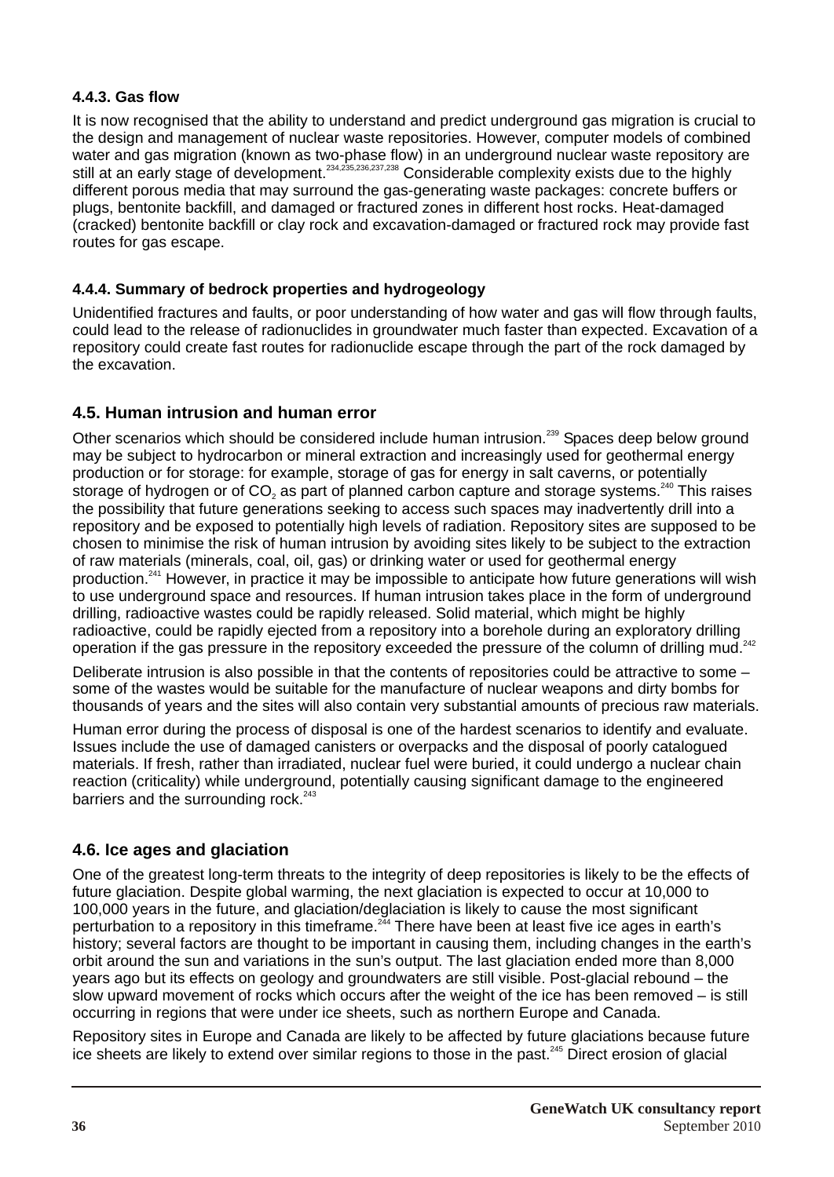#### 4.4.3. Gas flow

It is now recognised that the ability to understand and predict underground gas migration is crucial to the design and management of nuclear waste repositories. However, computer models of combined water and gas migration (known as two-phase flow) in an underground nuclear waste repository are still at an early stage of development.[234,235,236,237,238] Considerable complexity exists due to the highly different porous media that may surround the gas-generating waste packages: concrete buffers or plugs, bentonite backfill, and damaged or fractured zones in different host rocks. Heat-damaged (cracked) bentonite backfill or clay rock and excavation-damaged or fractured rock may provide fast routes for gas escape.

#### 4.4.4. Summary of bedrock properties and hydrogeology

Unidentified fractures and faults, or poor understanding of how water and gas will flow through faults, could lead to the release of radionuclides in groundwater much faster than expected. Excavation of a repository could create fast routes for radionuclide escape through the part of the rock damaged by the excavation.

### 4.5. Human intrusion and human error

Other scenarios which should be considered include human intrusion.[239] Spaces deep below ground may be subject to hydrocarbon or mineral extraction and increasingly used for geothermal energy production or for storage: for example, storage of gas for energy in salt caverns, or potentially storage of hydrogen or of $CO_2$ as part of planned carbon capture and storage systems.[240] This raises the possibility that future generations seeking to access such spaces may inadvertently drill into a repository and be exposed to potentially high levels of radiation. Repository sites are supposed to be chosen to minimise the risk of human intrusion by avoiding sites likely to be subject to the extraction of raw materials (minerals, coal, oil, gas) or drinking water or used for geothermal energy production.[241] However, in practice it may be impossible to anticipate how future generations will wish to use underground space and resources. If human intrusion takes place in the form of underground drilling, radioactive wastes could be rapidly released. Solid material, which might be highly radioactive, could be rapidly ejected from a repository into a borehole during an exploratory drilling operation if the gas pressure in the repository exceeded the pressure of the column of drilling mud.[242]

Deliberate intrusion is also possible in that the contents of repositories could be attractive to some – some of the wastes would be suitable for the manufacture of nuclear weapons and dirty bombs for thousands of years and the sites will also contain very substantial amounts of precious raw materials.

Human error during the process of disposal is one of the hardest scenarios to identify and evaluate. Issues include the use of damaged canisters or overpacks and the disposal of poorly catalogued materials. If fresh, rather than irradiated, nuclear fuel were buried, it could undergo a nuclear chain reaction (criticality) while underground, potentially causing significant damage to the engineered barriers and the surrounding rock.[243]

### 4.6. Ice ages and glaciation

One of the greatest long-term threats to the integrity of deep repositories is likely to be the effects of future glaciation. Despite global warming, the next glaciation is expected to occur at 10,000 to 100,000 years in the future, and glaciation/deglaciation is likely to cause the most significant perturbation to a repository in this timeframe.[244] There have been at least five ice ages in earth's history; several factors are thought to be important in causing them, including changes in the earth's orbit around the sun and variations in the sun's output. The last glaciation ended more than 8,000 years ago but its effects on geology and groundwaters are still visible. Post-glacial rebound – the slow upward movement of rocks which occurs after the weight of the ice has been removed – is still occurring in regions that were under ice sheets, such as northern Europe and Canada.

Repository sites in Europe and Canada are likely to be affected by future glaciations because future ice sheets are likely to extend over similar regions to those in the past.[245] Direct erosion of glacial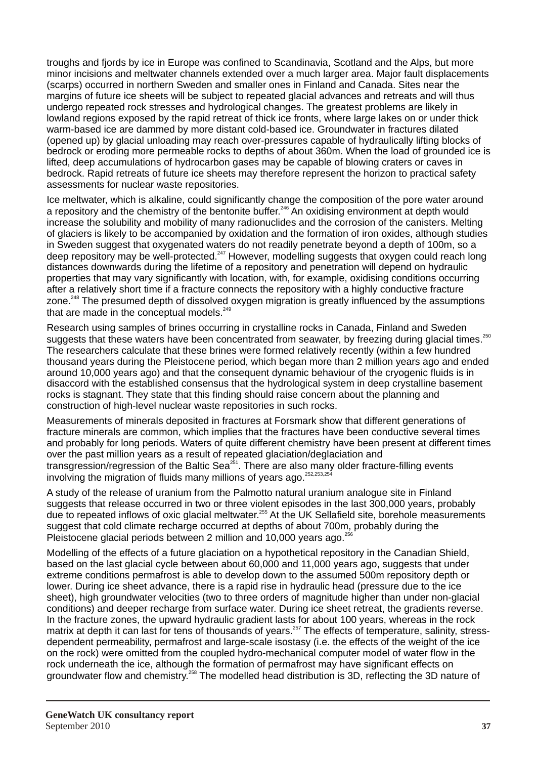troughs and fjords by ice in Europe was confined to Scandinavia, Scotland and the Alps, but more minor incisions and meltwater channels extended over a much larger area. Major fault displacements (scarps) occurred in northern Sweden and smaller ones in Finland and Canada. Sites near the margins of future ice sheets will be subject to repeated glacial advances and retreats and will thus undergo repeated rock stresses and hydrological changes. The greatest problems are likely in lowland regions exposed by the rapid retreat of thick ice fronts, where large lakes on or under thick warm-based ice are dammed by more distant cold-based ice. Groundwater in fractures dilated (opened up) by glacial unloading may reach over-pressures capable of hydraulically lifting blocks of bedrock or eroding more permeable rocks to depths of about 360m. When the load of grounded ice is lifted, deep accumulations of hydrocarbon gases may be capable of blowing craters or caves in bedrock. Rapid retreats of future ice sheets may therefore represent the horizon to practical safety assessments for nuclear waste repositories.

Ice meltwater, which is alkaline, could significantly change the composition of the pore water around a repository and the chemistry of the bentonite buffer.[246] An oxidising environment at depth would increase the solubility and mobility of many radionuclides and the corrosion of the canisters. Melting of glaciers is likely to be accompanied by oxidation and the formation of iron oxides, although studies in Sweden suggest that oxygenated waters do not readily penetrate beyond a depth of 100m, so a deep repository may be well-protected.[247] However, modelling suggests that oxygen could reach long distances downwards during the lifetime of a repository and penetration will depend on hydraulic properties that may vary significantly with location, with, for example, oxidising conditions occurring after a relatively short time if a fracture connects the repository with a highly conductive fracture zone.[248] The presumed depth of dissolved oxygen migration is greatly influenced by the assumptions that are made in the conceptual models.[249]

Research using samples of brines occurring in crystalline rocks in Canada, Finland and Sweden suggests that these waters have been concentrated from seawater, by freezing during glacial times.[250] The researchers calculate that these brines were formed relatively recently (within a few hundred thousand years during the Pleistocene period, which began more than 2 million years ago and ended around 10,000 years ago) and that the consequent dynamic behaviour of the cryogenic fluids is in disaccord with the established consensus that the hydrological system in deep crystalline basement rocks is stagnant. They state that this finding should raise concern about the planning and construction of high-level nuclear waste repositories in such rocks.

Measurements of minerals deposited in fractures at Forsmark show that different generations of fracture minerals are common, which implies that the fractures have been conductive several times and probably for long periods. Waters of quite different chemistry have been present at different times over the past million years as a result of repeated glaciation/deglaciation and transgression/regression of the Baltic Sea[251]. There are also many older fracture-filling events involving the migration of fluids many millions of years ago.[252,253,254]

A study of the release of uranium from the Palmotto natural uranium analogue site in Finland suggests that release occurred in two or three violent episodes in the last 300,000 years, probably due to repeated inflows of oxic glacial meltwater.[255] At the UK Sellafield site, borehole measurements suggest that cold climate recharge occurred at depths of about 700m, probably during the Pleistocene glacial periods between 2 million and 10,000 years ago.[256]

Modelling of the effects of a future glaciation on a hypothetical repository in the Canadian Shield, based on the last glacial cycle between about 60,000 and 11,000 years ago, suggests that under extreme conditions permafrost is able to develop down to the assumed 500m repository depth or lower. During ice sheet advance, there is a rapid rise in hydraulic head (pressure due to the ice sheet), high groundwater velocities (two to three orders of magnitude higher than under non-glacial conditions) and deeper recharge from surface water. During ice sheet retreat, the gradients reverse. In the fracture zones, the upward hydraulic gradient lasts for about 100 years, whereas in the rock matrix at depth it can last for tens of thousands of years.[257] The effects of temperature, salinity, stress-dependent permeability, permafrost and large-scale isostasy (i.e. the effects of the weight of the ice on the rock) were omitted from the coupled hydro-mechanical computer model of water flow in the rock underneath the ice, although the formation of permafrost may have significant effects on groundwater flow and chemistry.[258] The modelled head distribution is 3D, reflecting the 3D nature of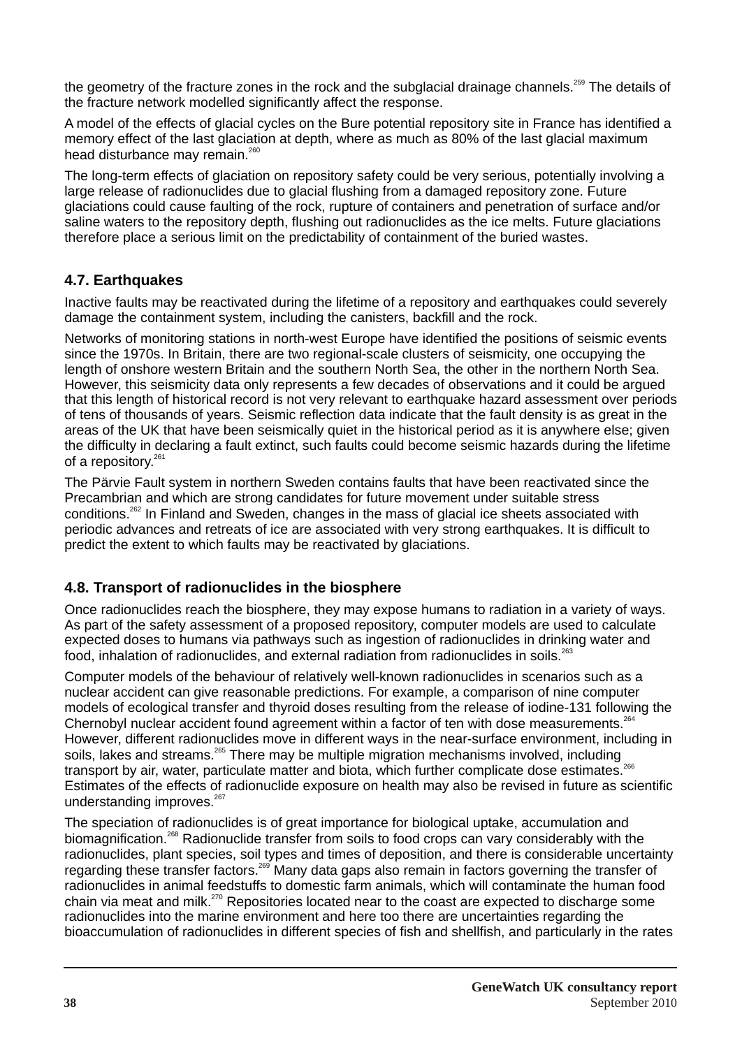the geometry of the fracture zones in the rock and the subglacial drainage channels.[259] The details of the fracture network modelled significantly affect the response.

A model of the effects of glacial cycles on the Bure potential repository site in France has identified a memory effect of the last glaciation at depth, where as much as 80% of the last glacial maximum head disturbance may remain.[260]

The long-term effects of glaciation on repository safety could be very serious, potentially involving a large release of radionuclides due to glacial flushing from a damaged repository zone. Future glaciations could cause faulting of the rock, rupture of containers and penetration of surface and/or saline waters to the repository depth, flushing out radionuclides as the ice melts. Future glaciations therefore place a serious limit on the predictability of containment of the buried wastes.

### 4.7. Earthquakes

Inactive faults may be reactivated during the lifetime of a repository and earthquakes could severely damage the containment system, including the canisters, backfill and the rock.

Networks of monitoring stations in north-west Europe have identified the positions of seismic events since the 1970s. In Britain, there are two regional-scale clusters of seismicity, one occupying the length of onshore western Britain and the southern North Sea, the other in the northern North Sea. However, this seismicity data only represents a few decades of observations and it could be argued that this length of historical record is not very relevant to earthquake hazard assessment over periods of tens of thousands of years. Seismic reflection data indicate that the fault density is as great in the areas of the UK that have been seismically quiet in the historical period as it is anywhere else; given the difficulty in declaring a fault extinct, such faults could become seismic hazards during the lifetime of a repository.[261]

The Pärvie Fault system in northern Sweden contains faults that have been reactivated since the Precambrian and which are strong candidates for future movement under suitable stress conditions.[262] In Finland and Sweden, changes in the mass of glacial ice sheets associated with periodic advances and retreats of ice are associated with very strong earthquakes. It is difficult to predict the extent to which faults may be reactivated by glaciations.

### 4.8. Transport of radionuclides in the biosphere

Once radionuclides reach the biosphere, they may expose humans to radiation in a variety of ways. As part of the safety assessment of a proposed repository, computer models are used to calculate expected doses to humans via pathways such as ingestion of radionuclides in drinking water and food, inhalation of radionuclides, and external radiation from radionuclides in soils.[263]

Computer models of the behaviour of relatively well-known radionuclides in scenarios such as a nuclear accident can give reasonable predictions. For example, a comparison of nine computer models of ecological transfer and thyroid doses resulting from the release of iodine-131 following the Chernobyl nuclear accident found agreement within a factor of ten with dose measurements.[264] However, different radionuclides move in different ways in the near-surface environment, including in soils, lakes and streams.[265] There may be multiple migration mechanisms involved, including transport by air, water, particulate matter and biota, which further complicate dose estimates.[266] Estimates of the effects of radionuclide exposure on health may also be revised in future as scientific understanding improves.[267]

The speciation of radionuclides is of great importance for biological uptake, accumulation and biomagnification.[268] Radionuclide transfer from soils to food crops can vary considerably with the radionuclides, plant species, soil types and times of deposition, and there is considerable uncertainty regarding these transfer factors.[269] Many data gaps also remain in factors governing the transfer of radionuclides in animal feedstuffs to domestic farm animals, which will contaminate the human food chain via meat and milk.[270] Repositories located near to the coast are expected to discharge some radionuclides into the marine environment and here too there are uncertainties regarding the bioaccumulation of radionuclides in different species of fish and shellfish, and particularly in the rates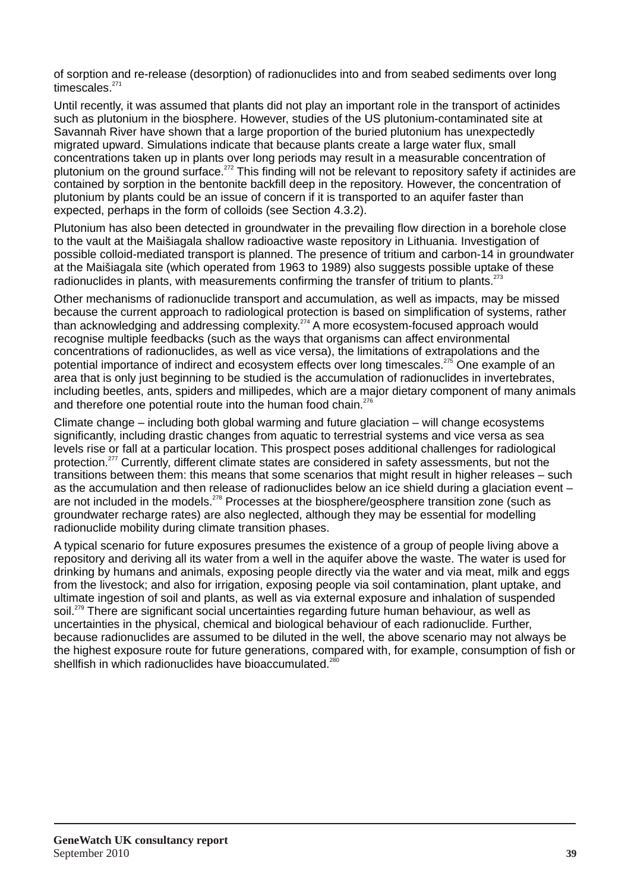of sorption and re-release (desorption) of radionuclides into and from seabed sediments over long timescales.[271]

Until recently, it was assumed that plants did not play an important role in the transport of actinides such as plutonium in the biosphere. However, studies of the US plutonium-contaminated site at Savannah River have shown that a large proportion of the buried plutonium has unexpectedly migrated upward. Simulations indicate that because plants create a large water flux, small concentrations taken up in plants over long periods may result in a measurable concentration of plutonium on the ground surface.[272] This finding will not be relevant to repository safety if actinides are contained by sorption in the bentonite backfill deep in the repository. However, the concentration of plutonium by plants could be an issue of concern if it is transported to an aquifer faster than expected, perhaps in the form of colloids (see Section 4.3.2).

Plutonium has also been detected in groundwater in the prevailing flow direction in a borehole close to the vault at the Maišiagala shallow radioactive waste repository in Lithuania. Investigation of possible colloid-mediated transport is planned. The presence of tritium and carbon-14 in groundwater at the Maišiagala site (which operated from 1963 to 1989) also suggests possible uptake of these radionuclides in plants, with measurements confirming the transfer of tritium to plants.[273]

Other mechanisms of radionuclide transport and accumulation, as well as impacts, may be missed because the current approach to radiological protection is based on simplification of systems, rather than acknowledging and addressing complexity.[274] A more ecosystem-focused approach would recognise multiple feedbacks (such as the ways that organisms can affect environmental concentrations of radionuclides, as well as vice versa), the limitations of extrapolations and the potential importance of indirect and ecosystem effects over long timescales.[275] One example of an area that is only just beginning to be studied is the accumulation of radionuclides in invertebrates, including beetles, ants, spiders and millipedes, which are a major dietary component of many animals and therefore one potential route into the human food chain.[276]

Climate change – including both global warming and future glaciation – will change ecosystems significantly, including drastic changes from aquatic to terrestrial systems and vice versa as sea levels rise or fall at a particular location. This prospect poses additional challenges for radiological protection.[277] Currently, different climate states are considered in safety assessments, but not the transitions between them: this means that some scenarios that might result in higher releases – such as the accumulation and then release of radionuclides below an ice shield during a glaciation event – are not included in the models.[278] Processes at the biosphere/geosphere transition zone (such as groundwater recharge rates) are also neglected, although they may be essential for modelling radionuclide mobility during climate transition phases.

A typical scenario for future exposures presumes the existence of a group of people living above a repository and deriving all its water from a well in the aquifer above the waste. The water is used for drinking by humans and animals, exposing people directly via the water and via meat, milk and eggs from the livestock; and also for irrigation, exposing people via soil contamination, plant uptake, and ultimate ingestion of soil and plants, as well as via external exposure and inhalation of suspended soil.[279] There are significant social uncertainties regarding future human behaviour, as well as uncertainties in the physical, chemical and biological behaviour of each radionuclide. Further, because radionuclides are assumed to be diluted in the well, the above scenario may not always be the highest exposure route for future generations, compared with, for example, consumption of fish or shellfish in which radionuclides have bioaccumulated.[280]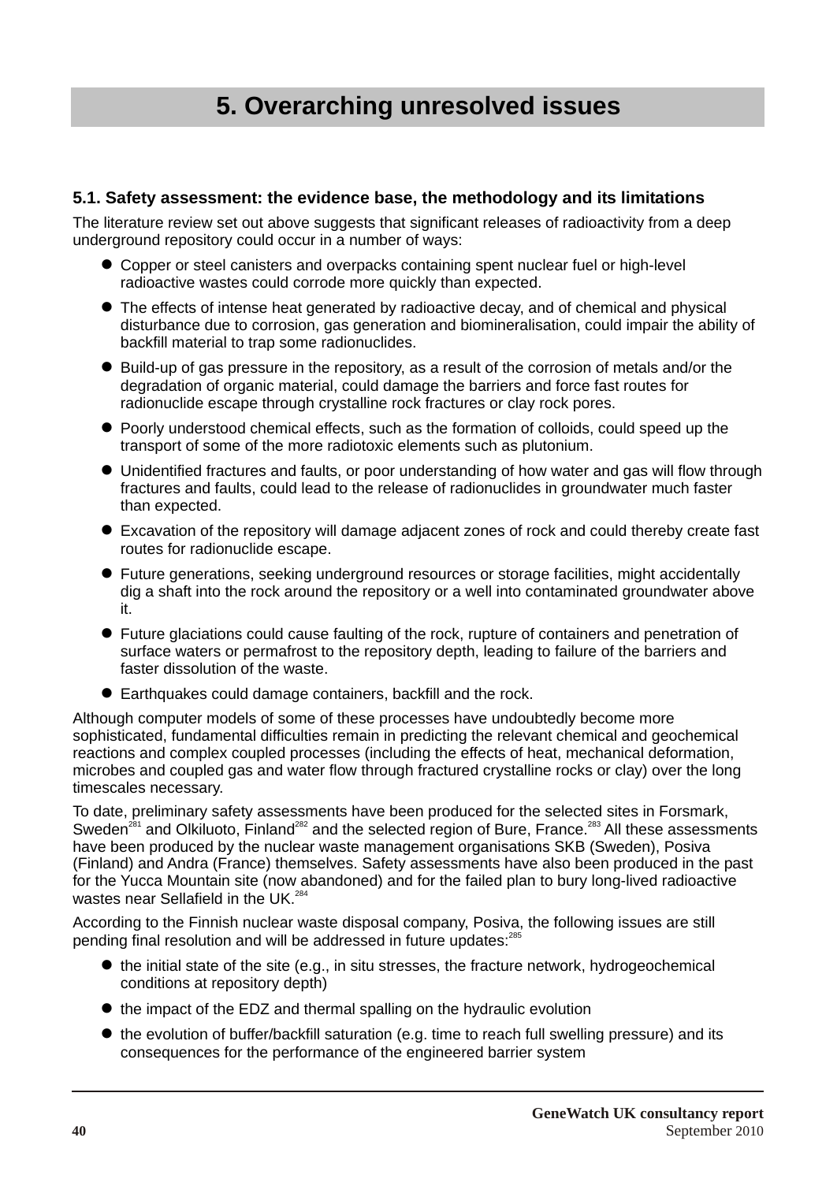# 5. Overarching unresolved issues

## 5.1. Safety assessment: the evidence base, the methodology and its limitations

The literature review set out above suggests that significant releases of radioactivity from a deep underground repository could occur in a number of ways:

- Copper or steel canisters and overpacks containing spent nuclear fuel or high-level radioactive wastes could corrode more quickly than expected.
- The effects of intense heat generated by radioactive decay, and of chemical and physical disturbance due to corrosion, gas generation and biomineralisation, could impair the ability of backfill material to trap some radionuclides.
- Build-up of gas pressure in the repository, as a result of the corrosion of metals and/or the degradation of organic material, could damage the barriers and force fast routes for radionuclide escape through crystalline rock fractures or clay rock pores.
- Poorly understood chemical effects, such as the formation of colloids, could speed up the transport of some of the more radiotoxic elements such as plutonium.
- Unidentified fractures and faults, or poor understanding of how water and gas will flow through fractures and faults, could lead to the release of radionuclides in groundwater much faster than expected.
- Excavation of the repository will damage adjacent zones of rock and could thereby create fast routes for radionuclide escape.
- Future generations, seeking underground resources or storage facilities, might accidentally dig a shaft into the rock around the repository or a well into contaminated groundwater above it.
- Future glaciations could cause faulting of the rock, rupture of containers and penetration of surface waters or permafrost to the repository depth, leading to failure of the barriers and faster dissolution of the waste.
- Earthquakes could damage containers, backfill and the rock.

Although computer models of some of these processes have undoubtedly become more sophisticated, fundamental difficulties remain in predicting the relevant chemical and geochemical reactions and complex coupled processes (including the effects of heat, mechanical deformation, microbes and coupled gas and water flow through fractured crystalline rocks or clay) over the long timescales necessary.

To date, preliminary safety assessments have been produced for the selected sites in Forsmark, Sweden[281] and Olkiluoto, Finland[282] and the selected region of Bure, France.[283] All these assessments have been produced by the nuclear waste management organisations SKB (Sweden), Posiva (Finland) and Andra (France) themselves. Safety assessments have also been produced in the past for the Yucca Mountain site (now abandoned) and for the failed plan to bury long-lived radioactive wastes near Sellafield in the UK.[284]

According to the Finnish nuclear waste disposal company, Posiva, the following issues are still pending final resolution and will be addressed in future updates:[285]

- the initial state of the site (e.g., in situ stresses, the fracture network, hydrogeochemical conditions at repository depth)
- the impact of the EDZ and thermal spalling on the hydraulic evolution
- the evolution of buffer/backfill saturation (e.g. time to reach full swelling pressure) and its consequences for the performance of the engineered barrier system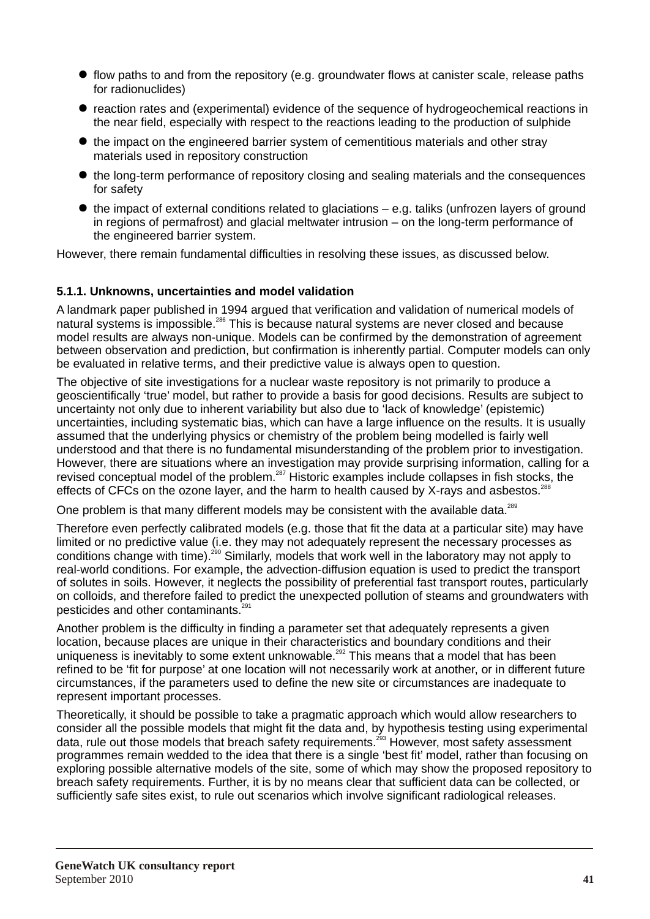- flow paths to and from the repository (e.g. groundwater flows at canister scale, release paths for radionuclides)
- reaction rates and (experimental) evidence of the sequence of hydrogeochemical reactions in the near field, especially with respect to the reactions leading to the production of sulphide
- the impact on the engineered barrier system of cementitious materials and other stray materials used in repository construction
- the long-term performance of repository closing and sealing materials and the consequences for safety
- the impact of external conditions related to glaciations – e.g. taliks (unfrozen layers of ground in regions of permafrost) and glacial meltwater intrusion – on the long-term performance of the engineered barrier system.

However, there remain fundamental difficulties in resolving these issues, as discussed below.

### 5.1.1. Unknowns, uncertainties and model validation

A landmark paper published in 1994 argued that verification and validation of numerical models of natural systems is impossible.[286] This is because natural systems are never closed and because model results are always non-unique. Models can be confirmed by the demonstration of agreement between observation and prediction, but confirmation is inherently partial. Computer models can only be evaluated in relative terms, and their predictive value is always open to question.

The objective of site investigations for a nuclear waste repository is not primarily to produce a geoscientifically 'true' model, but rather to provide a basis for good decisions. Results are subject to uncertainty not only due to inherent variability but also due to 'lack of knowledge' (epistemic) uncertainties, including systematic bias, which can have a large influence on the results. It is usually assumed that the underlying physics or chemistry of the problem being modelled is fairly well understood and that there is no fundamental misunderstanding of the problem prior to investigation. However, there are situations where an investigation may provide surprising information, calling for a revised conceptual model of the problem.[287] Historic examples include collapses in fish stocks, the effects of CFCs on the ozone layer, and the harm to health caused by X-rays and asbestos.[288]

One problem is that many different models may be consistent with the available data.[289]

Therefore even perfectly calibrated models (e.g. those that fit the data at a particular site) may have limited or no predictive value (i.e. they may not adequately represent the necessary processes as conditions change with time).[290] Similarly, models that work well in the laboratory may not apply to real-world conditions. For example, the advection-diffusion equation is used to predict the transport of solutes in soils. However, it neglects the possibility of preferential fast transport routes, particularly on colloids, and therefore failed to predict the unexpected pollution of steams and groundwaters with pesticides and other contaminants.[291]

Another problem is the difficulty in finding a parameter set that adequately represents a given location, because places are unique in their characteristics and boundary conditions and their uniqueness is inevitably to some extent unknowable.[292] This means that a model that has been refined to be 'fit for purpose' at one location will not necessarily work at another, or in different future circumstances, if the parameters used to define the new site or circumstances are inadequate to represent important processes.

Theoretically, it should be possible to take a pragmatic approach which would allow researchers to consider all the possible models that might fit the data and, by hypothesis testing using experimental data, rule out those models that breach safety requirements.[293] However, most safety assessment programmes remain wedded to the idea that there is a single 'best fit' model, rather than focusing on exploring possible alternative models of the site, some of which may show the proposed repository to breach safety requirements. Further, it is by no means clear that sufficient data can be collected, or sufficiently safe sites exist, to rule out scenarios which involve significant radiological releases.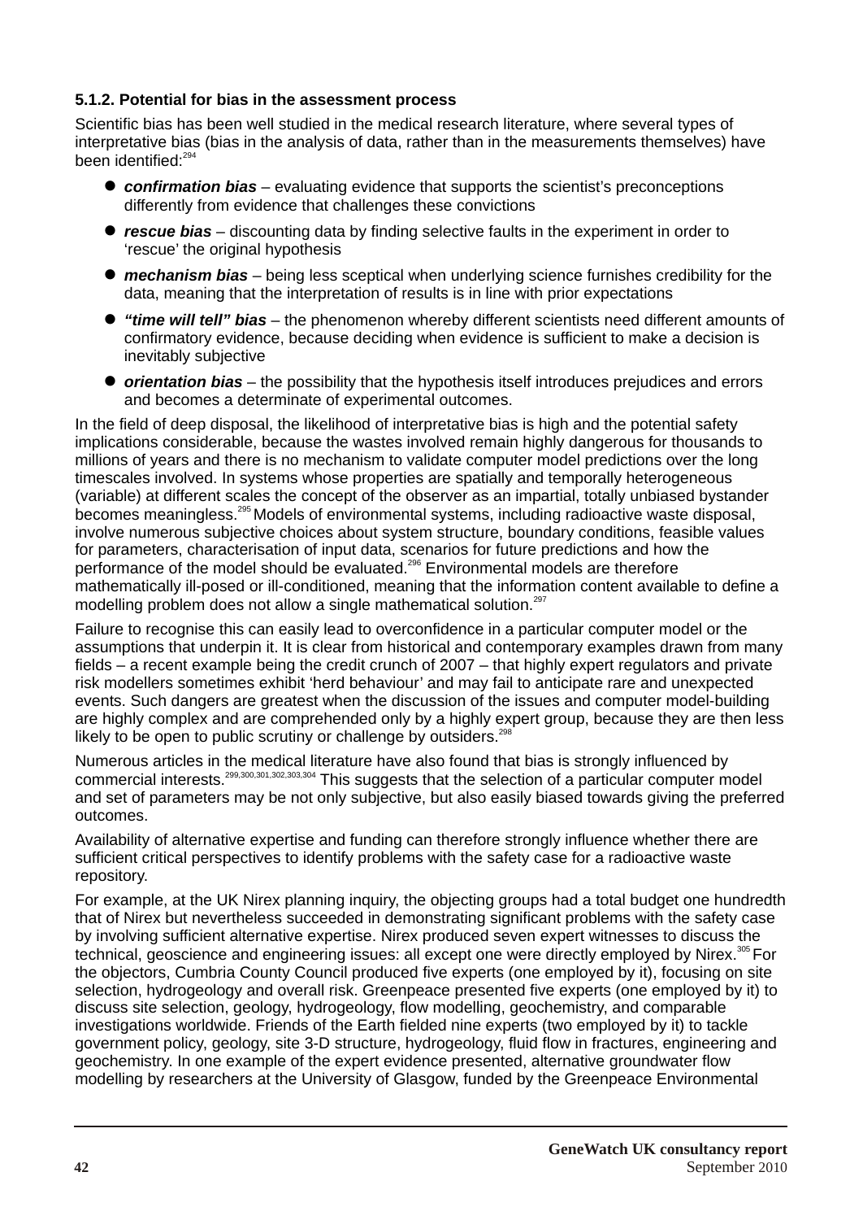### 5.1.2. Potential for bias in the assessment process

Scientific bias has been well studied in the medical research literature, where several types of interpretative bias (bias in the analysis of data, rather than in the measurements themselves) have been identified:[294]

- ***confirmation bias*** – evaluating evidence that supports the scientist's preconceptions differently from evidence that challenges these convictions
- ***rescue bias*** – discounting data by finding selective faults in the experiment in order to 'rescue' the original hypothesis
- ***mechanism bias*** – being less sceptical when underlying science furnishes credibility for the data, meaning that the interpretation of results is in line with prior expectations
- ***"time will tell" bias*** – the phenomenon whereby different scientists need different amounts of confirmatory evidence, because deciding when evidence is sufficient to make a decision is inevitably subjective
- ***orientation bias*** – the possibility that the hypothesis itself introduces prejudices and errors and becomes a determinate of experimental outcomes.

In the field of deep disposal, the likelihood of interpretative bias is high and the potential safety implications considerable, because the wastes involved remain highly dangerous for thousands to millions of years and there is no mechanism to validate computer model predictions over the long timescales involved. In systems whose properties are spatially and temporally heterogeneous (variable) at different scales the concept of the observer as an impartial, totally unbiased bystander becomes meaningless.[295] Models of environmental systems, including radioactive waste disposal, involve numerous subjective choices about system structure, boundary conditions, feasible values for parameters, characterisation of input data, scenarios for future predictions and how the performance of the model should be evaluated.[296] Environmental models are therefore mathematically ill-posed or ill-conditioned, meaning that the information content available to define a modelling problem does not allow a single mathematical solution.[297]

Failure to recognise this can easily lead to overconfidence in a particular computer model or the assumptions that underpin it. It is clear from historical and contemporary examples drawn from many fields – a recent example being the credit crunch of 2007 – that highly expert regulators and private risk modellers sometimes exhibit 'herd behaviour' and may fail to anticipate rare and unexpected events. Such dangers are greatest when the discussion of the issues and computer model-building are highly complex and are comprehended only by a highly expert group, because they are then less likely to be open to public scrutiny or challenge by outsiders.[298]

Numerous articles in the medical literature have also found that bias is strongly influenced by commercial interests.[299,300,301,302,303,304] This suggests that the selection of a particular computer model and set of parameters may be not only subjective, but also easily biased towards giving the preferred outcomes.

Availability of alternative expertise and funding can therefore strongly influence whether there are sufficient critical perspectives to identify problems with the safety case for a radioactive waste repository.

For example, at the UK Nirex planning inquiry, the objecting groups had a total budget one hundredth that of Nirex but nevertheless succeeded in demonstrating significant problems with the safety case by involving sufficient alternative expertise. Nirex produced seven expert witnesses to discuss the technical, geoscience and engineering issues: all except one were directly employed by Nirex.[305] For the objectors, Cumbria County Council produced five experts (one employed by it), focusing on site selection, hydrogeology and overall risk. Greenpeace presented five experts (one employed by it) to discuss site selection, geology, hydrogeology, flow modelling, geochemistry, and comparable investigations worldwide. Friends of the Earth fielded nine experts (two employed by it) to tackle government policy, geology, site 3-D structure, hydrogeology, fluid flow in fractures, engineering and geochemistry. In one example of the expert evidence presented, alternative groundwater flow modelling by researchers at the University of Glasgow, funded by the Greenpeace Environmental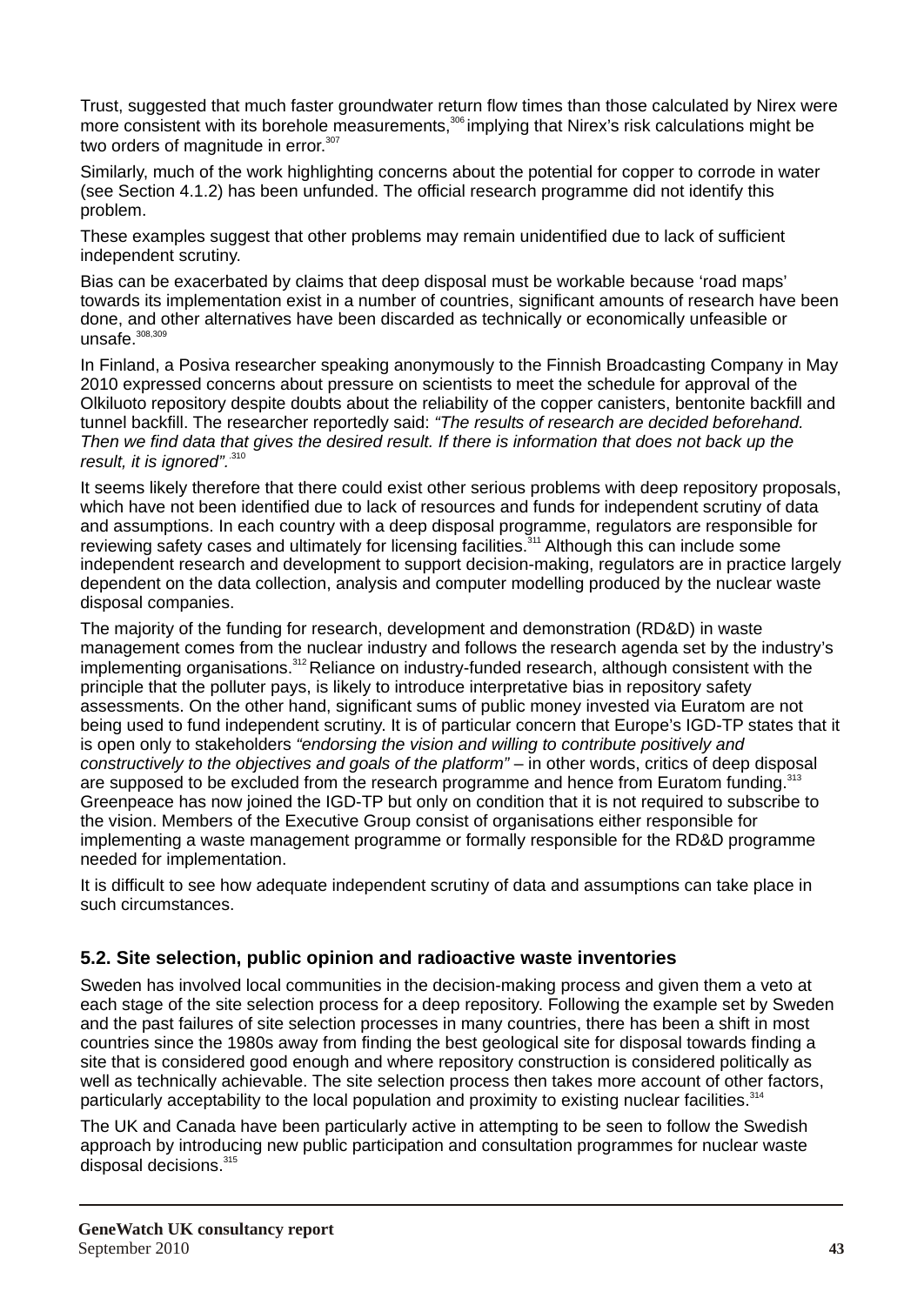Trust, suggested that much faster groundwater return flow times than those calculated by Nirex were more consistent with its borehole measurements,[306] implying that Nirex's risk calculations might be two orders of magnitude in error.[307]

Similarly, much of the work highlighting concerns about the potential for copper to corrode in water (see Section 4.1.2) has been unfunded. The official research programme did not identify this problem.

These examples suggest that other problems may remain unidentified due to lack of sufficient independent scrutiny.

Bias can be exacerbated by claims that deep disposal must be workable because 'road maps' towards its implementation exist in a number of countries, significant amounts of research have been done, and other alternatives have been discarded as technically or economically unfeasible or unsafe.[308,309]

In Finland, a Posiva researcher speaking anonymously to the Finnish Broadcasting Company in May 2010 expressed concerns about pressure on scientists to meet the schedule for approval of the Olkiluoto repository despite doubts about the reliability of the copper canisters, bentonite backfill and tunnel backfill. The researcher reportedly said: *"The results of research are decided beforehand. Then we find data that gives the desired result. If there is information that does not back up the result, it is ignored".*[310]

It seems likely therefore that there could exist other serious problems with deep repository proposals, which have not been identified due to lack of resources and funds for independent scrutiny of data and assumptions. In each country with a deep disposal programme, regulators are responsible for reviewing safety cases and ultimately for licensing facilities.[311] Although this can include some independent research and development to support decision-making, regulators are in practice largely dependent on the data collection, analysis and computer modelling produced by the nuclear waste disposal companies.

The majority of the funding for research, development and demonstration (RD&D) in waste management comes from the nuclear industry and follows the research agenda set by the industry's implementing organisations.[312] Reliance on industry-funded research, although consistent with the principle that the polluter pays, is likely to introduce interpretative bias in repository safety assessments. On the other hand, significant sums of public money invested via Euratom are not being used to fund independent scrutiny. It is of particular concern that Europe's IGD-TP states that it is open only to stakeholders *"endorsing the vision and willing to contribute positively and constructively to the objectives and goals of the platform"* – in other words, critics of deep disposal are supposed to be excluded from the research programme and hence from Euratom funding.[313] Greenpeace has now joined the IGD-TP but only on condition that it is not required to subscribe to the vision. Members of the Executive Group consist of organisations either responsible for implementing a waste management programme or formally responsible for the RD&D programme needed for implementation.

It is difficult to see how adequate independent scrutiny of data and assumptions can take place in such circumstances.

## 5.2. Site selection, public opinion and radioactive waste inventories

Sweden has involved local communities in the decision-making process and given them a veto at each stage of the site selection process for a deep repository. Following the example set by Sweden and the past failures of site selection processes in many countries, there has been a shift in most countries since the 1980s away from finding the best geological site for disposal towards finding a site that is considered good enough and where repository construction is considered politically as well as technically achievable. The site selection process then takes more account of other factors, particularly acceptability to the local population and proximity to existing nuclear facilities.[314]

The UK and Canada have been particularly active in attempting to be seen to follow the Swedish approach by introducing new public participation and consultation programmes for nuclear waste disposal decisions.[315]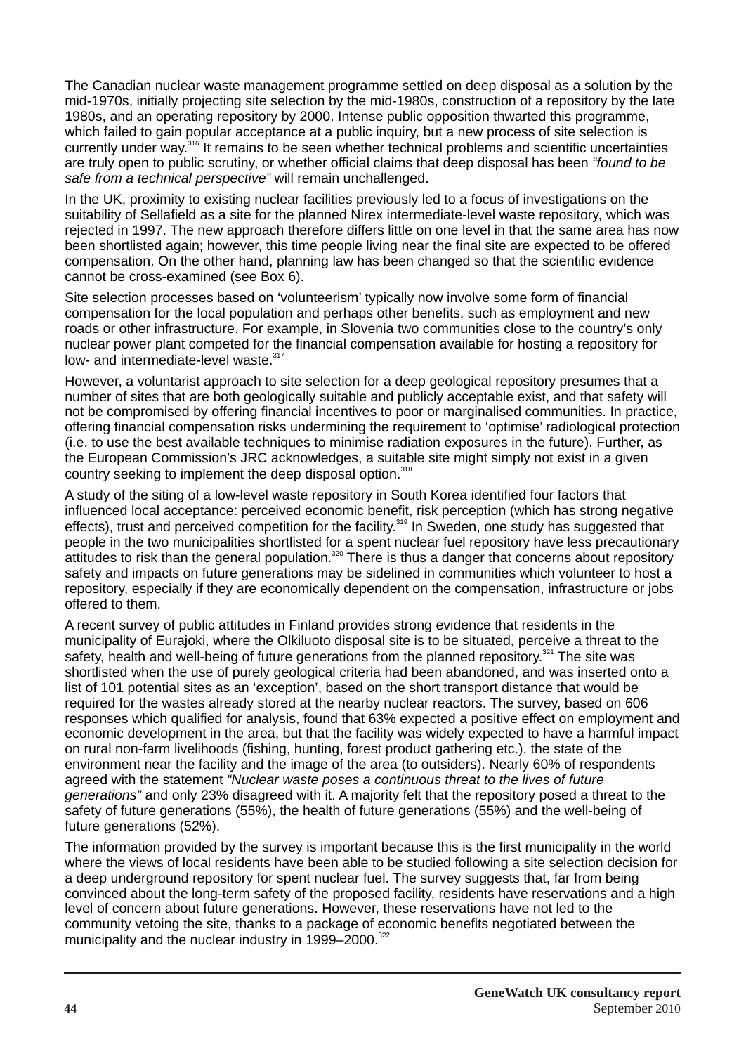The Canadian nuclear waste management programme settled on deep disposal as a solution by the mid-1970s, initially projecting site selection by the mid-1980s, construction of a repository by the late 1980s, and an operating repository by 2000. Intense public opposition thwarted this programme, which failed to gain popular acceptance at a public inquiry, but a new process of site selection is currently under way.[316] It remains to be seen whether technical problems and scientific uncertainties are truly open to public scrutiny, or whether official claims that deep disposal has been *"found to be safe from a technical perspective"* will remain unchallenged.

In the UK, proximity to existing nuclear facilities previously led to a focus of investigations on the suitability of Sellafield as a site for the planned Nirex intermediate-level waste repository, which was rejected in 1997. The new approach therefore differs little on one level in that the same area has now been shortlisted again; however, this time people living near the final site are expected to be offered compensation. On the other hand, planning law has been changed so that the scientific evidence cannot be cross-examined (see Box 6).

Site selection processes based on 'volunteerism' typically now involve some form of financial compensation for the local population and perhaps other benefits, such as employment and new roads or other infrastructure. For example, in Slovenia two communities close to the country's only nuclear power plant competed for the financial compensation available for hosting a repository for low- and intermediate-level waste.[317]

However, a voluntarist approach to site selection for a deep geological repository presumes that a number of sites that are both geologically suitable and publicly acceptable exist, and that safety will not be compromised by offering financial incentives to poor or marginalised communities. In practice, offering financial compensation risks undermining the requirement to 'optimise' radiological protection (i.e. to use the best available techniques to minimise radiation exposures in the future). Further, as the European Commission's JRC acknowledges, a suitable site might simply not exist in a given country seeking to implement the deep disposal option.[318]

A study of the siting of a low-level waste repository in South Korea identified four factors that influenced local acceptance: perceived economic benefit, risk perception (which has strong negative effects), trust and perceived competition for the facility.[319] In Sweden, one study has suggested that people in the two municipalities shortlisted for a spent nuclear fuel repository have less precautionary attitudes to risk than the general population.[320] There is thus a danger that concerns about repository safety and impacts on future generations may be sidelined in communities which volunteer to host a repository, especially if they are economically dependent on the compensation, infrastructure or jobs offered to them.

A recent survey of public attitudes in Finland provides strong evidence that residents in the municipality of Eurajoki, where the Olkiluoto disposal site is to be situated, perceive a threat to the safety, health and well-being of future generations from the planned repository.[321] The site was shortlisted when the use of purely geological criteria had been abandoned, and was inserted onto a list of 101 potential sites as an 'exception', based on the short transport distance that would be required for the wastes already stored at the nearby nuclear reactors. The survey, based on 606 responses which qualified for analysis, found that 63% expected a positive effect on employment and economic development in the area, but that the facility was widely expected to have a harmful impact on rural non-farm livelihoods (fishing, hunting, forest product gathering etc.), the state of the environment near the facility and the image of the area (to outsiders). Nearly 60% of respondents agreed with the statement *"Nuclear waste poses a continuous threat to the lives of future generations"* and only 23% disagreed with it. A majority felt that the repository posed a threat to the safety of future generations (55%), the health of future generations (55%) and the well-being of future generations (52%).

The information provided by the survey is important because this is the first municipality in the world where the views of local residents have been able to be studied following a site selection decision for a deep underground repository for spent nuclear fuel. The survey suggests that, far from being convinced about the long-term safety of the proposed facility, residents have reservations and a high level of concern about future generations. However, these reservations have not led to the community vetoing the site, thanks to a package of economic benefits negotiated between the municipality and the nuclear industry in 1999–2000.[322]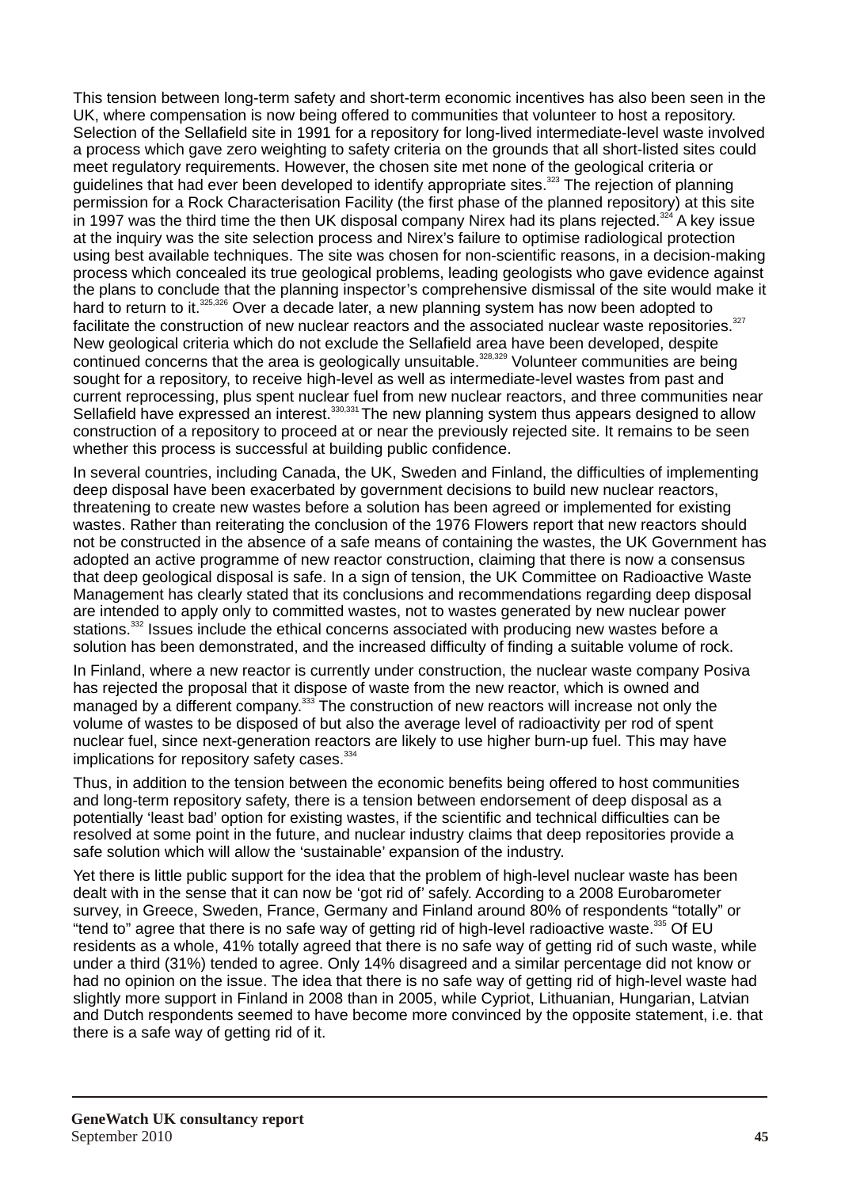This tension between long-term safety and short-term economic incentives has also been seen in the UK, where compensation is now being offered to communities that volunteer to host a repository. Selection of the Sellafield site in 1991 for a repository for long-lived intermediate-level waste involved a process which gave zero weighting to safety criteria on the grounds that all short-listed sites could meet regulatory requirements. However, the chosen site met none of the geological criteria or guidelines that had ever been developed to identify appropriate sites.[323] The rejection of planning permission for a Rock Characterisation Facility (the first phase of the planned repository) at this site in 1997 was the third time the then UK disposal company Nirex had its plans rejected.[324] A key issue at the inquiry was the site selection process and Nirex's failure to optimise radiological protection using best available techniques. The site was chosen for non-scientific reasons, in a decision-making process which concealed its true geological problems, leading geologists who gave evidence against the plans to conclude that the planning inspector's comprehensive dismissal of the site would make it hard to return to it.[325,326] Over a decade later, a new planning system has now been adopted to facilitate the construction of new nuclear reactors and the associated nuclear waste repositories.[327] New geological criteria which do not exclude the Sellafield area have been developed, despite continued concerns that the area is geologically unsuitable.[328,329] Volunteer communities are being sought for a repository, to receive high-level as well as intermediate-level wastes from past and current reprocessing, plus spent nuclear fuel from new nuclear reactors, and three communities near Sellafield have expressed an interest.[330,331] The new planning system thus appears designed to allow construction of a repository to proceed at or near the previously rejected site. It remains to be seen whether this process is successful at building public confidence.

In several countries, including Canada, the UK, Sweden and Finland, the difficulties of implementing deep disposal have been exacerbated by government decisions to build new nuclear reactors, threatening to create new wastes before a solution has been agreed or implemented for existing wastes. Rather than reiterating the conclusion of the 1976 Flowers report that new reactors should not be constructed in the absence of a safe means of containing the wastes, the UK Government has adopted an active programme of new reactor construction, claiming that there is now a consensus that deep geological disposal is safe. In a sign of tension, the UK Committee on Radioactive Waste Management has clearly stated that its conclusions and recommendations regarding deep disposal are intended to apply only to committed wastes, not to wastes generated by new nuclear power stations.[332] Issues include the ethical concerns associated with producing new wastes before a solution has been demonstrated, and the increased difficulty of finding a suitable volume of rock.

In Finland, where a new reactor is currently under construction, the nuclear waste company Posiva has rejected the proposal that it dispose of waste from the new reactor, which is owned and managed by a different company.[333] The construction of new reactors will increase not only the volume of wastes to be disposed of but also the average level of radioactivity per rod of spent nuclear fuel, since next-generation reactors are likely to use higher burn-up fuel. This may have implications for repository safety cases.[334]

Thus, in addition to the tension between the economic benefits being offered to host communities and long-term repository safety, there is a tension between endorsement of deep disposal as a potentially 'least bad' option for existing wastes, if the scientific and technical difficulties can be resolved at some point in the future, and nuclear industry claims that deep repositories provide a safe solution which will allow the 'sustainable' expansion of the industry.

Yet there is little public support for the idea that the problem of high-level nuclear waste has been dealt with in the sense that it can now be 'got rid of' safely. According to a 2008 Eurobarometer survey, in Greece, Sweden, France, Germany and Finland around 80% of respondents "totally" or "tend to" agree that there is no safe way of getting rid of high-level radioactive waste.[335] Of EU residents as a whole, 41% totally agreed that there is no safe way of getting rid of such waste, while under a third (31%) tended to agree. Only 14% disagreed and a similar percentage did not know or had no opinion on the issue. The idea that there is no safe way of getting rid of high-level waste had slightly more support in Finland in 2008 than in 2005, while Cypriot, Lithuanian, Hungarian, Latvian and Dutch respondents seemed to have become more convinced by the opposite statement, i.e. that there is a safe way of getting rid of it.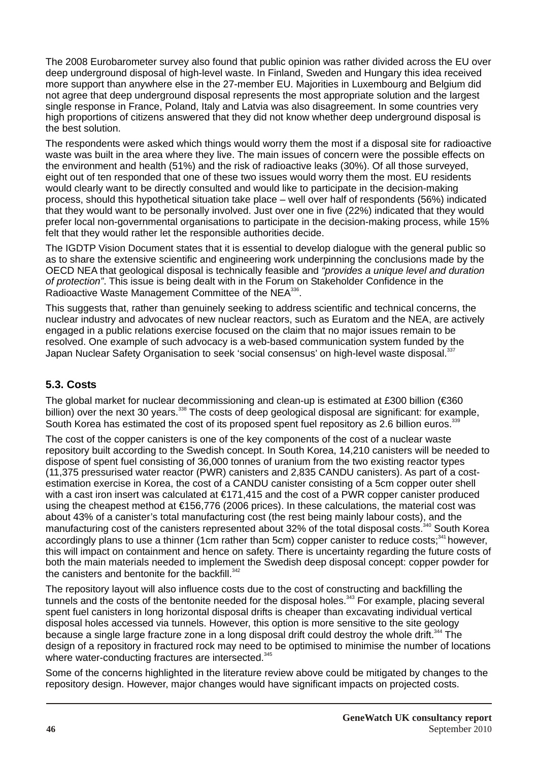The 2008 Eurobarometer survey also found that public opinion was rather divided across the EU over deep underground disposal of high-level waste. In Finland, Sweden and Hungary this idea received more support than anywhere else in the 27-member EU. Majorities in Luxembourg and Belgium did not agree that deep underground disposal represents the most appropriate solution and the largest single response in France, Poland, Italy and Latvia was also disagreement. In some countries very high proportions of citizens answered that they did not know whether deep underground disposal is the best solution.

The respondents were asked which things would worry them the most if a disposal site for radioactive waste was built in the area where they live. The main issues of concern were the possible effects on the environment and health (51%) and the risk of radioactive leaks (30%). Of all those surveyed, eight out of ten responded that one of these two issues would worry them the most. EU residents would clearly want to be directly consulted and would like to participate in the decision-making process, should this hypothetical situation take place – well over half of respondents (56%) indicated that they would want to be personally involved. Just over one in five (22%) indicated that they would prefer local non-governmental organisations to participate in the decision-making process, while 15% felt that they would rather let the responsible authorities decide.

The IGDTP Vision Document states that it is essential to develop dialogue with the general public so as to share the extensive scientific and engineering work underpinning the conclusions made by the OECD NEA that geological disposal is technically feasible and *"provides a unique level and duration of protection"*. This issue is being dealt with in the Forum on Stakeholder Confidence in the Radioactive Waste Management Committee of the NEA[336].

This suggests that, rather than genuinely seeking to address scientific and technical concerns, the nuclear industry and advocates of new nuclear reactors, such as Euratom and the NEA, are actively engaged in a public relations exercise focused on the claim that no major issues remain to be resolved. One example of such advocacy is a web-based communication system funded by the Japan Nuclear Safety Organisation to seek 'social consensus' on high-level waste disposal.[337]

## 5.3. Costs

The global market for nuclear decommissioning and clean-up is estimated at £300 billion (€360 billion) over the next 30 years.[338] The costs of deep geological disposal are significant: for example, South Korea has estimated the cost of its proposed spent fuel repository as 2.6 billion euros.[339]

The cost of the copper canisters is one of the key components of the cost of a nuclear waste repository built according to the Swedish concept. In South Korea, 14,210 canisters will be needed to dispose of spent fuel consisting of 36,000 tonnes of uranium from the two existing reactor types (11,375 pressurised water reactor (PWR) canisters and 2,835 CANDU canisters). As part of a cost-estimation exercise in Korea, the cost of a CANDU canister consisting of a 5cm copper outer shell with a cast iron insert was calculated at €171,415 and the cost of a PWR copper canister produced using the cheapest method at €156,776 (2006 prices). In these calculations, the material cost was about 43% of a canister's total manufacturing cost (the rest being mainly labour costs), and the manufacturing cost of the canisters represented about 32% of the total disposal costs.[340] South Korea accordingly plans to use a thinner (1cm rather than 5cm) copper canister to reduce costs;[341] however, this will impact on containment and hence on safety. There is uncertainty regarding the future costs of both the main materials needed to implement the Swedish deep disposal concept: copper powder for the canisters and bentonite for the backfill.[342]

The repository layout will also influence costs due to the cost of constructing and backfilling the tunnels and the costs of the bentonite needed for the disposal holes.[343] For example, placing several spent fuel canisters in long horizontal disposal drifts is cheaper than excavating individual vertical disposal holes accessed via tunnels. However, this option is more sensitive to the site geology because a single large fracture zone in a long disposal drift could destroy the whole drift.[344] The design of a repository in fractured rock may need to be optimised to minimise the number of locations where water-conducting fractures are intersected.[345]

Some of the concerns highlighted in the literature review above could be mitigated by changes to the repository design. However, major changes would have significant impacts on projected costs.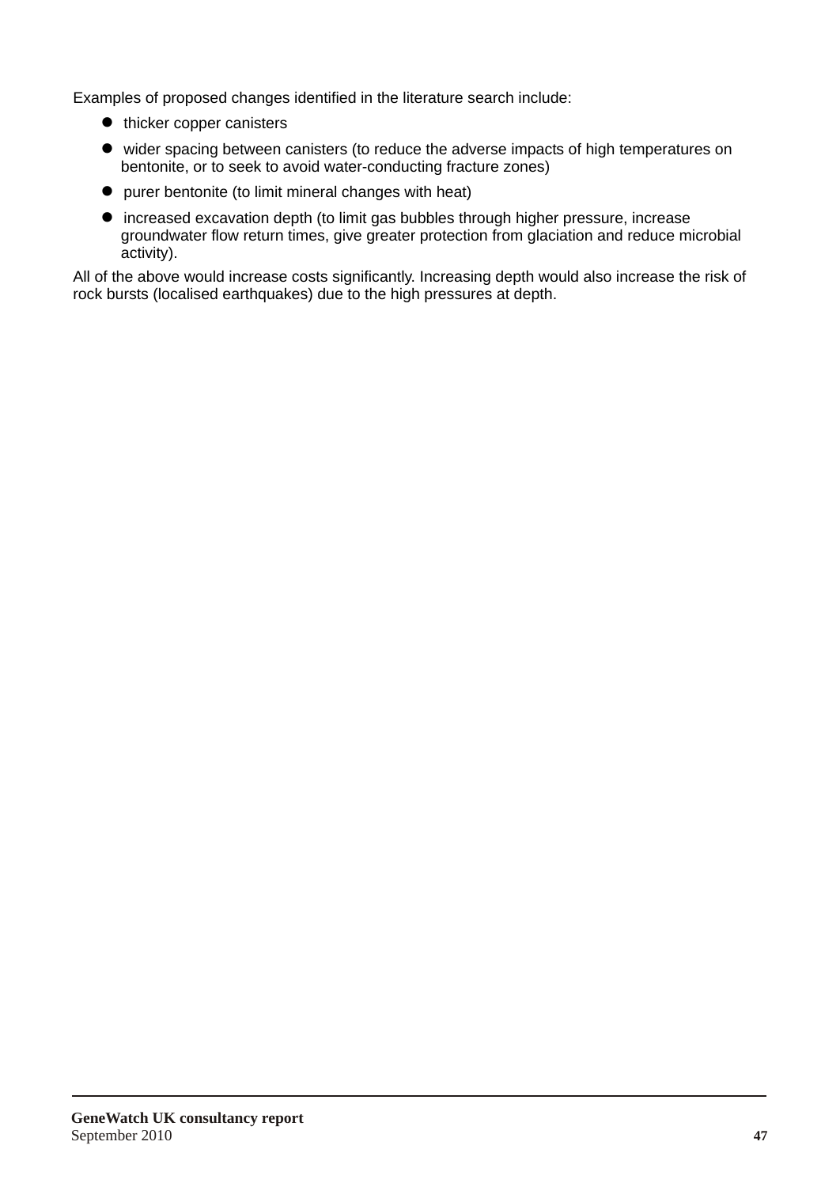Examples of proposed changes identified in the literature search include:

- thicker copper canisters
- wider spacing between canisters (to reduce the adverse impacts of high temperatures on bentonite, or to seek to avoid water-conducting fracture zones)
- purer bentonite (to limit mineral changes with heat)
- increased excavation depth (to limit gas bubbles through higher pressure, increase groundwater flow return times, give greater protection from glaciation and reduce microbial activity).

All of the above would increase costs significantly. Increasing depth would also increase the risk of rock bursts (localised earthquakes) due to the high pressures at depth.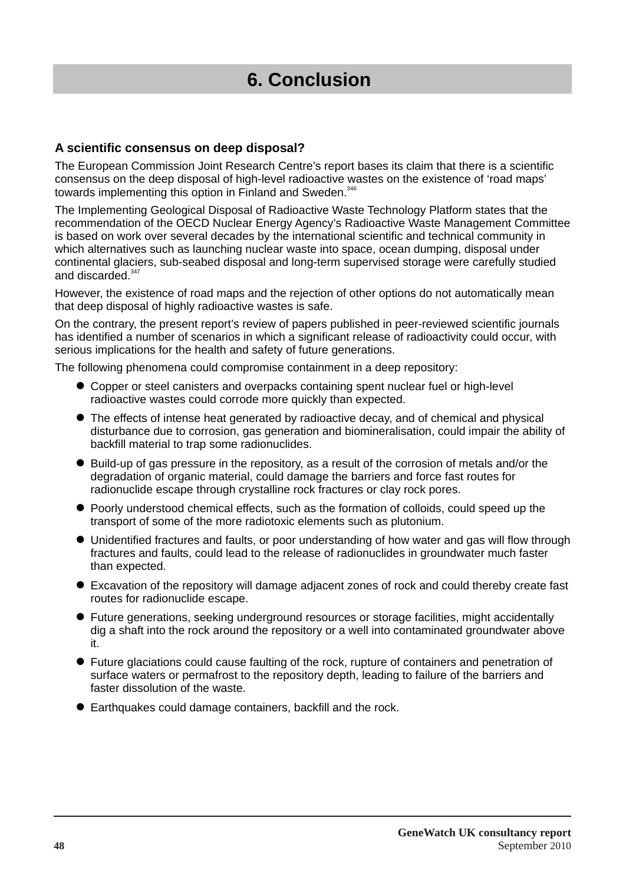# 6. Conclusion

### A scientific consensus on deep disposal?

The European Commission Joint Research Centre's report bases its claim that there is a scientific consensus on the deep disposal of high-level radioactive wastes on the existence of 'road maps' towards implementing this option in Finland and Sweden.[346]

The Implementing Geological Disposal of Radioactive Waste Technology Platform states that the recommendation of the OECD Nuclear Energy Agency's Radioactive Waste Management Committee is based on work over several decades by the international scientific and technical community in which alternatives such as launching nuclear waste into space, ocean dumping, disposal under continental glaciers, sub-seabed disposal and long-term supervised storage were carefully studied and discarded.[347]

However, the existence of road maps and the rejection of other options do not automatically mean that deep disposal of highly radioactive wastes is safe.

On the contrary, the present report's review of papers published in peer-reviewed scientific journals has identified a number of scenarios in which a significant release of radioactivity could occur, with serious implications for the health and safety of future generations.

The following phenomena could compromise containment in a deep repository:

- Copper or steel canisters and overpacks containing spent nuclear fuel or high-level radioactive wastes could corrode more quickly than expected.
- The effects of intense heat generated by radioactive decay, and of chemical and physical disturbance due to corrosion, gas generation and biomineralisation, could impair the ability of backfill material to trap some radionuclides.
- Build-up of gas pressure in the repository, as a result of the corrosion of metals and/or the degradation of organic material, could damage the barriers and force fast routes for radionuclide escape through crystalline rock fractures or clay rock pores.
- Poorly understood chemical effects, such as the formation of colloids, could speed up the transport of some of the more radiotoxic elements such as plutonium.
- Unidentified fractures and faults, or poor understanding of how water and gas will flow through fractures and faults, could lead to the release of radionuclides in groundwater much faster than expected.
- Excavation of the repository will damage adjacent zones of rock and could thereby create fast routes for radionuclide escape.
- Future generations, seeking underground resources or storage facilities, might accidentally dig a shaft into the rock around the repository or a well into contaminated groundwater above it.
- Future glaciations could cause faulting of the rock, rupture of containers and penetration of surface waters or permafrost to the repository depth, leading to failure of the barriers and faster dissolution of the waste.
- Earthquakes could damage containers, backfill and the rock.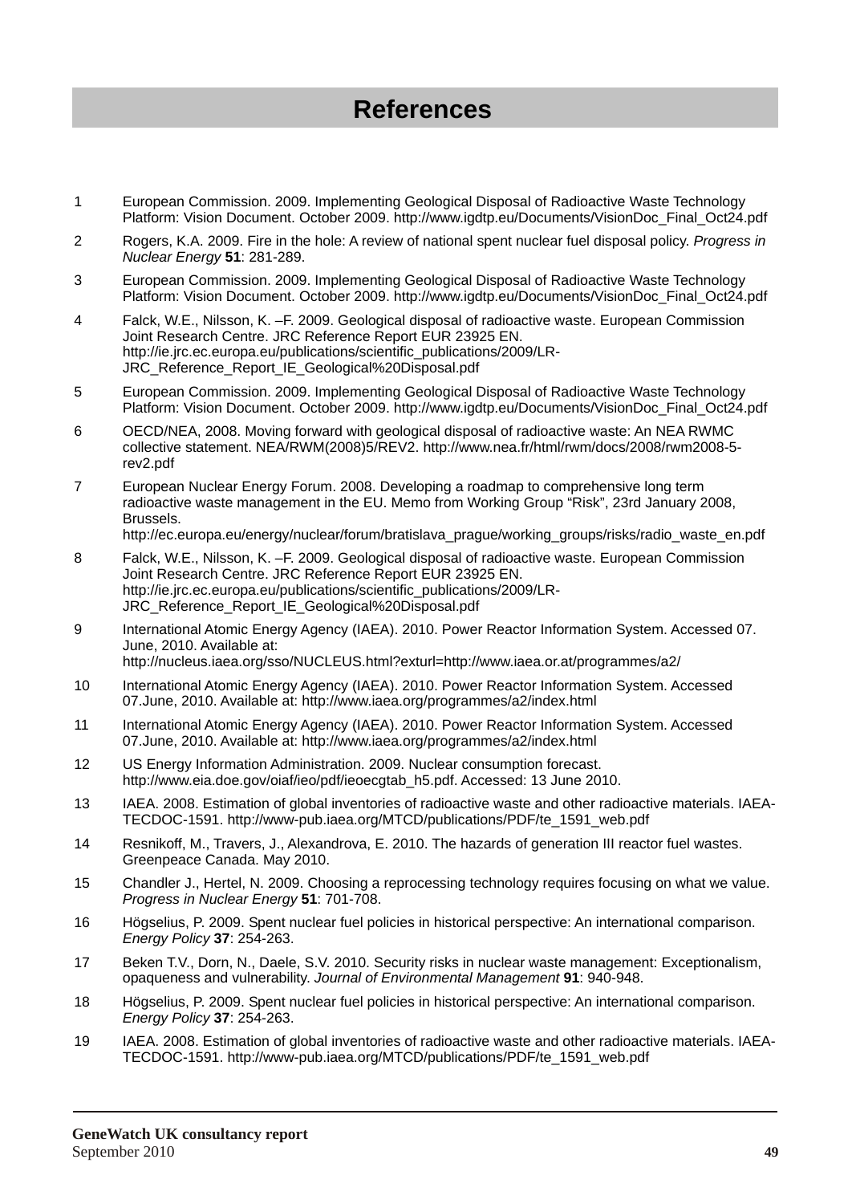# References

1. European Commission. 2009. Implementing Geological Disposal of Radioactive Waste Technology Platform: Vision Document. October 2009. http://www.igdtp.eu/Documents/VisionDoc_Final_Oct24.pdf
2. Rogers, K.A. 2009. Fire in the hole: A review of national spent nuclear fuel disposal policy. *Progress in Nuclear Energy* **51**: 281-289.
3. European Commission. 2009. Implementing Geological Disposal of Radioactive Waste Technology Platform: Vision Document. October 2009. http://www.igdtp.eu/Documents/VisionDoc_Final_Oct24.pdf
4. Falck, W.E., Nilsson, K. –F. 2009. Geological disposal of radioactive waste. European Commission Joint Research Centre. JRC Reference Report EUR 23925 EN. http://ie.jrc.ec.europa.eu/publications/scientific_publications/2009/LR-JRC_Reference_Report_IE_Geological%20Disposal.pdf
5. European Commission. 2009. Implementing Geological Disposal of Radioactive Waste Technology Platform: Vision Document. October 2009. http://www.igdtp.eu/Documents/VisionDoc_Final_Oct24.pdf
6. OECD/NEA, 2008. Moving forward with geological disposal of radioactive waste: An NEA RWMC collective statement. NEA/RWM(2008)5/REV2. http://www.nea.fr/html/rwm/docs/2008/rwm2008-5-rev2.pdf
7. European Nuclear Energy Forum. 2008. Developing a roadmap to comprehensive long term radioactive waste management in the EU. Memo from Working Group "Risk", 23rd January 2008, Brussels. http://ec.europa.eu/energy/nuclear/forum/bratislava_prague/working_groups/risks/radio_waste_en.pdf
8. Falck, W.E., Nilsson, K. –F. 2009. Geological disposal of radioactive waste. European Commission Joint Research Centre. JRC Reference Report EUR 23925 EN. http://ie.jrc.ec.europa.eu/publications/scientific_publications/2009/LR-JRC_Reference_Report_IE_Geological%20Disposal.pdf
9. International Atomic Energy Agency (IAEA). 2010. Power Reactor Information System. Accessed 07. June, 2010. Available at: http://nucleus.iaea.org/sso/NUCLEUS.html?exturl=http://www.iaea.or.at/programmes/a2/
10. International Atomic Energy Agency (IAEA). 2010. Power Reactor Information System. Accessed 07.June, 2010. Available at: http://www.iaea.org/programmes/a2/index.html
11. International Atomic Energy Agency (IAEA). 2010. Power Reactor Information System. Accessed 07.June, 2010. Available at: http://www.iaea.org/programmes/a2/index.html
12. US Energy Information Administration. 2009. Nuclear consumption forecast. http://www.eia.doe.gov/oiaf/ieo/pdf/ieoecgtab_h5.pdf. Accessed: 13 June 2010.
13. IAEA. 2008. Estimation of global inventories of radioactive waste and other radioactive materials. IAEA-TECDOC-1591. http://www-pub.iaea.org/MTCD/publications/PDF/te_1591_web.pdf
14. Resnikoff, M., Travers, J., Alexandrova, E. 2010. The hazards of generation III reactor fuel wastes. Greenpeace Canada. May 2010.
15. Chandler J., Hertel, N. 2009. Choosing a reprocessing technology requires focusing on what we value. *Progress in Nuclear Energy* **51**: 701-708.
16. Högselius, P. 2009. Spent nuclear fuel policies in historical perspective: An international comparison. *Energy Policy* **37**: 254-263.
17. Beken T.V., Dorn, N., Daele, S.V. 2010. Security risks in nuclear waste management: Exceptionalism, opaqueness and vulnerability. *Journal of Environmental Management* **91**: 940-948.
18. Högselius, P. 2009. Spent nuclear fuel policies in historical perspective: An international comparison. *Energy Policy* **37**: 254-263.
19. IAEA. 2008. Estimation of global inventories of radioactive waste and other radioactive materials. IAEA-TECDOC-1591. http://www-pub.iaea.org/MTCD/publications/PDF/te_1591_web.pdf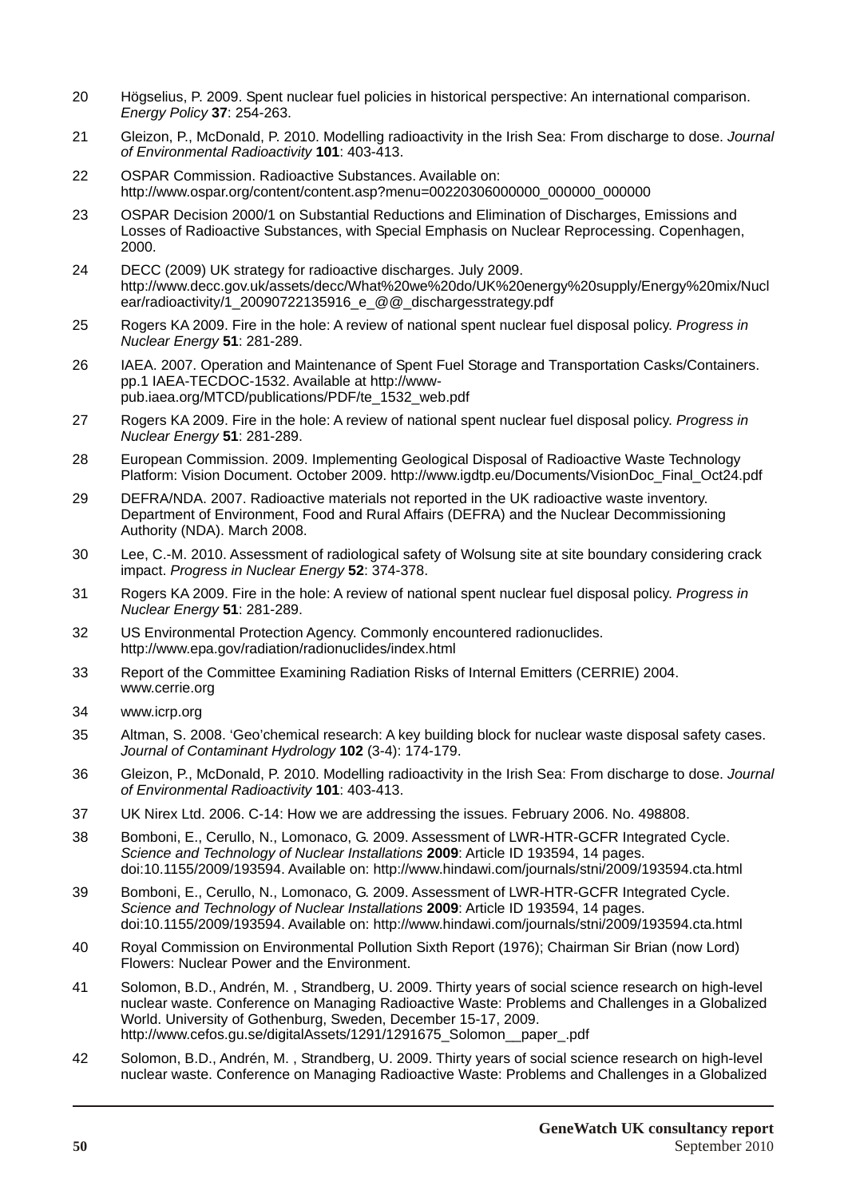20 Högselius, P. 2009. Spent nuclear fuel policies in historical perspective: An international comparison. *Energy Policy* **37**: 254-263.

21 Gleizon, P., McDonald, P. 2010. Modelling radioactivity in the Irish Sea: From discharge to dose. *Journal of Environmental Radioactivity* **101**: 403-413.

22 OSPAR Commission. Radioactive Substances. Available on: http://www.ospar.org/content/content.asp?menu=00220306000000_000000_000000

23 OSPAR Decision 2000/1 on Substantial Reductions and Elimination of Discharges, Emissions and Losses of Radioactive Substances, with Special Emphasis on Nuclear Reprocessing. Copenhagen, 2000.

24 DECC (2009) UK strategy for radioactive discharges. July 2009. http://www.decc.gov.uk/assets/decc/What%20we%20do/UK%20energy%20supply/Energy%20mix/Nuclear/radioactivity/1_20090722135916_e_@@_dischargesstrategy.pdf

25 Rogers KA 2009. Fire in the hole: A review of national spent nuclear fuel disposal policy. *Progress in Nuclear Energy* **51**: 281-289.

26 IAEA. 2007. Operation and Maintenance of Spent Fuel Storage and Transportation Casks/Containers. pp.1 IAEA-TECDOC-1532. Available at http://www-pub.iaea.org/MTCD/publications/PDF/te_1532_web.pdf

27 Rogers KA 2009. Fire in the hole: A review of national spent nuclear fuel disposal policy. *Progress in Nuclear Energy* **51**: 281-289.

28 European Commission. 2009. Implementing Geological Disposal of Radioactive Waste Technology Platform: Vision Document. October 2009. http://www.igdtp.eu/Documents/VisionDoc_Final_Oct24.pdf

29 DEFRA/NDA. 2007. Radioactive materials not reported in the UK radioactive waste inventory. Department of Environment, Food and Rural Affairs (DEFRA) and the Nuclear Decommissioning Authority (NDA). March 2008.

30 Lee, C.-M. 2010. Assessment of radiological safety of Wolsung site at site boundary considering crack impact. *Progress in Nuclear Energy* **52**: 374-378.

31 Rogers KA 2009. Fire in the hole: A review of national spent nuclear fuel disposal policy. *Progress in Nuclear Energy* **51**: 281-289.

32 US Environmental Protection Agency. Commonly encountered radionuclides. http://www.epa.gov/radiation/radionuclides/index.html

33 Report of the Committee Examining Radiation Risks of Internal Emitters (CERRIE) 2004. www.cerrie.org

34 www.icrp.org

35 Altman, S. 2008. 'Geo'chemical research: A key building block for nuclear waste disposal safety cases. *Journal of Contaminant Hydrology* **102** (3-4): 174-179.

36 Gleizon, P., McDonald, P. 2010. Modelling radioactivity in the Irish Sea: From discharge to dose. *Journal of Environmental Radioactivity* **101**: 403-413.

37 UK Nirex Ltd. 2006. C-14: How we are addressing the issues. February 2006. No. 498808.

38 Bomboni, E., Cerullo, N., Lomonaco, G. 2009. Assessment of LWR-HTR-GCFR Integrated Cycle. *Science and Technology of Nuclear Installations* **2009**: Article ID 193594, 14 pages. doi:10.1155/2009/193594. Available on: http://www.hindawi.com/journals/stni/2009/193594.cta.html

39 Bomboni, E., Cerullo, N., Lomonaco, G. 2009. Assessment of LWR-HTR-GCFR Integrated Cycle. *Science and Technology of Nuclear Installations* **2009**: Article ID 193594, 14 pages. doi:10.1155/2009/193594. Available on: http://www.hindawi.com/journals/stni/2009/193594.cta.html

40 Royal Commission on Environmental Pollution Sixth Report (1976); Chairman Sir Brian (now Lord) Flowers: Nuclear Power and the Environment.

41 Solomon, B.D., Andrén, M. , Strandberg, U. 2009. Thirty years of social science research on high-level nuclear waste. Conference on Managing Radioactive Waste: Problems and Challenges in a Globalized World. University of Gothenburg, Sweden, December 15-17, 2009. http://www.cefos.gu.se/digitalAssets/1291/1291675_Solomon__paper_.pdf

42 Solomon, B.D., Andrén, M. , Strandberg, U. 2009. Thirty years of social science research on high-level nuclear waste. Conference on Managing Radioactive Waste: Problems and Challenges in a Globalized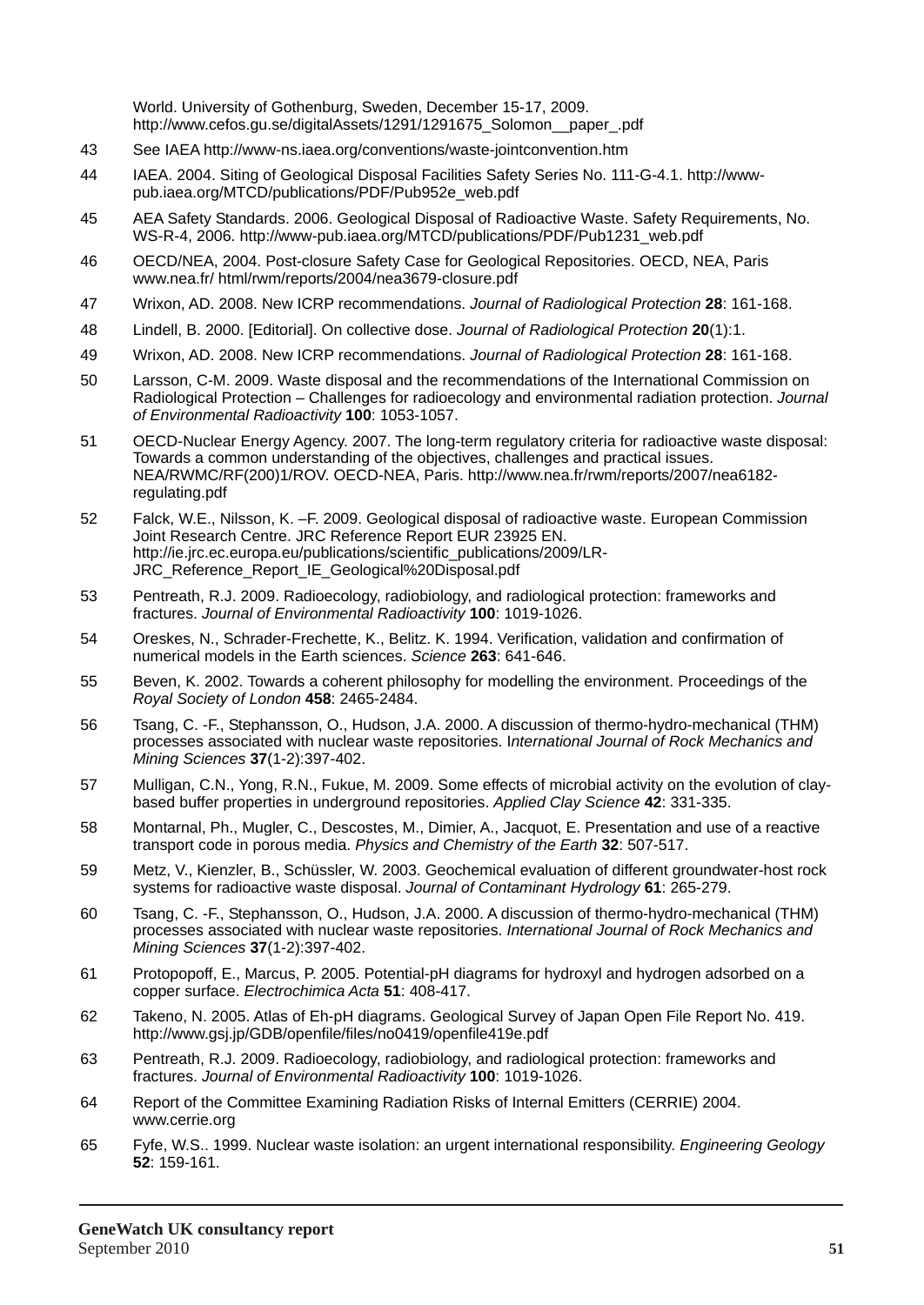World. University of Gothenburg, Sweden, December 15-17, 2009. http://www.cefos.gu.se/digitalAssets/1291/1291675_Solomon__paper_.pdf

43 See IAEA http://www-ns.iaea.org/conventions/waste-jointconvention.htm

44 IAEA. 2004. Siting of Geological Disposal Facilities Safety Series No. 111-G-4.1. http://www-pub.iaea.org/MTCD/publications/PDF/Pub952e_web.pdf

45 AEA Safety Standards. 2006. Geological Disposal of Radioactive Waste. Safety Requirements, No. WS-R-4, 2006. http://www-pub.iaea.org/MTCD/publications/PDF/Pub1231_web.pdf

46 OECD/NEA, 2004. Post-closure Safety Case for Geological Repositories. OECD, NEA, Paris www.nea.fr/ html/rwm/reports/2004/nea3679-closure.pdf

47 Wrixon, AD. 2008. New ICRP recommendations. *Journal of Radiological Protection* **28**: 161-168.

48 Lindell, B. 2000. [Editorial]. On collective dose. *Journal of Radiological Protection* **20**(1):1.

49 Wrixon, AD. 2008. New ICRP recommendations. *Journal of Radiological Protection* **28**: 161-168.

50 Larsson, C-M. 2009. Waste disposal and the recommendations of the International Commission on Radiological Protection – Challenges for radioecology and environmental radiation protection. *Journal of Environmental Radioactivity* **100**: 1053-1057.

51 OECD-Nuclear Energy Agency. 2007. The long-term regulatory criteria for radioactive waste disposal: Towards a common understanding of the objectives, challenges and practical issues. NEA/RWMC/RF(200)1/ROV. OECD-NEA, Paris. http://www.nea.fr/rwm/reports/2007/nea6182-regulating.pdf

52 Falck, W.E., Nilsson, K. –F. 2009. Geological disposal of radioactive waste. European Commission Joint Research Centre. JRC Reference Report EUR 23925 EN. http://ie.jrc.ec.europa.eu/publications/scientific_publications/2009/LR-JRC_Reference_Report_IE_Geological%20Disposal.pdf

53 Pentreath, R.J. 2009. Radioecology, radiobiology, and radiological protection: frameworks and fractures. *Journal of Environmental Radioactivity* **100**: 1019-1026.

54 Oreskes, N., Schrader-Frechette, K., Belitz. K. 1994. Verification, validation and confirmation of numerical models in the Earth sciences. *Science* **263**: 641-646.

55 Beven, K. 2002. Towards a coherent philosophy for modelling the environment. Proceedings of the *Royal Society of London* **458**: 2465-2484.

56 Tsang, C. -F., Stephansson, O., Hudson, J.A. 2000. A discussion of thermo-hydro-mechanical (THM) processes associated with nuclear waste repositories. I*nternational Journal of Rock Mechanics and Mining Sciences* **37**(1-2):397-402.

57 Mulligan, C.N., Yong, R.N., Fukue, M. 2009. Some effects of microbial activity on the evolution of clay-based buffer properties in underground repositories. *Applied Clay Science* **42**: 331-335.

58 Montarnal, Ph., Mugler, C., Descostes, M., Dimier, A., Jacquot, E. Presentation and use of a reactive transport code in porous media. *Physics and Chemistry of the Earth* **32**: 507-517.

59 Metz, V., Kienzler, B., Schüssler, W. 2003. Geochemical evaluation of different groundwater-host rock systems for radioactive waste disposal. *Journal of Contaminant Hydrology* **61**: 265-279.

60 Tsang, C. -F., Stephansson, O., Hudson, J.A. 2000. A discussion of thermo-hydro-mechanical (THM) processes associated with nuclear waste repositories. *International Journal of Rock Mechanics and Mining Sciences* **37**(1-2):397-402.

61 Protopopoff, E., Marcus, P. 2005. Potential-pH diagrams for hydroxyl and hydrogen adsorbed on a copper surface. *Electrochimica Acta* **51**: 408-417.

62 Takeno, N. 2005. Atlas of Eh-pH diagrams. Geological Survey of Japan Open File Report No. 419. http://www.gsj.jp/GDB/openfile/files/no0419/openfile419e.pdf

63 Pentreath, R.J. 2009. Radioecology, radiobiology, and radiological protection: frameworks and fractures. *Journal of Environmental Radioactivity* **100**: 1019-1026.

64 Report of the Committee Examining Radiation Risks of Internal Emitters (CERRIE) 2004. www.cerrie.org

65 Fyfe, W.S.. 1999. Nuclear waste isolation: an urgent international responsibility. *Engineering Geology* **52**: 159-161.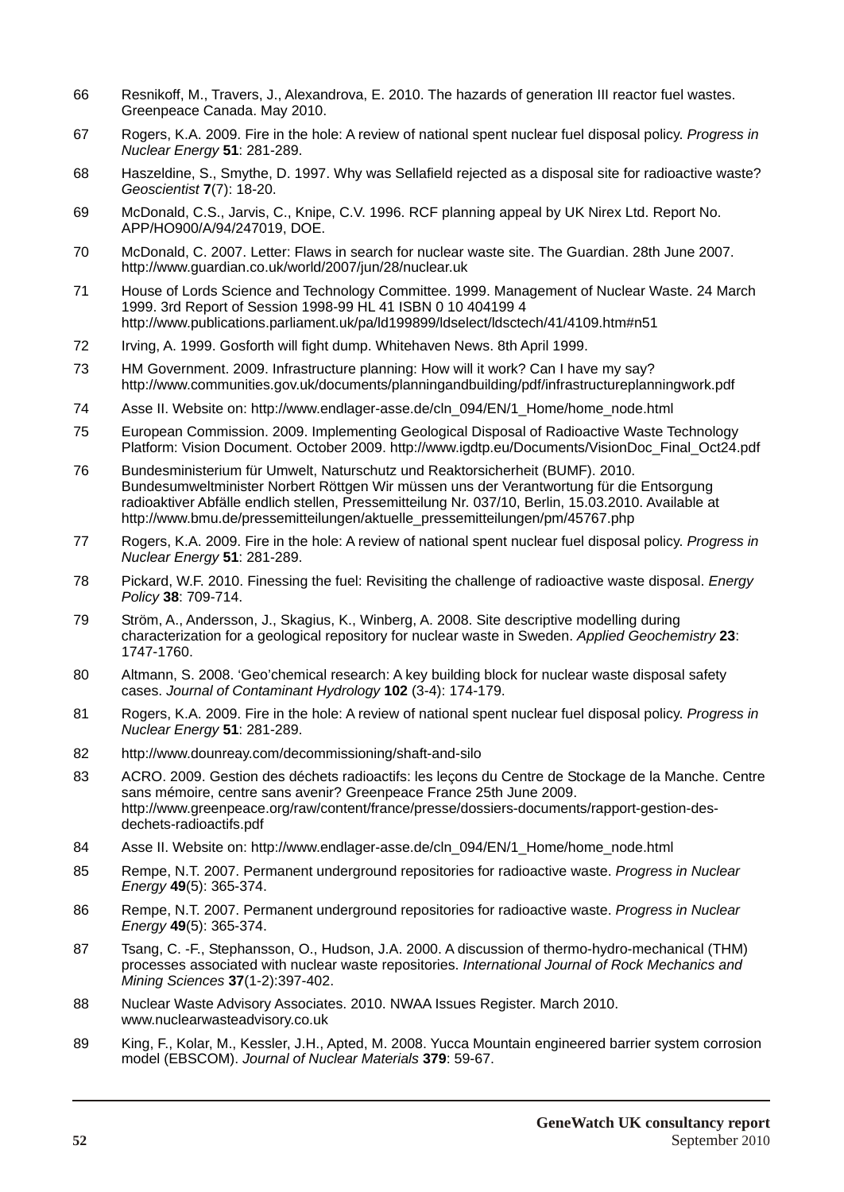66 Resnikoff, M., Travers, J., Alexandrova, E. 2010. The hazards of generation III reactor fuel wastes. Greenpeace Canada. May 2010.

67 Rogers, K.A. 2009. Fire in the hole: A review of national spent nuclear fuel disposal policy. *Progress in Nuclear Energy* **51**: 281-289.

68 Haszeldine, S., Smythe, D. 1997. Why was Sellafield rejected as a disposal site for radioactive waste? *Geoscientist* **7**(7): 18-20.

69 McDonald, C.S., Jarvis, C., Knipe, C.V. 1996. RCF planning appeal by UK Nirex Ltd. Report No. APP/HO900/A/94/247019, DOE.

70 McDonald, C. 2007. Letter: Flaws in search for nuclear waste site. The Guardian. 28th June 2007. http://www.guardian.co.uk/world/2007/jun/28/nuclear.uk

71 House of Lords Science and Technology Committee. 1999. Management of Nuclear Waste. 24 March 1999. 3rd Report of Session 1998-99 HL 41 ISBN 0 10 404199 4 http://www.publications.parliament.uk/pa/ld199899/ldselect/ldsctech/41/4109.htm#n51

72 Irving, A. 1999. Gosforth will fight dump. Whitehaven News. 8th April 1999.

73 HM Government. 2009. Infrastructure planning: How will it work? Can I have my say? http://www.communities.gov.uk/documents/planningandbuilding/pdf/infrastructureplanningwork.pdf

74 Asse II. Website on: http://www.endlager-asse.de/cln_094/EN/1_Home/home_node.html

75 European Commission. 2009. Implementing Geological Disposal of Radioactive Waste Technology Platform: Vision Document. October 2009. http://www.igdtp.eu/Documents/VisionDoc_Final_Oct24.pdf

76 Bundesministerium für Umwelt, Naturschutz und Reaktorsicherheit (BUMF). 2010. Bundesumweltminister Norbert Röttgen Wir müssen uns der Verantwortung für die Entsorgung radioaktiver Abfälle endlich stellen, Pressemitteilung Nr. 037/10, Berlin, 15.03.2010. Available at http://www.bmu.de/pressemitteilungen/aktuelle_pressemitteilungen/pm/45767.php

77 Rogers, K.A. 2009. Fire in the hole: A review of national spent nuclear fuel disposal policy. *Progress in Nuclear Energy* **51**: 281-289.

78 Pickard, W.F. 2010. Finessing the fuel: Revisiting the challenge of radioactive waste disposal. *Energy Policy* **38**: 709-714.

79 Ström, A., Andersson, J., Skagius, K., Winberg, A. 2008. Site descriptive modelling during characterization for a geological repository for nuclear waste in Sweden. *Applied Geochemistry* **23**: 1747-1760.

80 Altmann, S. 2008. 'Geo'chemical research: A key building block for nuclear waste disposal safety cases. *Journal of Contaminant Hydrology* **102** (3-4): 174-179.

81 Rogers, K.A. 2009. Fire in the hole: A review of national spent nuclear fuel disposal policy. *Progress in Nuclear Energy* **51**: 281-289.

82 http://www.dounreay.com/decommissioning/shaft-and-silo

83 ACRO. 2009. Gestion des déchets radioactifs: les leçons du Centre de Stockage de la Manche. Centre sans mémoire, centre sans avenir? Greenpeace France 25th June 2009. http://www.greenpeace.org/raw/content/france/presse/dossiers-documents/rapport-gestion-des-dechets-radioactifs.pdf

84 Asse II. Website on: http://www.endlager-asse.de/cln_094/EN/1_Home/home_node.html

85 Rempe, N.T. 2007. Permanent underground repositories for radioactive waste. *Progress in Nuclear Energy* **49**(5): 365-374.

86 Rempe, N.T. 2007. Permanent underground repositories for radioactive waste. *Progress in Nuclear Energy* **49**(5): 365-374.

87 Tsang, C. -F., Stephansson, O., Hudson, J.A. 2000. A discussion of thermo-hydro-mechanical (THM) processes associated with nuclear waste repositories. *International Journal of Rock Mechanics and Mining Sciences* **37**(1-2):397-402.

88 Nuclear Waste Advisory Associates. 2010. NWAA Issues Register. March 2010. www.nuclearwasteadvisory.co.uk

89 King, F., Kolar, M., Kessler, J.H., Apted, M. 2008. Yucca Mountain engineered barrier system corrosion model (EBSCOM). *Journal of Nuclear Materials* **379**: 59-67.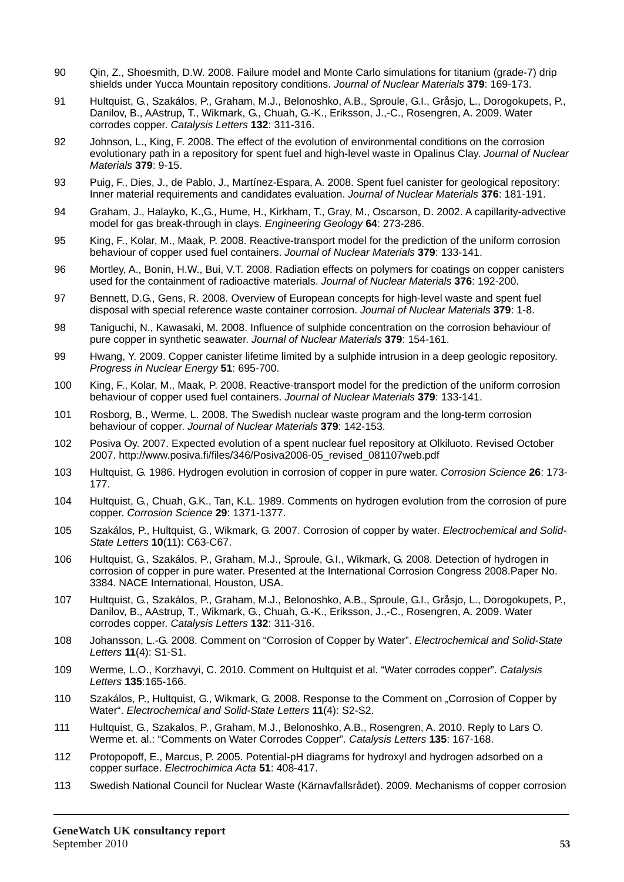90 Qin, Z., Shoesmith, D.W. 2008. Failure model and Monte Carlo simulations for titanium (grade-7) drip shields under Yucca Mountain repository conditions. *Journal of Nuclear Materials* **379**: 169-173.

91 Hultquist, G., Szakálos, P., Graham, M.J., Belonoshko, A.B., Sproule, G.I., Gråsjo, L., Dorogokupets, P., Danilov, B., AAstrup, T., Wikmark, G., Chuah, G.-K., Eriksson, J.,-C., Rosengren, A. 2009. Water corrodes copper. *Catalysis Letters* **132**: 311-316.

92 Johnson, L., King, F. 2008. The effect of the evolution of environmental conditions on the corrosion evolutionary path in a repository for spent fuel and high-level waste in Opalinus Clay. *Journal of Nuclear Materials* **379**: 9-15.

93 Puig, F., Dies, J., de Pablo, J., Martínez-Espara, A. 2008. Spent fuel canister for geological repository: Inner material requirements and candidates evaluation. *Journal of Nuclear Materials* **376**: 181-191.

94 Graham, J., Halayko, K.,G., Hume, H., Kirkham, T., Gray, M., Oscarson, D. 2002. A capillarity-advective model for gas break-through in clays. *Engineering Geology* **64**: 273-286.

95 King, F., Kolar, M., Maak, P. 2008. Reactive-transport model for the prediction of the uniform corrosion behaviour of copper used fuel containers. *Journal of Nuclear Materials* **379**: 133-141.

96 Mortley, A., Bonin, H.W., Bui, V.T. 2008. Radiation effects on polymers for coatings on copper canisters used for the containment of radioactive materials. *Journal of Nuclear Materials* **376**: 192-200.

97 Bennett, D.G., Gens, R. 2008. Overview of European concepts for high-level waste and spent fuel disposal with special reference waste container corrosion. *Journal of Nuclear Materials* **379**: 1-8.

98 Taniguchi, N., Kawasaki, M. 2008. Influence of sulphide concentration on the corrosion behaviour of pure copper in synthetic seawater. *Journal of Nuclear Materials* **379**: 154-161.

99 Hwang, Y. 2009. Copper canister lifetime limited by a sulphide intrusion in a deep geologic repository. *Progress in Nuclear Energy* **51**: 695-700.

100 King, F., Kolar, M., Maak, P. 2008. Reactive-transport model for the prediction of the uniform corrosion behaviour of copper used fuel containers. *Journal of Nuclear Materials* **379**: 133-141.

101 Rosborg, B., Werme, L. 2008. The Swedish nuclear waste program and the long-term corrosion behaviour of copper. *Journal of Nuclear Materials* **379**: 142-153.

102 Posiva Oy. 2007. Expected evolution of a spent nuclear fuel repository at Olkiluoto. Revised October 2007. http://www.posiva.fi/files/346/Posiva2006-05_revised_081107web.pdf

103 Hultquist, G. 1986. Hydrogen evolution in corrosion of copper in pure water. *Corrosion Science* **26**: 173-177.

104 Hultquist, G., Chuah, G.K., Tan, K.L. 1989. Comments on hydrogen evolution from the corrosion of pure copper. *Corrosion Science* **29**: 1371-1377.

105 Szakálos, P., Hultquist, G., Wikmark, G. 2007. Corrosion of copper by water. *Electrochemical and Solid-State Letters* **10**(11): C63-C67.

106 Hultquist, G., Szakálos, P., Graham, M.J., Sproule, G.I., Wikmark, G. 2008. Detection of hydrogen in corrosion of copper in pure water. Presented at the International Corrosion Congress 2008.Paper No. 3384. NACE International, Houston, USA.

107 Hultquist, G., Szakálos, P., Graham, M.J., Belonoshko, A.B., Sproule, G.I., Gråsjo, L., Dorogokupets, P., Danilov, B., AAstrup, T., Wikmark, G., Chuah, G.-K., Eriksson, J.,-C., Rosengren, A. 2009. Water corrodes copper. *Catalysis Letters* **132**: 311-316.

108 Johansson, L.-G. 2008. Comment on "Corrosion of Copper by Water". *Electrochemical and Solid-State Letters* **11**(4): S1-S1.

109 Werme, L.O., Korzhavyi, C. 2010. Comment on Hultquist et al. "Water corrodes copper". *Catalysis Letters* **135**:165-166.

110 Szakálos, P., Hultquist, G., Wikmark, G. 2008. Response to the Comment on „Corrosion of Copper by Water". *Electrochemical and Solid-State Letters* **11**(4): S2-S2.

111 Hultquist, G., Szakalos, P., Graham, M.J., Belonoshko, A.B., Rosengren, A. 2010. Reply to Lars O. Werme et. al.: "Comments on Water Corrodes Copper". *Catalysis Letters* **135**: 167-168.

112 Protopopoff, E., Marcus, P. 2005. Potential-pH diagrams for hydroxyl and hydrogen adsorbed on a copper surface. *Electrochimica Acta* **51**: 408-417.

113 Swedish National Council for Nuclear Waste (Kärnavfallsrådet). 2009. Mechanisms of copper corrosion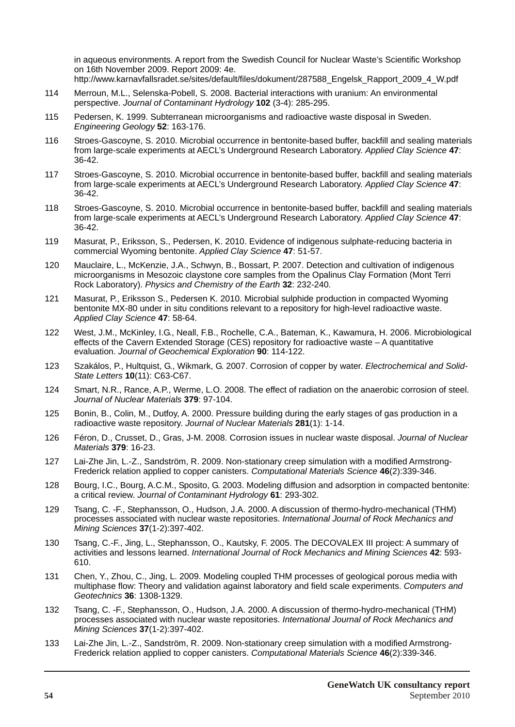in aqueous environments. A report from the Swedish Council for Nuclear Waste's Scientific Workshop on 16th November 2009. Report 2009: 4e. http://www.karnavfallsradet.se/sites/default/files/dokument/287588_Engelsk_Rapport_2009_4_W.pdf

114 Merroun, M.L., Selenska-Pobell, S. 2008. Bacterial interactions with uranium: An environmental perspective. *Journal of Contaminant Hydrology* **102** (3-4): 285-295.

115 Pedersen, K. 1999. Subterranean microorganisms and radioactive waste disposal in Sweden. *Engineering Geology* **52**: 163-176.

116 Stroes-Gascoyne, S. 2010. Microbial occurrence in bentonite-based buffer, backfill and sealing materials from large-scale experiments at AECL's Underground Research Laboratory. *Applied Clay Science* **47**: 36-42.

117 Stroes-Gascoyne, S. 2010. Microbial occurrence in bentonite-based buffer, backfill and sealing materials from large-scale experiments at AECL's Underground Research Laboratory. *Applied Clay Science* **47**: 36-42.

118 Stroes-Gascoyne, S. 2010. Microbial occurrence in bentonite-based buffer, backfill and sealing materials from large-scale experiments at AECL's Underground Research Laboratory. *Applied Clay Science* **47**: 36-42.

119 Masurat, P., Eriksson, S., Pedersen, K. 2010. Evidence of indigenous sulphate-reducing bacteria in commercial Wyoming bentonite. *Applied Clay Science* **47**: 51-57.

120 Mauclaire, L., McKenzie, J.A., Schwyn, B., Bossart, P. 2007. Detection and cultivation of indigenous microorganisms in Mesozoic claystone core samples from the Opalinus Clay Formation (Mont Terri Rock Laboratory). *Physics and Chemistry of the Earth* **32**: 232-240.

121 Masurat, P., Eriksson S., Pedersen K. 2010. Microbial sulphide production in compacted Wyoming bentonite MX-80 under in situ conditions relevant to a repository for high-level radioactive waste. *Applied Clay Science* **47**: 58-64.

122 West, J.M., McKinley, I.G., Neall, F.B., Rochelle, C.A., Bateman, K., Kawamura, H. 2006. Microbiological effects of the Cavern Extended Storage (CES) repository for radioactive waste – A quantitative evaluation. *Journal of Geochemical Exploration* **90**: 114-122.

123 Szakálos, P., Hultquist, G., Wikmark, G. 2007. Corrosion of copper by water. *Electrochemical and Solid-State Letters* **10**(11): C63-C67.

124 Smart, N.R., Rance, A.P., Werme, L.O. 2008. The effect of radiation on the anaerobic corrosion of steel. *Journal of Nuclear Materials* **379**: 97-104.

125 Bonin, B., Colin, M., Dutfoy, A. 2000. Pressure building during the early stages of gas production in a radioactive waste repository. *Journal of Nuclear Materials* **281**(1): 1-14.

126 Féron, D., Crusset, D., Gras, J-M. 2008. Corrosion issues in nuclear waste disposal. *Journal of Nuclear Materials* **379**: 16-23.

127 Lai-Zhe Jin, L.-Z., Sandström, R. 2009. Non-stationary creep simulation with a modified Armstrong-Frederick relation applied to copper canisters. *Computational Materials Science* **46**(2):339-346.

128 Bourg, I.C., Bourg, A.C.M., Sposito, G. 2003. Modeling diffusion and adsorption in compacted bentonite: a critical review. *Journal of Contaminant Hydrology* **61**: 293-302.

129 Tsang, C. -F., Stephansson, O., Hudson, J.A. 2000. A discussion of thermo-hydro-mechanical (THM) processes associated with nuclear waste repositories. *International Journal of Rock Mechanics and Mining Sciences* **37**(1-2):397-402.

130 Tsang, C.-F., Jing, L., Stephansson, O., Kautsky, F. 2005. The DECOVALEX III project: A summary of activities and lessons learned. *International Journal of Rock Mechanics and Mining Sciences* **42**: 593-610.

131 Chen, Y., Zhou, C., Jing, L. 2009. Modeling coupled THM processes of geological porous media with multiphase flow: Theory and validation against laboratory and field scale experiments. *Computers and Geotechnics* **36**: 1308-1329.

132 Tsang, C. -F., Stephansson, O., Hudson, J.A. 2000. A discussion of thermo-hydro-mechanical (THM) processes associated with nuclear waste repositories. *International Journal of Rock Mechanics and Mining Sciences* **37**(1-2):397-402.

133 Lai-Zhe Jin, L.-Z., Sandström, R. 2009. Non-stationary creep simulation with a modified Armstrong-Frederick relation applied to copper canisters. *Computational Materials Science* **46**(2):339-346.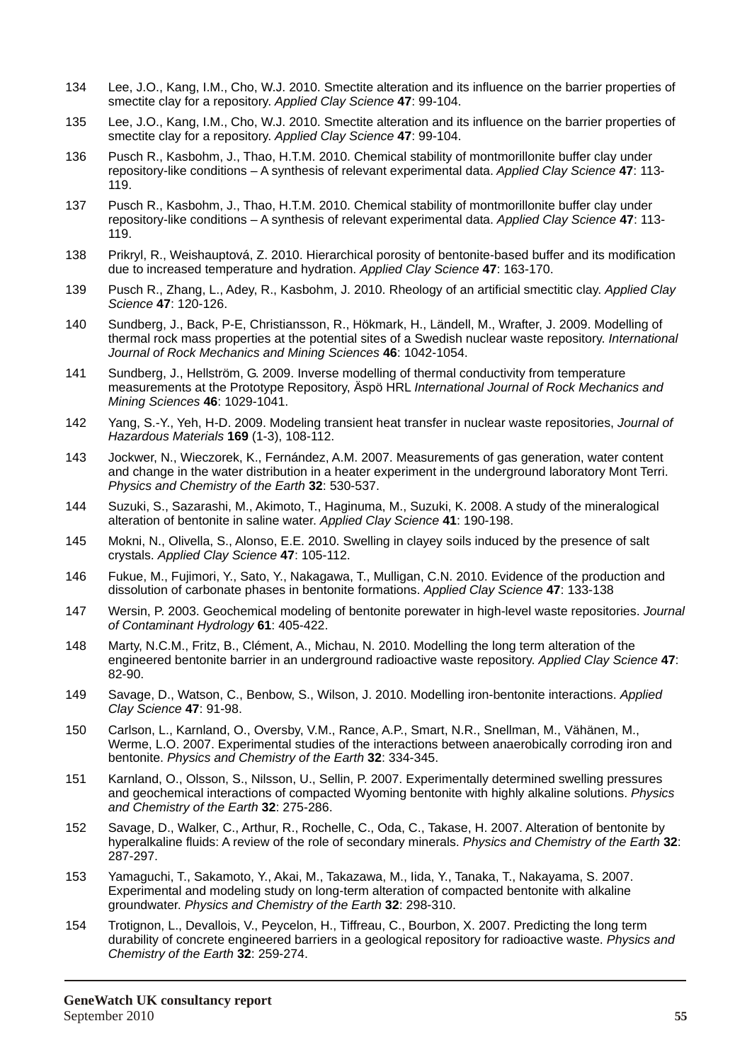134 Lee, J.O., Kang, I.M., Cho, W.J. 2010. Smectite alteration and its influence on the barrier properties of smectite clay for a repository. *Applied Clay Science* **47**: 99-104.

135 Lee, J.O., Kang, I.M., Cho, W.J. 2010. Smectite alteration and its influence on the barrier properties of smectite clay for a repository. *Applied Clay Science* **47**: 99-104.

136 Pusch R., Kasbohm, J., Thao, H.T.M. 2010. Chemical stability of montmorillonite buffer clay under repository-like conditions – A synthesis of relevant experimental data. *Applied Clay Science* **47**: 113-119.

137 Pusch R., Kasbohm, J., Thao, H.T.M. 2010. Chemical stability of montmorillonite buffer clay under repository-like conditions – A synthesis of relevant experimental data. *Applied Clay Science* **47**: 113-119.

138 Prikryl, R., Weishauptová, Z. 2010. Hierarchical porosity of bentonite-based buffer and its modification due to increased temperature and hydration. *Applied Clay Science* **47**: 163-170.

139 Pusch R., Zhang, L., Adey, R., Kasbohm, J. 2010. Rheology of an artificial smectitic clay. *Applied Clay Science* **47**: 120-126.

140 Sundberg, J., Back, P-E, Christiansson, R., Hökmark, H., Ländell, M., Wrafter, J. 2009. Modelling of thermal rock mass properties at the potential sites of a Swedish nuclear waste repository. *International Journal of Rock Mechanics and Mining Sciences* **46**: 1042-1054.

141 Sundberg, J., Hellström, G. 2009. Inverse modelling of thermal conductivity from temperature measurements at the Prototype Repository, Äspö HRL *International Journal of Rock Mechanics and Mining Sciences* **46**: 1029-1041.

142 Yang, S.-Y., Yeh, H-D. 2009. Modeling transient heat transfer in nuclear waste repositories, *Journal of Hazardous Materials* **169** (1-3), 108-112.

143 Jockwer, N., Wieczorek, K., Fernández, A.M. 2007. Measurements of gas generation, water content and change in the water distribution in a heater experiment in the underground laboratory Mont Terri. *Physics and Chemistry of the Earth* **32**: 530-537.

144 Suzuki, S., Sazarashi, M., Akimoto, T., Haginuma, M., Suzuki, K. 2008. A study of the mineralogical alteration of bentonite in saline water. *Applied Clay Science* **41**: 190-198.

145 Mokni, N., Olivella, S., Alonso, E.E. 2010. Swelling in clayey soils induced by the presence of salt crystals. *Applied Clay Science* **47**: 105-112.

146 Fukue, M., Fujimori, Y., Sato, Y., Nakagawa, T., Mulligan, C.N. 2010. Evidence of the production and dissolution of carbonate phases in bentonite formations. *Applied Clay Science* **47**: 133-138

147 Wersin, P. 2003. Geochemical modeling of bentonite porewater in high-level waste repositories. *Journal of Contaminant Hydrology* **61**: 405-422.

148 Marty, N.C.M., Fritz, B., Clément, A., Michau, N. 2010. Modelling the long term alteration of the engineered bentonite barrier in an underground radioactive waste repository. *Applied Clay Science* **47**: 82-90.

149 Savage, D., Watson, C., Benbow, S., Wilson, J. 2010. Modelling iron-bentonite interactions. *Applied Clay Science* **47**: 91-98.

150 Carlson, L., Karnland, O., Oversby, V.M., Rance, A.P., Smart, N.R., Snellman, M., Vähänen, M., Werme, L.O. 2007. Experimental studies of the interactions between anaerobically corroding iron and bentonite. *Physics and Chemistry of the Earth* **32**: 334-345.

151 Karnland, O., Olsson, S., Nilsson, U., Sellin, P. 2007. Experimentally determined swelling pressures and geochemical interactions of compacted Wyoming bentonite with highly alkaline solutions. *Physics and Chemistry of the Earth* **32**: 275-286.

152 Savage, D., Walker, C., Arthur, R., Rochelle, C., Oda, C., Takase, H. 2007. Alteration of bentonite by hyperalkaline fluids: A review of the role of secondary minerals. *Physics and Chemistry of the Earth* **32**: 287-297.

153 Yamaguchi, T., Sakamoto, Y., Akai, M., Takazawa, M., Iida, Y., Tanaka, T., Nakayama, S. 2007. Experimental and modeling study on long-term alteration of compacted bentonite with alkaline groundwater. *Physics and Chemistry of the Earth* **32**: 298-310.

154 Trotignon, L., Devallois, V., Peycelon, H., Tiffreau, C., Bourbon, X. 2007. Predicting the long term durability of concrete engineered barriers in a geological repository for radioactive waste. *Physics and Chemistry of the Earth* **32**: 259-274.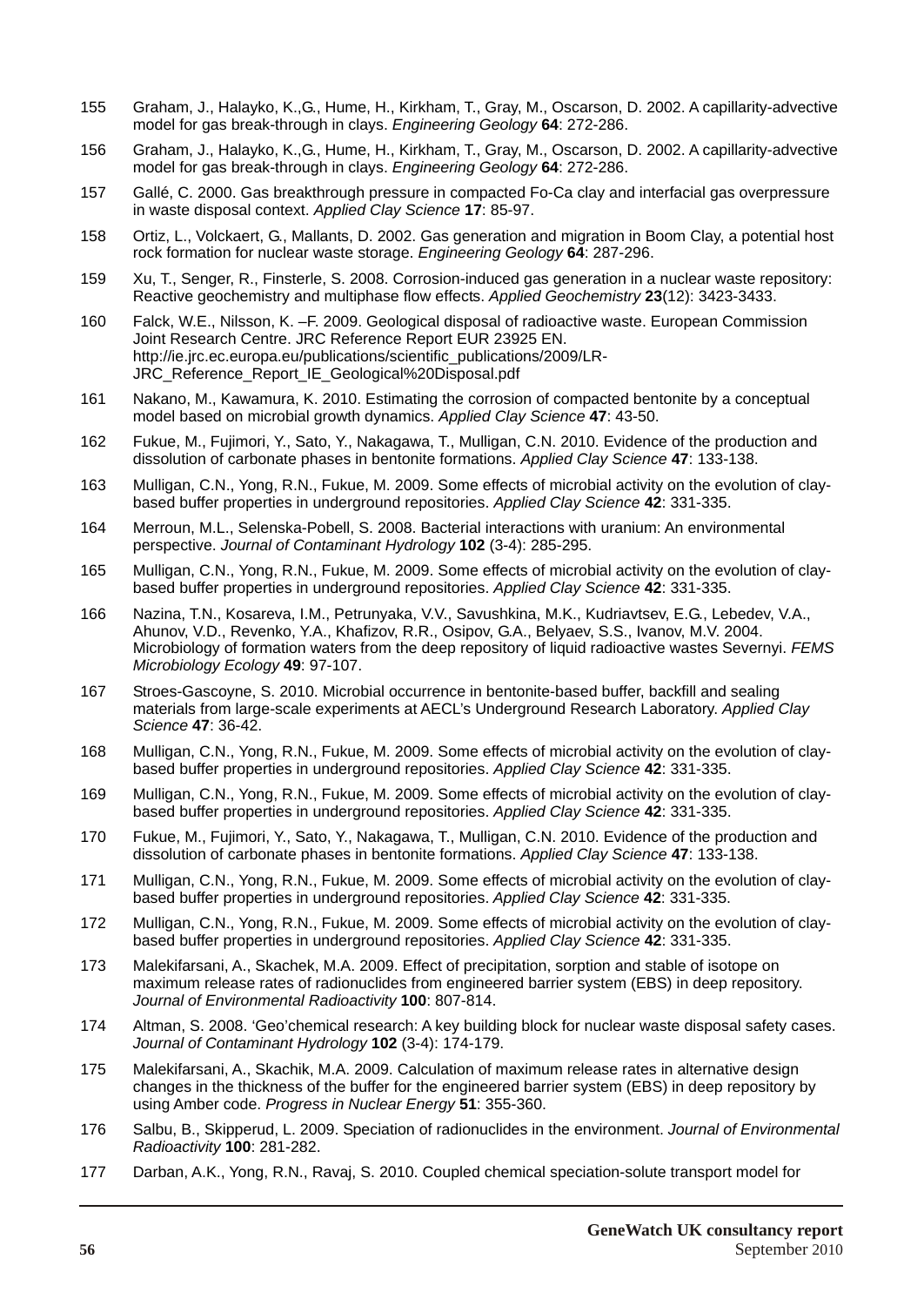155 Graham, J., Halayko, K.,G., Hume, H., Kirkham, T., Gray, M., Oscarson, D. 2002. A capillarity-advective model for gas break-through in clays. *Engineering Geology* **64**: 272-286.

156 Graham, J., Halayko, K.,G., Hume, H., Kirkham, T., Gray, M., Oscarson, D. 2002. A capillarity-advective model for gas break-through in clays. *Engineering Geology* **64**: 272-286.

157 Gallé, C. 2000. Gas breakthrough pressure in compacted Fo-Ca clay and interfacial gas overpressure in waste disposal context. *Applied Clay Science* **17**: 85-97.

158 Ortiz, L., Volckaert, G., Mallants, D. 2002. Gas generation and migration in Boom Clay, a potential host rock formation for nuclear waste storage. *Engineering Geology* **64**: 287-296.

159 Xu, T., Senger, R., Finsterle, S. 2008. Corrosion-induced gas generation in a nuclear waste repository: Reactive geochemistry and multiphase flow effects. *Applied Geochemistry* **23**(12): 3423-3433.

160 Falck, W.E., Nilsson, K. –F. 2009. Geological disposal of radioactive waste. European Commission Joint Research Centre. JRC Reference Report EUR 23925 EN. http://ie.jrc.ec.europa.eu/publications/scientific_publications/2009/LR-JRC_Reference_Report_IE_Geological%20Disposal.pdf

161 Nakano, M., Kawamura, K. 2010. Estimating the corrosion of compacted bentonite by a conceptual model based on microbial growth dynamics. *Applied Clay Science* **47**: 43-50.

162 Fukue, M., Fujimori, Y., Sato, Y., Nakagawa, T., Mulligan, C.N. 2010. Evidence of the production and dissolution of carbonate phases in bentonite formations. *Applied Clay Science* **47**: 133-138.

163 Mulligan, C.N., Yong, R.N., Fukue, M. 2009. Some effects of microbial activity on the evolution of clay-based buffer properties in underground repositories. *Applied Clay Science* **42**: 331-335.

164 Merroun, M.L., Selenska-Pobell, S. 2008. Bacterial interactions with uranium: An environmental perspective. *Journal of Contaminant Hydrology* **102** (3-4): 285-295.

165 Mulligan, C.N., Yong, R.N., Fukue, M. 2009. Some effects of microbial activity on the evolution of clay-based buffer properties in underground repositories. *Applied Clay Science* **42**: 331-335.

166 Nazina, T.N., Kosareva, I.M., Petrunyaka, V.V., Savushkina, M.K., Kudriavtsev, E.G., Lebedev, V.A., Ahunov, V.D., Revenko, Y.A., Khafizov, R.R., Osipov, G.A., Belyaev, S.S., Ivanov, M.V. 2004. Microbiology of formation waters from the deep repository of liquid radioactive wastes Severnyi. *FEMS Microbiology Ecology* **49**: 97-107.

167 Stroes-Gascoyne, S. 2010. Microbial occurrence in bentonite-based buffer, backfill and sealing materials from large-scale experiments at AECL's Underground Research Laboratory. *Applied Clay Science* **47**: 36-42.

168 Mulligan, C.N., Yong, R.N., Fukue, M. 2009. Some effects of microbial activity on the evolution of clay-based buffer properties in underground repositories. *Applied Clay Science* **42**: 331-335.

169 Mulligan, C.N., Yong, R.N., Fukue, M. 2009. Some effects of microbial activity on the evolution of clay-based buffer properties in underground repositories. *Applied Clay Science* **42**: 331-335.

170 Fukue, M., Fujimori, Y., Sato, Y., Nakagawa, T., Mulligan, C.N. 2010. Evidence of the production and dissolution of carbonate phases in bentonite formations. *Applied Clay Science* **47**: 133-138.

171 Mulligan, C.N., Yong, R.N., Fukue, M. 2009. Some effects of microbial activity on the evolution of clay-based buffer properties in underground repositories. *Applied Clay Science* **42**: 331-335.

172 Mulligan, C.N., Yong, R.N., Fukue, M. 2009. Some effects of microbial activity on the evolution of clay-based buffer properties in underground repositories. *Applied Clay Science* **42**: 331-335.

173 Malekifarsani, A., Skachek, M.A. 2009. Effect of precipitation, sorption and stable of isotope on maximum release rates of radionuclides from engineered barrier system (EBS) in deep repository. *Journal of Environmental Radioactivity* **100**: 807-814.

174 Altman, S. 2008. 'Geo'chemical research: A key building block for nuclear waste disposal safety cases. *Journal of Contaminant Hydrology* **102** (3-4): 174-179.

175 Malekifarsani, A., Skachik, M.A. 2009. Calculation of maximum release rates in alternative design changes in the thickness of the buffer for the engineered barrier system (EBS) in deep repository by using Amber code. *Progress in Nuclear Energy* **51**: 355-360.

176 Salbu, B., Skipperud, L. 2009. Speciation of radionuclides in the environment. *Journal of Environmental Radioactivity* **100**: 281-282.

177 Darban, A.K., Yong, R.N., Ravaj, S. 2010. Coupled chemical speciation-solute transport model for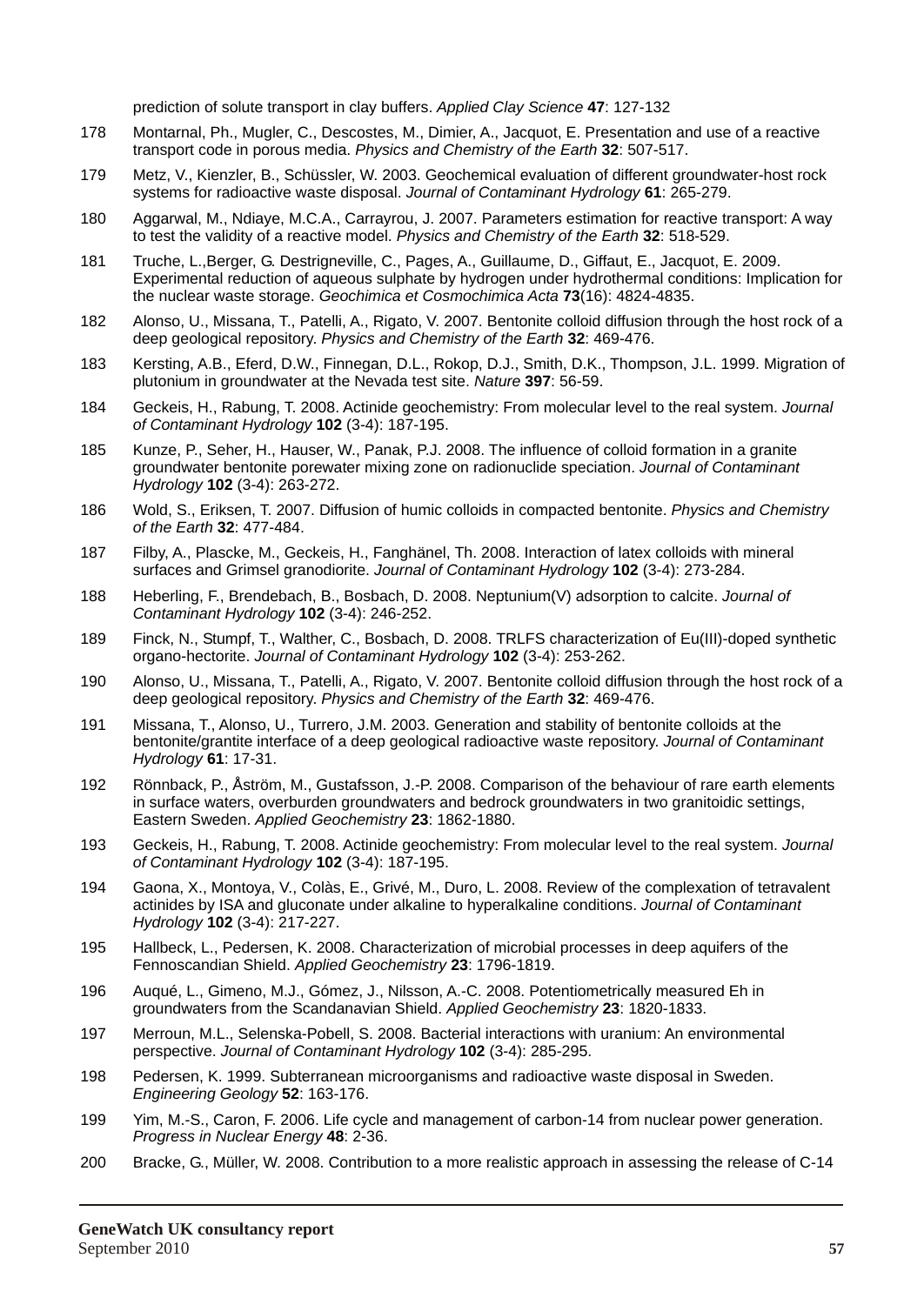prediction of solute transport in clay buffers. *Applied Clay Science* **47**: 127-132

178 Montarnal, Ph., Mugler, C., Descostes, M., Dimier, A., Jacquot, E. Presentation and use of a reactive transport code in porous media. *Physics and Chemistry of the Earth* **32**: 507-517.

179 Metz, V., Kienzler, B., Schüssler, W. 2003. Geochemical evaluation of different groundwater-host rock systems for radioactive waste disposal. *Journal of Contaminant Hydrology* **61**: 265-279.

180 Aggarwal, M., Ndiaye, M.C.A., Carrayrou, J. 2007. Parameters estimation for reactive transport: A way to test the validity of a reactive model. *Physics and Chemistry of the Earth* **32**: 518-529.

181 Truche, L.,Berger, G. Destrigneville, C., Pages, A., Guillaume, D., Giffaut, E., Jacquot, E. 2009. Experimental reduction of aqueous sulphate by hydrogen under hydrothermal conditions: Implication for the nuclear waste storage. *Geochimica et Cosmochimica Acta* **73**(16): 4824-4835.

182 Alonso, U., Missana, T., Patelli, A., Rigato, V. 2007. Bentonite colloid diffusion through the host rock of a deep geological repository. *Physics and Chemistry of the Earth* **32**: 469-476.

183 Kersting, A.B., Eferd, D.W., Finnegan, D.L., Rokop, D.J., Smith, D.K., Thompson, J.L. 1999. Migration of plutonium in groundwater at the Nevada test site. *Nature* **397**: 56-59.

184 Geckeis, H., Rabung, T. 2008. Actinide geochemistry: From molecular level to the real system. *Journal of Contaminant Hydrology* **102** (3-4): 187-195.

185 Kunze, P., Seher, H., Hauser, W., Panak, P.J. 2008. The influence of colloid formation in a granite groundwater bentonite porewater mixing zone on radionuclide speciation. *Journal of Contaminant Hydrology* **102** (3-4): 263-272.

186 Wold, S., Eriksen, T. 2007. Diffusion of humic colloids in compacted bentonite. *Physics and Chemistry of the Earth* **32**: 477-484.

187 Filby, A., Plascke, M., Geckeis, H., Fanghänel, Th. 2008. Interaction of latex colloids with mineral surfaces and Grimsel granodiorite. *Journal of Contaminant Hydrology* **102** (3-4): 273-284.

188 Heberling, F., Brendebach, B., Bosbach, D. 2008. Neptunium(V) adsorption to calcite. *Journal of Contaminant Hydrology* **102** (3-4): 246-252.

189 Finck, N., Stumpf, T., Walther, C., Bosbach, D. 2008. TRLFS characterization of Eu(III)-doped synthetic organo-hectorite. *Journal of Contaminant Hydrology* **102** (3-4): 253-262.

190 Alonso, U., Missana, T., Patelli, A., Rigato, V. 2007. Bentonite colloid diffusion through the host rock of a deep geological repository. *Physics and Chemistry of the Earth* **32**: 469-476.

191 Missana, T., Alonso, U., Turrero, J.M. 2003. Generation and stability of bentonite colloids at the bentonite/grantite interface of a deep geological radioactive waste repository. *Journal of Contaminant Hydrology* **61**: 17-31.

192 Rönnback, P., Åström, M., Gustafsson, J.-P. 2008. Comparison of the behaviour of rare earth elements in surface waters, overburden groundwaters and bedrock groundwaters in two granitoidic settings, Eastern Sweden. *Applied Geochemistry* **23**: 1862-1880.

193 Geckeis, H., Rabung, T. 2008. Actinide geochemistry: From molecular level to the real system. *Journal of Contaminant Hydrology* **102** (3-4): 187-195.

194 Gaona, X., Montoya, V., Colàs, E., Grivé, M., Duro, L. 2008. Review of the complexation of tetravalent actinides by ISA and gluconate under alkaline to hyperalkaline conditions. *Journal of Contaminant Hydrology* **102** (3-4): 217-227.

195 Hallbeck, L., Pedersen, K. 2008. Characterization of microbial processes in deep aquifers of the Fennoscandian Shield. *Applied Geochemistry* **23**: 1796-1819.

196 Auqué, L., Gimeno, M.J., Gómez, J., Nilsson, A.-C. 2008. Potentiometrically measured Eh in groundwaters from the Scandanavian Shield. *Applied Geochemistry* **23**: 1820-1833.

197 Merroun, M.L., Selenska-Pobell, S. 2008. Bacterial interactions with uranium: An environmental perspective. *Journal of Contaminant Hydrology* **102** (3-4): 285-295.

198 Pedersen, K. 1999. Subterranean microorganisms and radioactive waste disposal in Sweden. *Engineering Geology* **52**: 163-176.

199 Yim, M.-S., Caron, F. 2006. Life cycle and management of carbon-14 from nuclear power generation. *Progress in Nuclear Energy* **48**: 2-36.

200 Bracke, G., Müller, W. 2008. Contribution to a more realistic approach in assessing the release of C-14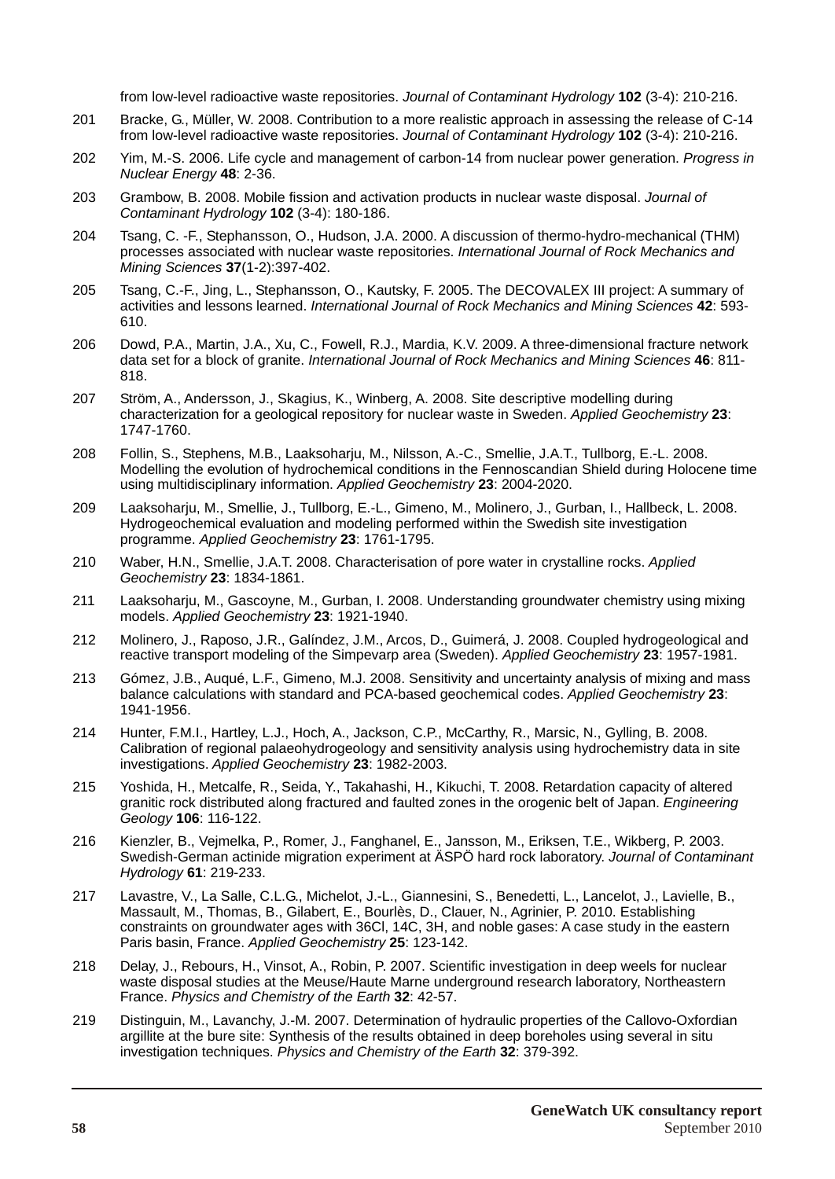from low-level radioactive waste repositories. *Journal of Contaminant Hydrology* **102** (3-4): 210-216.

201 Bracke, G., Müller, W. 2008. Contribution to a more realistic approach in assessing the release of C-14 from low-level radioactive waste repositories. *Journal of Contaminant Hydrology* **102** (3-4): 210-216.

202 Yim, M.-S. 2006. Life cycle and management of carbon-14 from nuclear power generation. *Progress in Nuclear Energy* **48**: 2-36.

203 Grambow, B. 2008. Mobile fission and activation products in nuclear waste disposal. *Journal of Contaminant Hydrology* **102** (3-4): 180-186.

204 Tsang, C. -F., Stephansson, O., Hudson, J.A. 2000. A discussion of thermo-hydro-mechanical (THM) processes associated with nuclear waste repositories. *International Journal of Rock Mechanics and Mining Sciences* **37**(1-2):397-402.

205 Tsang, C.-F., Jing, L., Stephansson, O., Kautsky, F. 2005. The DECOVALEX III project: A summary of activities and lessons learned. *International Journal of Rock Mechanics and Mining Sciences* **42**: 593-610.

206 Dowd, P.A., Martin, J.A., Xu, C., Fowell, R.J., Mardia, K.V. 2009. A three-dimensional fracture network data set for a block of granite. *International Journal of Rock Mechanics and Mining Sciences* **46**: 811-818.

207 Ström, A., Andersson, J., Skagius, K., Winberg, A. 2008. Site descriptive modelling during characterization for a geological repository for nuclear waste in Sweden. *Applied Geochemistry* **23**: 1747-1760.

208 Follin, S., Stephens, M.B., Laaksoharju, M., Nilsson, A.-C., Smellie, J.A.T., Tullborg, E.-L. 2008. Modelling the evolution of hydrochemical conditions in the Fennoscandian Shield during Holocene time using multidisciplinary information. *Applied Geochemistry* **23**: 2004-2020.

209 Laaksoharju, M., Smellie, J., Tullborg, E.-L., Gimeno, M., Molinero, J., Gurban, I., Hallbeck, L. 2008. Hydrogeochemical evaluation and modeling performed within the Swedish site investigation programme. *Applied Geochemistry* **23**: 1761-1795.

210 Waber, H.N., Smellie, J.A.T. 2008. Characterisation of pore water in crystalline rocks. *Applied Geochemistry* **23**: 1834-1861.

211 Laaksoharju, M., Gascoyne, M., Gurban, I. 2008. Understanding groundwater chemistry using mixing models. *Applied Geochemistry* **23**: 1921-1940.

212 Molinero, J., Raposo, J.R., Galíndez, J.M., Arcos, D., Guimerá, J. 2008. Coupled hydrogeological and reactive transport modeling of the Simpevarp area (Sweden). *Applied Geochemistry* **23**: 1957-1981.

213 Gómez, J.B., Auqué, L.F., Gimeno, M.J. 2008. Sensitivity and uncertainty analysis of mixing and mass balance calculations with standard and PCA-based geochemical codes. *Applied Geochemistry* **23**: 1941-1956.

214 Hunter, F.M.I., Hartley, L.J., Hoch, A., Jackson, C.P., McCarthy, R., Marsic, N., Gylling, B. 2008. Calibration of regional palaeohydrogeology and sensitivity analysis using hydrochemistry data in site investigations. *Applied Geochemistry* **23**: 1982-2003.

215 Yoshida, H., Metcalfe, R., Seida, Y., Takahashi, H., Kikuchi, T. 2008. Retardation capacity of altered granitic rock distributed along fractured and faulted zones in the orogenic belt of Japan. *Engineering Geology* **106**: 116-122.

216 Kienzler, B., Vejmelka, P., Romer, J., Fanghanel, E., Jansson, M., Eriksen, T.E., Wikberg, P. 2003. Swedish-German actinide migration experiment at ÄSPÖ hard rock laboratory. *Journal of Contaminant Hydrology* **61**: 219-233.

217 Lavastre, V., La Salle, C.L.G., Michelot, J.-L., Giannesini, S., Benedetti, L., Lancelot, J., Lavielle, B., Massault, M., Thomas, B., Gilabert, E., Bourlès, D., Clauer, N., Agrinier, P. 2010. Establishing constraints on groundwater ages with 36Cl, 14C, 3H, and noble gases: A case study in the eastern Paris basin, France. *Applied Geochemistry* **25**: 123-142.

218 Delay, J., Rebours, H., Vinsot, A., Robin, P. 2007. Scientific investigation in deep weels for nuclear waste disposal studies at the Meuse/Haute Marne underground research laboratory, Northeastern France. *Physics and Chemistry of the Earth* **32**: 42-57.

219 Distinguin, M., Lavanchy, J.-M. 2007. Determination of hydraulic properties of the Callovo-Oxfordian argillite at the bure site: Synthesis of the results obtained in deep boreholes using several in situ investigation techniques. *Physics and Chemistry of the Earth* **32**: 379-392.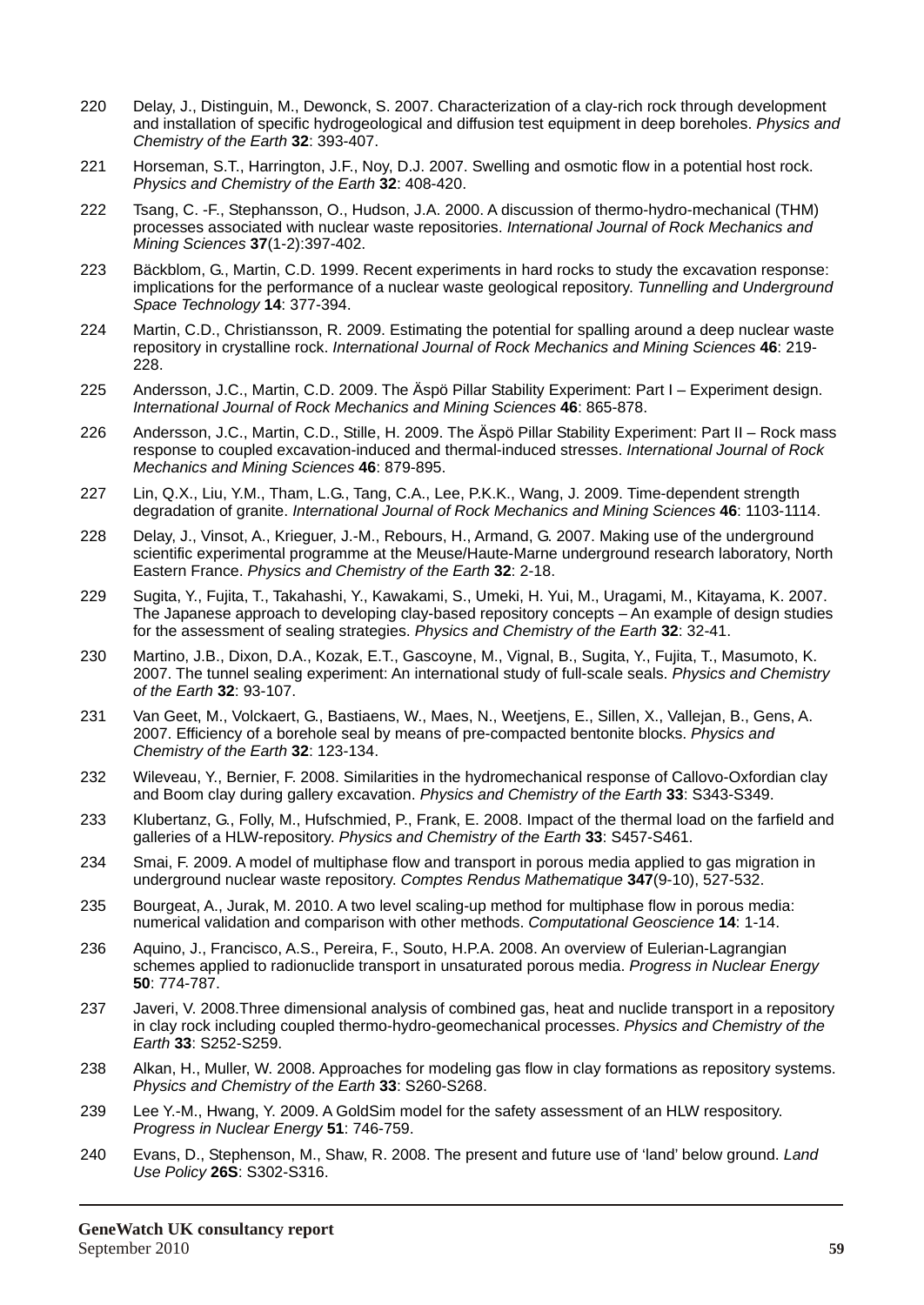220 Delay, J., Distinguin, M., Dewonck, S. 2007. Characterization of a clay-rich rock through development and installation of specific hydrogeological and diffusion test equipment in deep boreholes. *Physics and Chemistry of the Earth* **32**: 393-407.

221 Horseman, S.T., Harrington, J.F., Noy, D.J. 2007. Swelling and osmotic flow in a potential host rock. *Physics and Chemistry of the Earth* **32**: 408-420.

222 Tsang, C. -F., Stephansson, O., Hudson, J.A. 2000. A discussion of thermo-hydro-mechanical (THM) processes associated with nuclear waste repositories. *International Journal of Rock Mechanics and Mining Sciences* **37**(1-2):397-402.

223 Bäckblom, G., Martin, C.D. 1999. Recent experiments in hard rocks to study the excavation response: implications for the performance of a nuclear waste geological repository. *Tunnelling and Underground Space Technology* **14**: 377-394.

224 Martin, C.D., Christiansson, R. 2009. Estimating the potential for spalling around a deep nuclear waste repository in crystalline rock. *International Journal of Rock Mechanics and Mining Sciences* **46**: 219-228.

225 Andersson, J.C., Martin, C.D. 2009. The Äspö Pillar Stability Experiment: Part I – Experiment design. *International Journal of Rock Mechanics and Mining Sciences* **46**: 865-878.

226 Andersson, J.C., Martin, C.D., Stille, H. 2009. The Äspö Pillar Stability Experiment: Part II – Rock mass response to coupled excavation-induced and thermal-induced stresses. *International Journal of Rock Mechanics and Mining Sciences* **46**: 879-895.

227 Lin, Q.X., Liu, Y.M., Tham, L.G., Tang, C.A., Lee, P.K.K., Wang, J. 2009. Time-dependent strength degradation of granite. *International Journal of Rock Mechanics and Mining Sciences* **46**: 1103-1114.

228 Delay, J., Vinsot, A., Krieguer, J.-M., Rebours, H., Armand, G. 2007. Making use of the underground scientific experimental programme at the Meuse/Haute-Marne underground research laboratory, North Eastern France. *Physics and Chemistry of the Earth* **32**: 2-18.

229 Sugita, Y., Fujita, T., Takahashi, Y., Kawakami, S., Umeki, H. Yui, M., Uragami, M., Kitayama, K. 2007. The Japanese approach to developing clay-based repository concepts – An example of design studies for the assessment of sealing strategies. *Physics and Chemistry of the Earth* **32**: 32-41.

230 Martino, J.B., Dixon, D.A., Kozak, E.T., Gascoyne, M., Vignal, B., Sugita, Y., Fujita, T., Masumoto, K. 2007. The tunnel sealing experiment: An international study of full-scale seals. *Physics and Chemistry of the Earth* **32**: 93-107.

231 Van Geet, M., Volckaert, G., Bastiaens, W., Maes, N., Weetjens, E., Sillen, X., Vallejan, B., Gens, A. 2007. Efficiency of a borehole seal by means of pre-compacted bentonite blocks. *Physics and Chemistry of the Earth* **32**: 123-134.

232 Wileveau, Y., Bernier, F. 2008. Similarities in the hydromechanical response of Callovo-Oxfordian clay and Boom clay during gallery excavation. *Physics and Chemistry of the Earth* **33**: S343-S349.

233 Klubertanz, G., Folly, M., Hufschmied, P., Frank, E. 2008. Impact of the thermal load on the farfield and galleries of a HLW-repository. *Physics and Chemistry of the Earth* **33**: S457-S461.

234 Smai, F. 2009. A model of multiphase flow and transport in porous media applied to gas migration in underground nuclear waste repository. *Comptes Rendus Mathematique* **347**(9-10), 527-532.

235 Bourgeat, A., Jurak, M. 2010. A two level scaling-up method for multiphase flow in porous media: numerical validation and comparison with other methods. *Computational Geoscience* **14**: 1-14.

236 Aquino, J., Francisco, A.S., Pereira, F., Souto, H.P.A. 2008. An overview of Eulerian-Lagrangian schemes applied to radionuclide transport in unsaturated porous media. *Progress in Nuclear Energy* **50**: 774-787.

237 Javeri, V. 2008.Three dimensional analysis of combined gas, heat and nuclide transport in a repository in clay rock including coupled thermo-hydro-geomechanical processes. *Physics and Chemistry of the Earth* **33**: S252-S259.

238 Alkan, H., Muller, W. 2008. Approaches for modeling gas flow in clay formations as repository systems. *Physics and Chemistry of the Earth* **33**: S260-S268.

239 Lee Y.-M., Hwang, Y. 2009. A GoldSim model for the safety assessment of an HLW respository. *Progress in Nuclear Energy* **51**: 746-759.

240 Evans, D., Stephenson, M., Shaw, R. 2008. The present and future use of 'land' below ground. *Land Use Policy* **26S**: S302-S316.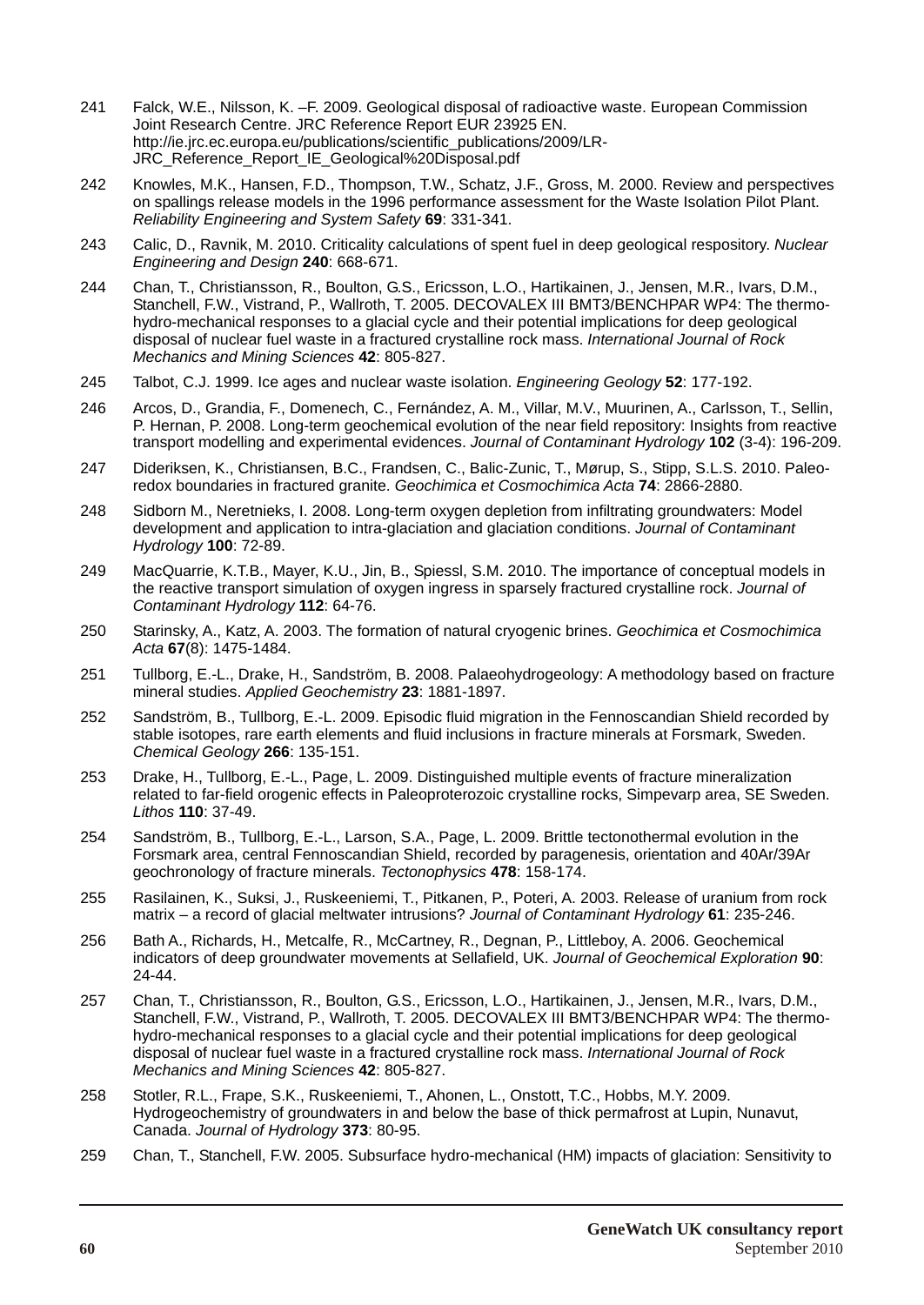241 Falck, W.E., Nilsson, K. –F. 2009. Geological disposal of radioactive waste. European Commission Joint Research Centre. JRC Reference Report EUR 23925 EN. http://ie.jrc.ec.europa.eu/publications/scientific_publications/2009/LR-JRC_Reference_Report_IE_Geological%20Disposal.pdf

242 Knowles, M.K., Hansen, F.D., Thompson, T.W., Schatz, J.F., Gross, M. 2000. Review and perspectives on spallings release models in the 1996 performance assessment for the Waste Isolation Pilot Plant. *Reliability Engineering and System Safety* **69**: 331-341.

243 Calic, D., Ravnik, M. 2010. Criticality calculations of spent fuel in deep geological respository. *Nuclear Engineering and Design* **240**: 668-671.

244 Chan, T., Christiansson, R., Boulton, G.S., Ericsson, L.O., Hartikainen, J., Jensen, M.R., Ivars, D.M., Stanchell, F.W., Vistrand, P., Wallroth, T. 2005. DECOVALEX III BMT3/BENCHPAR WP4: The thermo-hydro-mechanical responses to a glacial cycle and their potential implications for deep geological disposal of nuclear fuel waste in a fractured crystalline rock mass. *International Journal of Rock Mechanics and Mining Sciences* **42**: 805-827.

245 Talbot, C.J. 1999. Ice ages and nuclear waste isolation. *Engineering Geology* **52**: 177-192.

246 Arcos, D., Grandia, F., Domenech, C., Fernández, A. M., Villar, M.V., Muurinen, A., Carlsson, T., Sellin, P. Hernan, P. 2008. Long-term geochemical evolution of the near field repository: Insights from reactive transport modelling and experimental evidences. *Journal of Contaminant Hydrology* **102** (3-4): 196-209.

247 Dideriksen, K., Christiansen, B.C., Frandsen, C., Balic-Zunic, T., Mørup, S., Stipp, S.L.S. 2010. Paleo-redox boundaries in fractured granite. *Geochimica et Cosmochimica Acta* **74**: 2866-2880.

248 Sidborn M., Neretnieks, I. 2008. Long-term oxygen depletion from infiltrating groundwaters: Model development and application to intra-glaciation and glaciation conditions. *Journal of Contaminant Hydrology* **100**: 72-89.

249 MacQuarrie, K.T.B., Mayer, K.U., Jin, B., Spiessl, S.M. 2010. The importance of conceptual models in the reactive transport simulation of oxygen ingress in sparsely fractured crystalline rock. *Journal of Contaminant Hydrology* **112**: 64-76.

250 Starinsky, A., Katz, A. 2003. The formation of natural cryogenic brines. *Geochimica et Cosmochimica Acta* **67**(8): 1475-1484.

251 Tullborg, E.-L., Drake, H., Sandström, B. 2008. Palaeohydrogeology: A methodology based on fracture mineral studies. *Applied Geochemistry* **23**: 1881-1897.

252 Sandström, B., Tullborg, E.-L. 2009. Episodic fluid migration in the Fennoscandian Shield recorded by stable isotopes, rare earth elements and fluid inclusions in fracture minerals at Forsmark, Sweden. *Chemical Geology* **266**: 135-151.

253 Drake, H., Tullborg, E.-L., Page, L. 2009. Distinguished multiple events of fracture mineralization related to far-field orogenic effects in Paleoproterozoic crystalline rocks, Simpevarp area, SE Sweden. *Lithos* **110**: 37-49.

254 Sandström, B., Tullborg, E.-L., Larson, S.A., Page, L. 2009. Brittle tectonothermal evolution in the Forsmark area, central Fennoscandian Shield, recorded by paragenesis, orientation and 40Ar/39Ar geochronology of fracture minerals. *Tectonophysics* **478**: 158-174.

255 Rasilainen, K., Suksi, J., Ruskeeniemi, T., Pitkanen, P., Poteri, A. 2003. Release of uranium from rock matrix – a record of glacial meltwater intrusions? *Journal of Contaminant Hydrology* **61**: 235-246.

256 Bath A., Richards, H., Metcalfe, R., McCartney, R., Degnan, P., Littleboy, A. 2006. Geochemical indicators of deep groundwater movements at Sellafield, UK. *Journal of Geochemical Exploration* **90**: 24-44.

257 Chan, T., Christiansson, R., Boulton, G.S., Ericsson, L.O., Hartikainen, J., Jensen, M.R., Ivars, D.M., Stanchell, F.W., Vistrand, P., Wallroth, T. 2005. DECOVALEX III BMT3/BENCHPAR WP4: The thermo-hydro-mechanical responses to a glacial cycle and their potential implications for deep geological disposal of nuclear fuel waste in a fractured crystalline rock mass. *International Journal of Rock Mechanics and Mining Sciences* **42**: 805-827.

258 Stotler, R.L., Frape, S.K., Ruskeeniemi, T., Ahonen, L., Onstott, T.C., Hobbs, M.Y. 2009. Hydrogeochemistry of groundwaters in and below the base of thick permafrost at Lupin, Nunavut, Canada. *Journal of Hydrology* **373**: 80-95.

259 Chan, T., Stanchell, F.W. 2005. Subsurface hydro-mechanical (HM) impacts of glaciation: Sensitivity to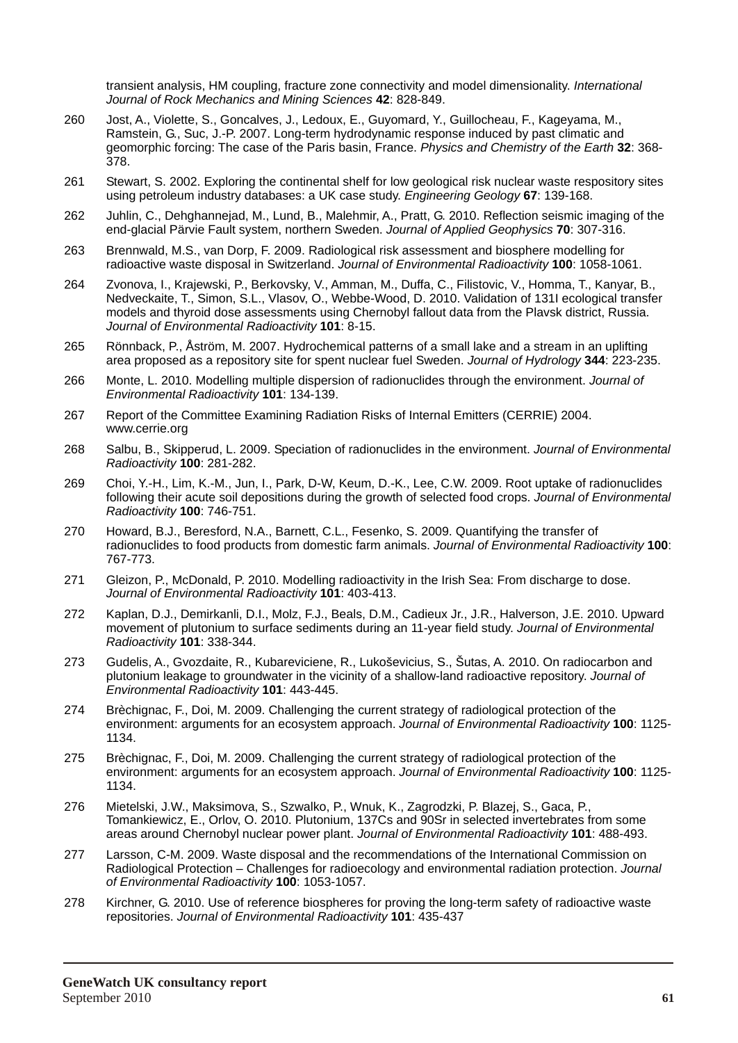transient analysis, HM coupling, fracture zone connectivity and model dimensionality. *International Journal of Rock Mechanics and Mining Sciences* **42**: 828-849.

260 Jost, A., Violette, S., Goncalves, J., Ledoux, E., Guyomard, Y., Guillocheau, F., Kageyama, M., Ramstein, G., Suc, J.-P. 2007. Long-term hydrodynamic response induced by past climatic and geomorphic forcing: The case of the Paris basin, France. *Physics and Chemistry of the Earth* **32**: 368-378.

261 Stewart, S. 2002. Exploring the continental shelf for low geological risk nuclear waste respository sites using petroleum industry databases: a UK case study. *Engineering Geology* **67**: 139-168.

262 Juhlin, C., Dehghannejad, M., Lund, B., Malehmir, A., Pratt, G. 2010. Reflection seismic imaging of the end-glacial Pärvie Fault system, northern Sweden. *Journal of Applied Geophysics* **70**: 307-316.

263 Brennwald, M.S., van Dorp, F. 2009. Radiological risk assessment and biosphere modelling for radioactive waste disposal in Switzerland. *Journal of Environmental Radioactivity* **100**: 1058-1061.

264 Zvonova, I., Krajewski, P., Berkovsky, V., Amman, M., Duffa, C., Filistovic, V., Homma, T., Kanyar, B., Nedveckaite, T., Simon, S.L., Vlasov, O., Webbe-Wood, D. 2010. Validation of 131I ecological transfer models and thyroid dose assessments using Chernobyl fallout data from the Plavsk district, Russia. *Journal of Environmental Radioactivity* **101**: 8-15.

265 Rönnback, P., Åström, M. 2007. Hydrochemical patterns of a small lake and a stream in an uplifting area proposed as a repository site for spent nuclear fuel Sweden. *Journal of Hydrology* **344**: 223-235.

266 Monte, L. 2010. Modelling multiple dispersion of radionuclides through the environment. *Journal of Environmental Radioactivity* **101**: 134-139.

267 Report of the Committee Examining Radiation Risks of Internal Emitters (CERRIE) 2004. www.cerrie.org

268 Salbu, B., Skipperud, L. 2009. Speciation of radionuclides in the environment. *Journal of Environmental Radioactivity* **100**: 281-282.

269 Choi, Y.-H., Lim, K.-M., Jun, I., Park, D-W, Keum, D.-K., Lee, C.W. 2009. Root uptake of radionuclides following their acute soil depositions during the growth of selected food crops. *Journal of Environmental Radioactivity* **100**: 746-751.

270 Howard, B.J., Beresford, N.A., Barnett, C.L., Fesenko, S. 2009. Quantifying the transfer of radionuclides to food products from domestic farm animals. *Journal of Environmental Radioactivity* **100**: 767-773.

271 Gleizon, P., McDonald, P. 2010. Modelling radioactivity in the Irish Sea: From discharge to dose. *Journal of Environmental Radioactivity* **101**: 403-413.

272 Kaplan, D.J., Demirkanli, D.I., Molz, F.J., Beals, D.M., Cadieux Jr., J.R., Halverson, J.E. 2010. Upward movement of plutonium to surface sediments during an 11-year field study. *Journal of Environmental Radioactivity* **101**: 338-344.

273 Gudelis, A., Gvozdaite, R., Kubareviciene, R., Lukoševicius, S., Šutas, A. 2010. On radiocarbon and plutonium leakage to groundwater in the vicinity of a shallow-land radioactive repository. *Journal of Environmental Radioactivity* **101**: 443-445.

274 Brèchignac, F., Doi, M. 2009. Challenging the current strategy of radiological protection of the environment: arguments for an ecosystem approach. *Journal of Environmental Radioactivity* **100**: 1125-1134.

275 Brèchignac, F., Doi, M. 2009. Challenging the current strategy of radiological protection of the environment: arguments for an ecosystem approach. *Journal of Environmental Radioactivity* **100**: 1125-1134.

276 Mietelski, J.W., Maksimova, S., Szwalko, P., Wnuk, K., Zagrodzki, P. Blazej, S., Gaca, P., Tomankiewicz, E., Orlov, O. 2010. Plutonium, 137Cs and 90Sr in selected invertebrates from some areas around Chernobyl nuclear power plant. *Journal of Environmental Radioactivity* **101**: 488-493.

277 Larsson, C-M. 2009. Waste disposal and the recommendations of the International Commission on Radiological Protection – Challenges for radioecology and environmental radiation protection. *Journal of Environmental Radioactivity* **100**: 1053-1057.

278 Kirchner, G. 2010. Use of reference biospheres for proving the long-term safety of radioactive waste repositories. *Journal of Environmental Radioactivity* **101**: 435-437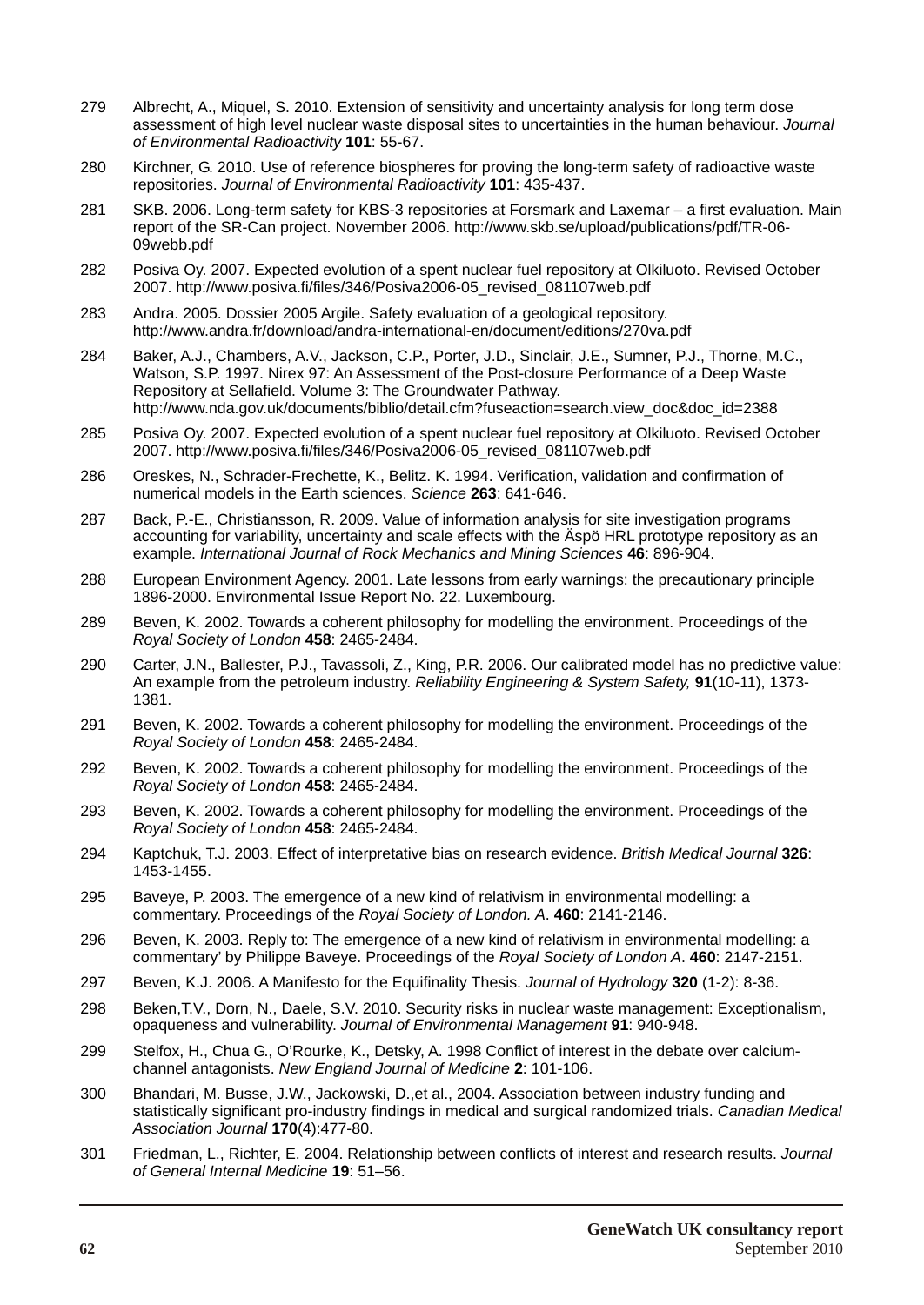279 Albrecht, A., Miquel, S. 2010. Extension of sensitivity and uncertainty analysis for long term dose assessment of high level nuclear waste disposal sites to uncertainties in the human behaviour. *Journal of Environmental Radioactivity* **101**: 55-67.

280 Kirchner, G. 2010. Use of reference biospheres for proving the long-term safety of radioactive waste repositories. *Journal of Environmental Radioactivity* **101**: 435-437.

281 SKB. 2006. Long-term safety for KBS-3 repositories at Forsmark and Laxemar – a first evaluation. Main report of the SR-Can project. November 2006. http://www.skb.se/upload/publications/pdf/TR-06-09webb.pdf

282 Posiva Oy. 2007. Expected evolution of a spent nuclear fuel repository at Olkiluoto. Revised October 2007. http://www.posiva.fi/files/346/Posiva2006-05_revised_081107web.pdf

283 Andra. 2005. Dossier 2005 Argile. Safety evaluation of a geological repository. http://www.andra.fr/download/andra-international-en/document/editions/270va.pdf

284 Baker, A.J., Chambers, A.V., Jackson, C.P., Porter, J.D., Sinclair, J.E., Sumner, P.J., Thorne, M.C., Watson, S.P. 1997. Nirex 97: An Assessment of the Post-closure Performance of a Deep Waste Repository at Sellafield. Volume 3: The Groundwater Pathway. http://www.nda.gov.uk/documents/biblio/detail.cfm?fuseaction=search.view_doc&doc_id=2388

285 Posiva Oy. 2007. Expected evolution of a spent nuclear fuel repository at Olkiluoto. Revised October 2007. http://www.posiva.fi/files/346/Posiva2006-05_revised_081107web.pdf

286 Oreskes, N., Schrader-Frechette, K., Belitz. K. 1994. Verification, validation and confirmation of numerical models in the Earth sciences. *Science* **263**: 641-646.

287 Back, P.-E., Christiansson, R. 2009. Value of information analysis for site investigation programs accounting for variability, uncertainty and scale effects with the Äspö HRL prototype repository as an example. *International Journal of Rock Mechanics and Mining Sciences* **46**: 896-904.

288 European Environment Agency. 2001. Late lessons from early warnings: the precautionary principle 1896-2000. Environmental Issue Report No. 22. Luxembourg.

289 Beven, K. 2002. Towards a coherent philosophy for modelling the environment. Proceedings of the *Royal Society of London* **458**: 2465-2484.

290 Carter, J.N., Ballester, P.J., Tavassoli, Z., King, P.R. 2006. Our calibrated model has no predictive value: An example from the petroleum industry. *Reliability Engineering & System Safety,* **91**(10-11), 1373-1381.

291 Beven, K. 2002. Towards a coherent philosophy for modelling the environment. Proceedings of the *Royal Society of London* **458**: 2465-2484.

292 Beven, K. 2002. Towards a coherent philosophy for modelling the environment. Proceedings of the *Royal Society of London* **458**: 2465-2484.

293 Beven, K. 2002. Towards a coherent philosophy for modelling the environment. Proceedings of the *Royal Society of London* **458**: 2465-2484.

294 Kaptchuk, T.J. 2003. Effect of interpretative bias on research evidence. *British Medical Journal* **326**: 1453-1455.

295 Baveye, P. 2003. The emergence of a new kind of relativism in environmental modelling: a commentary. Proceedings of the *Royal Society of London. A*. **460**: 2141-2146.

296 Beven, K. 2003. Reply to: The emergence of a new kind of relativism in environmental modelling: a commentary' by Philippe Baveye. Proceedings of the *Royal Society of London A*. **460**: 2147-2151.

297 Beven, K.J. 2006. A Manifesto for the Equifinality Thesis. *Journal of Hydrology* **320** (1-2): 8-36.

298 Beken,T.V., Dorn, N., Daele, S.V. 2010. Security risks in nuclear waste management: Exceptionalism, opaqueness and vulnerability. *Journal of Environmental Management* **91**: 940-948.

299 Stelfox, H., Chua G., O'Rourke, K., Detsky, A. 1998 Conflict of interest in the debate over calcium-channel antagonists. *New England Journal of Medicine* **2**: 101-106.

300 Bhandari, M. Busse, J.W., Jackowski, D.,et al., 2004. Association between industry funding and statistically significant pro-industry findings in medical and surgical randomized trials. *Canadian Medical Association Journal* **170**(4):477-80.

301 Friedman, L., Richter, E. 2004. Relationship between conflicts of interest and research results. *Journal of General Internal Medicine* **19**: 51–56.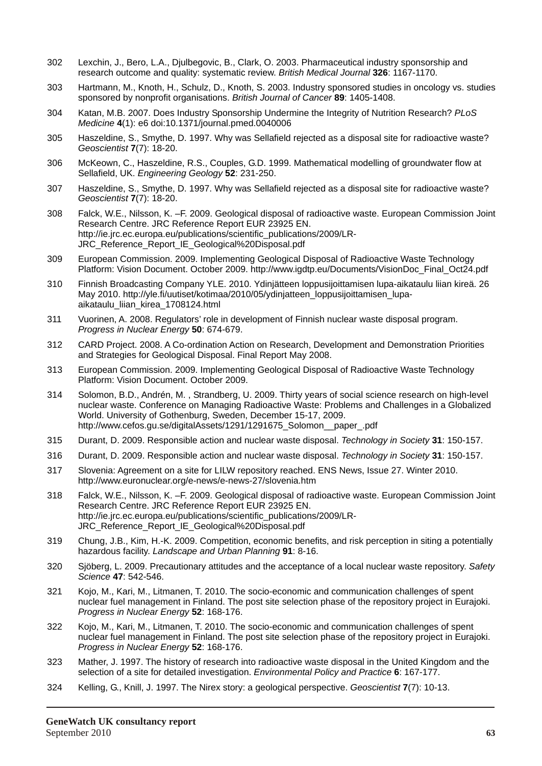302 Lexchin, J., Bero, L.A., Djulbegovic, B., Clark, O. 2003. Pharmaceutical industry sponsorship and research outcome and quality: systematic review. *British Medical Journal* **326**: 1167-1170.

303 Hartmann, M., Knoth, H., Schulz, D., Knoth, S. 2003. Industry sponsored studies in oncology vs. studies sponsored by nonprofit organisations. *British Journal of Cancer* **89**: 1405-1408.

304 Katan, M.B. 2007. Does Industry Sponsorship Undermine the Integrity of Nutrition Research? *PLoS Medicine* **4**(1): e6 doi:10.1371/journal.pmed.0040006

305 Haszeldine, S., Smythe, D. 1997. Why was Sellafield rejected as a disposal site for radioactive waste? *Geoscientist* **7**(7): 18-20.

306 McKeown, C., Haszeldine, R.S., Couples, G.D. 1999. Mathematical modelling of groundwater flow at Sellafield, UK. *Engineering Geology* **52**: 231-250.

307 Haszeldine, S., Smythe, D. 1997. Why was Sellafield rejected as a disposal site for radioactive waste? *Geoscientist* **7**(7): 18-20.

308 Falck, W.E., Nilsson, K. –F. 2009. Geological disposal of radioactive waste. European Commission Joint Research Centre. JRC Reference Report EUR 23925 EN. http://ie.jrc.ec.europa.eu/publications/scientific_publications/2009/LR-JRC_Reference_Report_IE_Geological%20Disposal.pdf

309 European Commission. 2009. Implementing Geological Disposal of Radioactive Waste Technology Platform: Vision Document. October 2009. http://www.igdtp.eu/Documents/VisionDoc_Final_Oct24.pdf

310 Finnish Broadcasting Company YLE. 2010. Ydinjätteen loppusijoittamisen lupa-aikataulu liian kireä. 26 May 2010. http://yle.fi/uutiset/kotimaa/2010/05/ydinjatteen_loppusijoittamisen_lupa-aikataulu_liian_kirea_1708124.html

311 Vuorinen, A. 2008. Regulators' role in development of Finnish nuclear waste disposal program. *Progress in Nuclear Energy* **50**: 674-679.

312 CARD Project. 2008. A Co-ordination Action on Research, Development and Demonstration Priorities and Strategies for Geological Disposal. Final Report May 2008.

313 European Commission. 2009. Implementing Geological Disposal of Radioactive Waste Technology Platform: Vision Document. October 2009.

314 Solomon, B.D., Andrén, M. , Strandberg, U. 2009. Thirty years of social science research on high-level nuclear waste. Conference on Managing Radioactive Waste: Problems and Challenges in a Globalized World. University of Gothenburg, Sweden, December 15-17, 2009. http://www.cefos.gu.se/digitalAssets/1291/1291675_Solomon__paper_.pdf

315 Durant, D. 2009. Responsible action and nuclear waste disposal. *Technology in Society* **31**: 150-157.

316 Durant, D. 2009. Responsible action and nuclear waste disposal. *Technology in Society* **31**: 150-157.

317 Slovenia: Agreement on a site for LILW repository reached. ENS News, Issue 27. Winter 2010. http://www.euronuclear.org/e-news/e-news-27/slovenia.htm

318 Falck, W.E., Nilsson, K. –F. 2009. Geological disposal of radioactive waste. European Commission Joint Research Centre. JRC Reference Report EUR 23925 EN. http://ie.jrc.ec.europa.eu/publications/scientific_publications/2009/LR-JRC_Reference_Report_IE_Geological%20Disposal.pdf

319 Chung, J.B., Kim, H.-K. 2009. Competition, economic benefits, and risk perception in siting a potentially hazardous facility. *Landscape and Urban Planning* **91**: 8-16.

320 Sjöberg, L. 2009. Precautionary attitudes and the acceptance of a local nuclear waste repository. *Safety Science* **47**: 542-546.

321 Kojo, M., Kari, M., Litmanen, T. 2010. The socio-economic and communication challenges of spent nuclear fuel management in Finland. The post site selection phase of the repository project in Eurajoki. *Progress in Nuclear Energy* **52**: 168-176.

322 Kojo, M., Kari, M., Litmanen, T. 2010. The socio-economic and communication challenges of spent nuclear fuel management in Finland. The post site selection phase of the repository project in Eurajoki. *Progress in Nuclear Energy* **52**: 168-176.

323 Mather, J. 1997. The history of research into radioactive waste disposal in the United Kingdom and the selection of a site for detailed investigation. *Environmental Policy and Practice* **6**: 167-177.

324 Kelling, G., Knill, J. 1997. The Nirex story: a geological perspective. *Geoscientist* **7**(7): 10-13.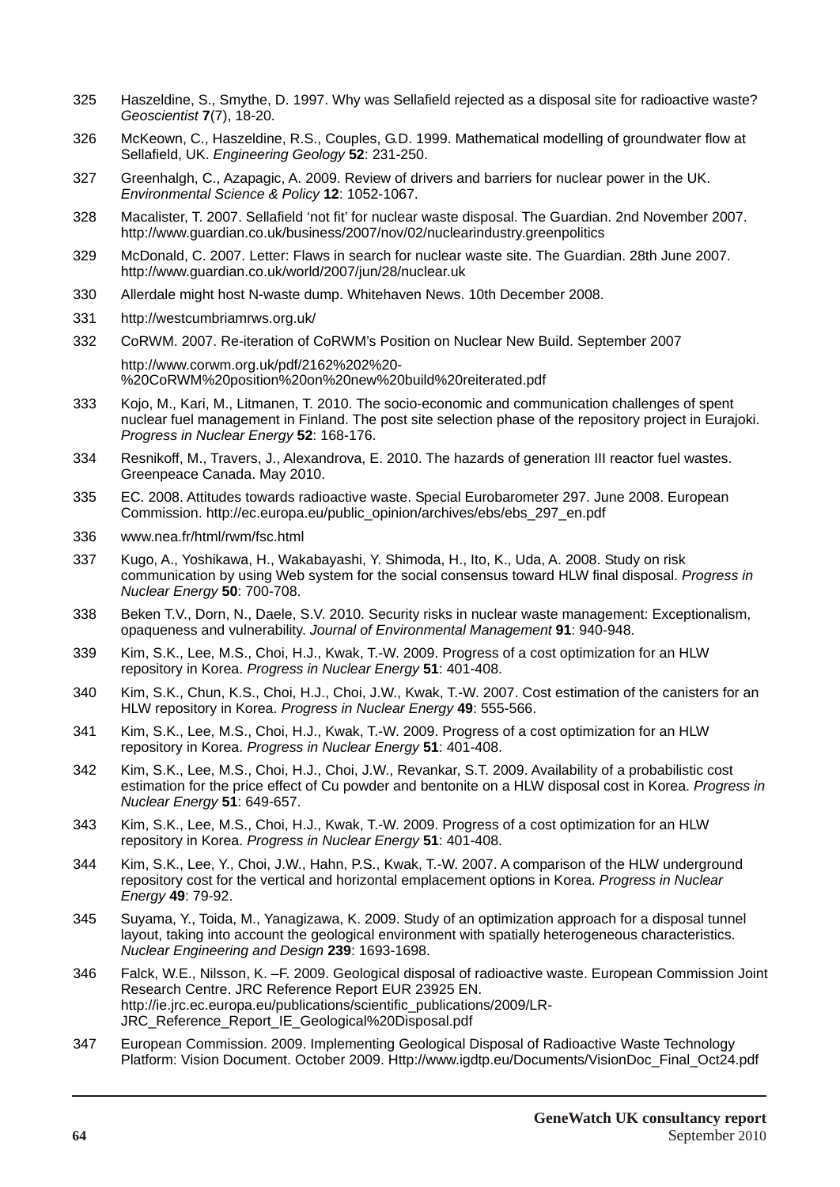325 Haszeldine, S., Smythe, D. 1997. Why was Sellafield rejected as a disposal site for radioactive waste? *Geoscientist* **7**(7), 18-20.

326 McKeown, C., Haszeldine, R.S., Couples, G.D. 1999. Mathematical modelling of groundwater flow at Sellafield, UK. *Engineering Geology* **52**: 231-250.

327 Greenhalgh, C., Azapagic, A. 2009. Review of drivers and barriers for nuclear power in the UK. *Environmental Science & Policy* **12**: 1052-1067.

328 Macalister, T. 2007. Sellafield 'not fit' for nuclear waste disposal. The Guardian. 2nd November 2007. http://www.guardian.co.uk/business/2007/nov/02/nuclearindustry.greenpolitics

329 McDonald, C. 2007. Letter: Flaws in search for nuclear waste site. The Guardian. 28th June 2007. http://www.guardian.co.uk/world/2007/jun/28/nuclear.uk

330 Allerdale might host N-waste dump. Whitehaven News. 10th December 2008.

331 http://westcumbriamrws.org.uk/

332 CoRWM. 2007. Re-iteration of CoRWM's Position on Nuclear New Build. September 2007

http://www.corwm.org.uk/pdf/2162%202%20-%20CoRWM%20position%20on%20new%20build%20reiterated.pdf

333 Kojo, M., Kari, M., Litmanen, T. 2010. The socio-economic and communication challenges of spent nuclear fuel management in Finland. The post site selection phase of the repository project in Eurajoki. *Progress in Nuclear Energy* **52**: 168-176.

334 Resnikoff, M., Travers, J., Alexandrova, E. 2010. The hazards of generation III reactor fuel wastes. Greenpeace Canada. May 2010.

335 EC. 2008. Attitudes towards radioactive waste. Special Eurobarometer 297. June 2008. European Commission. http://ec.europa.eu/public_opinion/archives/ebs/ebs_297_en.pdf

336 www.nea.fr/html/rwm/fsc.html

337 Kugo, A., Yoshikawa, H., Wakabayashi, Y. Shimoda, H., Ito, K., Uda, A. 2008. Study on risk communication by using Web system for the social consensus toward HLW final disposal. *Progress in Nuclear Energy* **50**: 700-708.

338 Beken T.V., Dorn, N., Daele, S.V. 2010. Security risks in nuclear waste management: Exceptionalism, opaqueness and vulnerability. *Journal of Environmental Management* **91**: 940-948.

339 Kim, S.K., Lee, M.S., Choi, H.J., Kwak, T.-W. 2009. Progress of a cost optimization for an HLW repository in Korea. *Progress in Nuclear Energy* **51**: 401-408.

340 Kim, S.K., Chun, K.S., Choi, H.J., Choi, J.W., Kwak, T.-W. 2007. Cost estimation of the canisters for an HLW repository in Korea. *Progress in Nuclear Energy* **49**: 555-566.

341 Kim, S.K., Lee, M.S., Choi, H.J., Kwak, T.-W. 2009. Progress of a cost optimization for an HLW repository in Korea. *Progress in Nuclear Energy* **51**: 401-408.

342 Kim, S.K., Lee, M.S., Choi, H.J., Choi, J.W., Revankar, S.T. 2009. Availability of a probabilistic cost estimation for the price effect of Cu powder and bentonite on a HLW disposal cost in Korea. *Progress in Nuclear Energy* **51**: 649-657.

343 Kim, S.K., Lee, M.S., Choi, H.J., Kwak, T.-W. 2009. Progress of a cost optimization for an HLW repository in Korea. *Progress in Nuclear Energy* **51**: 401-408.

344 Kim, S.K., Lee, Y., Choi, J.W., Hahn, P.S., Kwak, T.-W. 2007. A comparison of the HLW underground repository cost for the vertical and horizontal emplacement options in Korea. *Progress in Nuclear Energy* **49**: 79-92.

345 Suyama, Y., Toida, M., Yanagizawa, K. 2009. Study of an optimization approach for a disposal tunnel layout, taking into account the geological environment with spatially heterogeneous characteristics. *Nuclear Engineering and Design* **239**: 1693-1698.

346 Falck, W.E., Nilsson, K. –F. 2009. Geological disposal of radioactive waste. European Commission Joint Research Centre. JRC Reference Report EUR 23925 EN. http://ie.jrc.ec.europa.eu/publications/scientific_publications/2009/LR-JRC_Reference_Report_IE_Geological%20Disposal.pdf

347 European Commission. 2009. Implementing Geological Disposal of Radioactive Waste Technology Platform: Vision Document. October 2009. Http://www.igdtp.eu/Documents/VisionDoc_Final_Oct24.pdf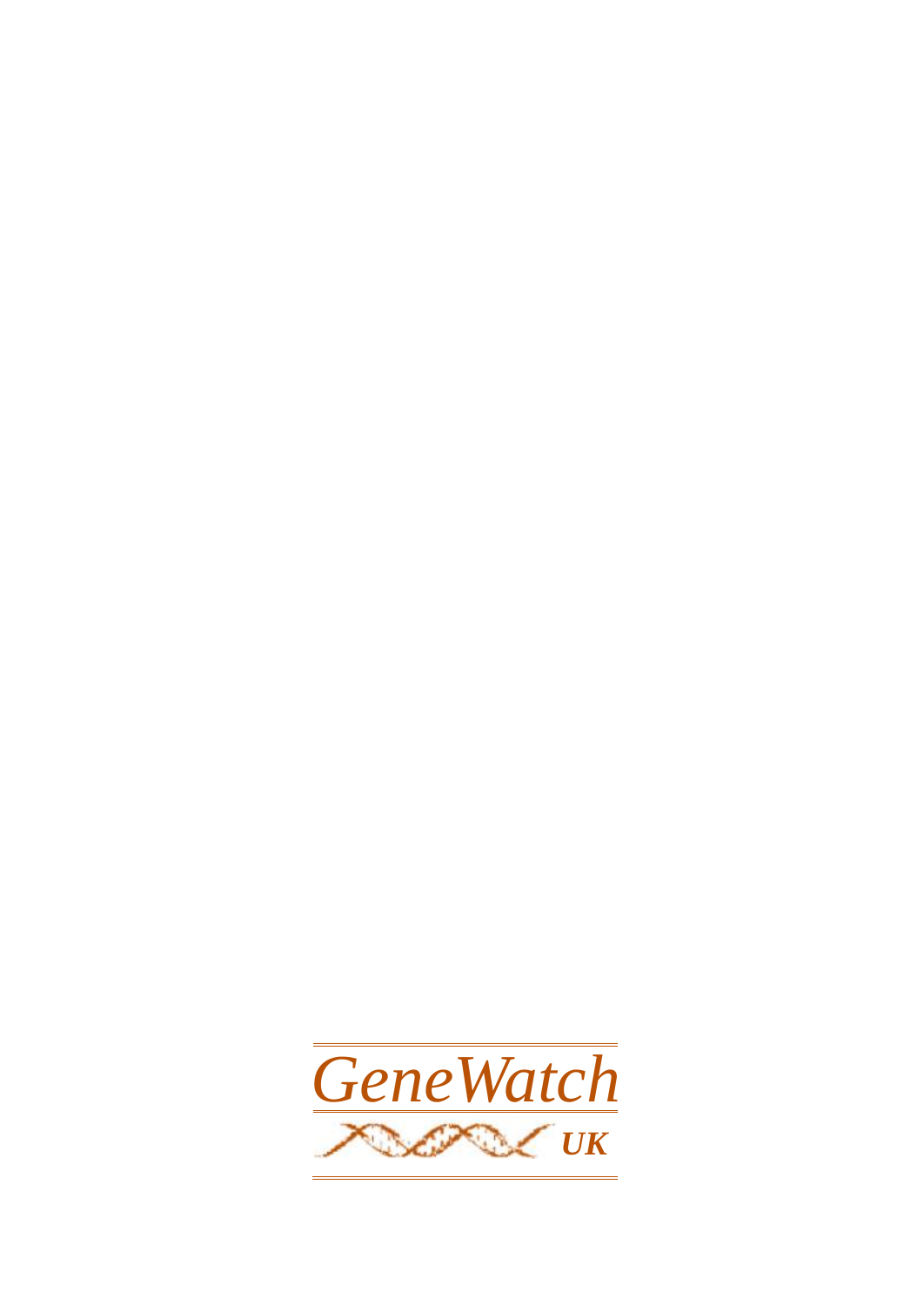GeneWatch

UK